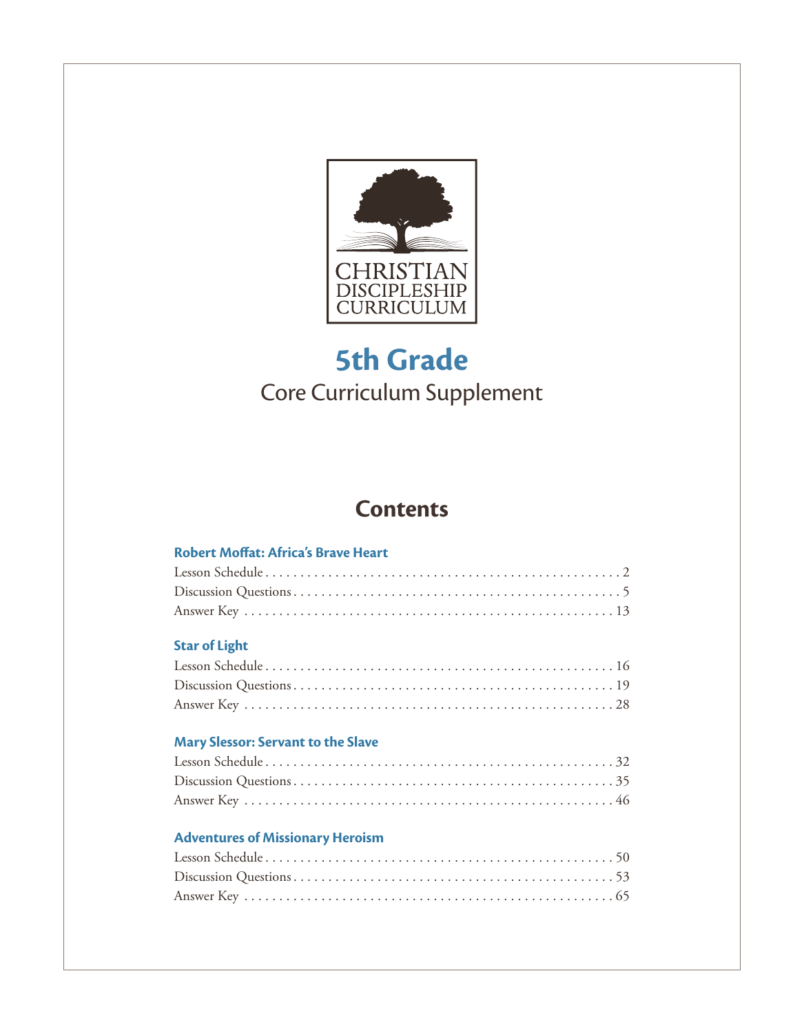CHRISTIAN DISCIPLESHIP CURRICULUM

# 5th Grade

## Core Curriculum Supplement

## Contents

### Robert Moffat: Africa's Brave Heart

Lesson Schedule . . . . . . . . . . . . . . . . . . . . . . . . . . . . . . . . . . . . . . . . . . . . . . . . . . 2
Discussion Questions . . . . . . . . . . . . . . . . . . . . . . . . . . . . . . . . . . . . . . . . . . . . . 5
Answer Key . . . . . . . . . . . . . . . . . . . . . . . . . . . . . . . . . . . . . . . . . . . . . . . . . . . . 13

### Star of Light

Lesson Schedule . . . . . . . . . . . . . . . . . . . . . . . . . . . . . . . . . . . . . . . . . . . . . . . . . 16
Discussion Questions . . . . . . . . . . . . . . . . . . . . . . . . . . . . . . . . . . . . . . . . . . . . . 19
Answer Key . . . . . . . . . . . . . . . . . . . . . . . . . . . . . . . . . . . . . . . . . . . . . . . . . . . . 28

### Mary Slessor: Servant to the Slave

Lesson Schedule . . . . . . . . . . . . . . . . . . . . . . . . . . . . . . . . . . . . . . . . . . . . . . . . . 32
Discussion Questions . . . . . . . . . . . . . . . . . . . . . . . . . . . . . . . . . . . . . . . . . . . . . 35
Answer Key . . . . . . . . . . . . . . . . . . . . . . . . . . . . . . . . . . . . . . . . . . . . . . . . . . . . 46

### Adventures of Missionary Heroism

Lesson Schedule . . . . . . . . . . . . . . . . . . . . . . . . . . . . . . . . . . . . . . . . . . . . . . . . . 50
Discussion Questions . . . . . . . . . . . . . . . . . . . . . . . . . . . . . . . . . . . . . . . . . . . . . 53
Answer Key . . . . . . . . . . . . . . . . . . . . . . . . . . . . . . . . . . . . . . . . . . . . . . . . . . . . 65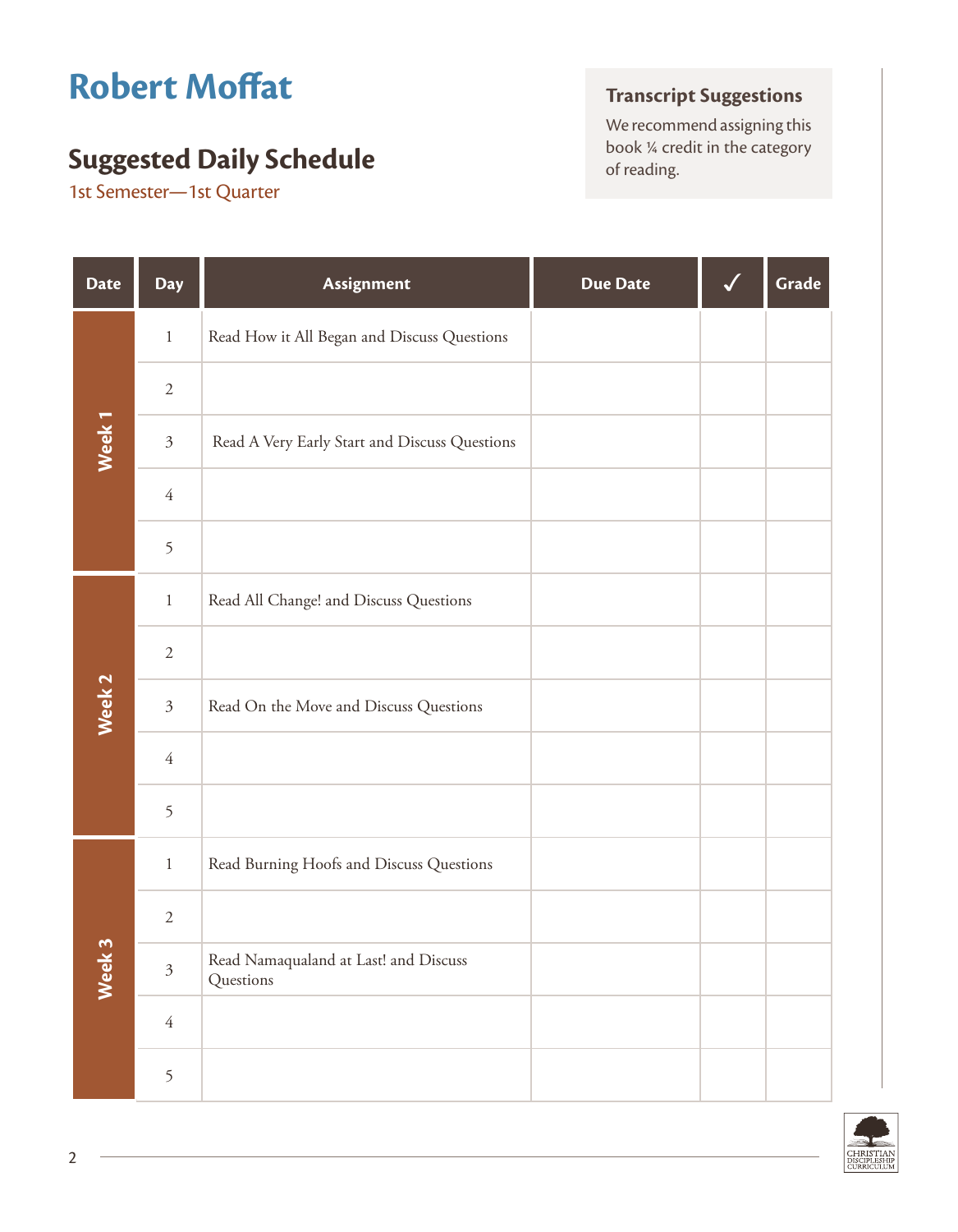# Robert Moffat

## Suggested Daily Schedule

1st Semester—1st Quarter

### Transcript Suggestions

We recommend assigning this book ¼ credit in the category of reading.

| Date | Day | Assignment | Due Date | ✓ | Grade |
|---|---|---|---|---|---|
| Week 1 | 1 | Read How it All Began and Discuss Questions | | | |
| | 2 | | | | |
| | 3 | Read A Very Early Start and Discuss Questions | | | |
| | 4 | | | | |
| | 5 | | | | |
| Week 2 | 1 | Read All Change! and Discuss Questions | | | |
| | 2 | | | | |
| | 3 | Read On the Move and Discuss Questions | | | |
| | 4 | | | | |
| | 5 | | | | |
| Week 3 | 1 | Read Burning Hoofs and Discuss Questions | | | |
| | 2 | | | | |
| | 3 | Read Namaqualand at Last! and Discuss Questions | | | |
| | 4 | | | | |
| | 5 | | | | |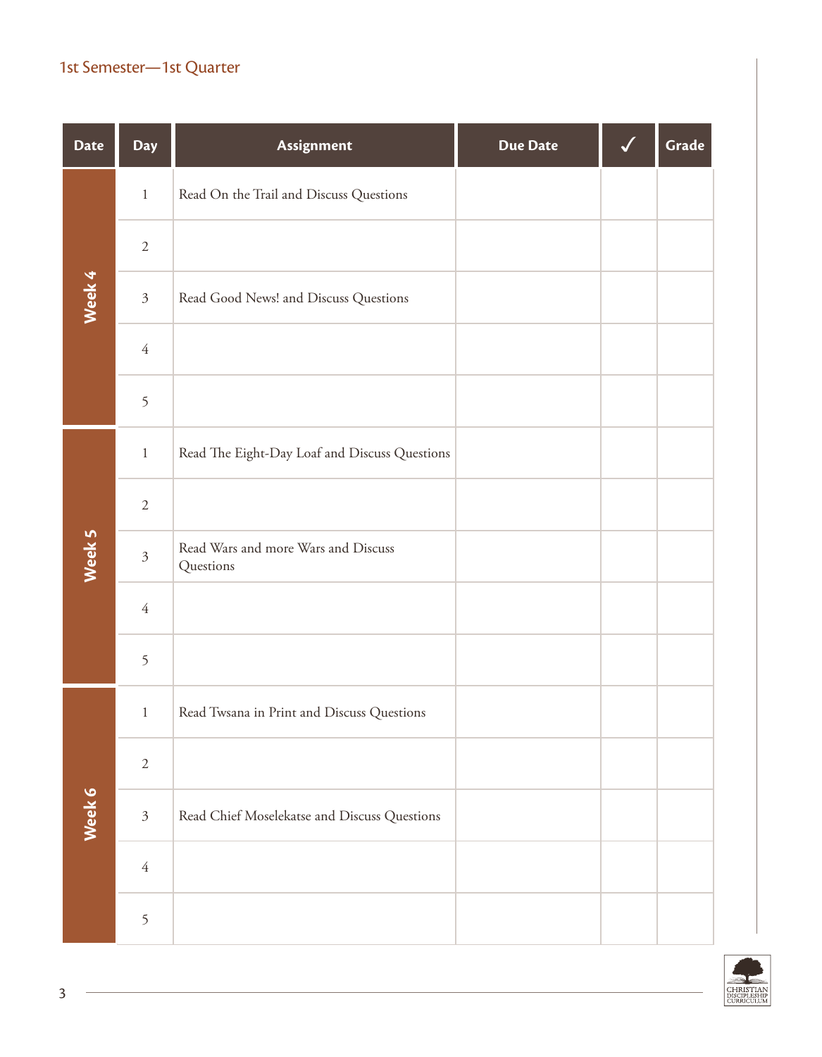## 1st Semester—1st Quarter

| Date | Day | Assignment | Due Date | ✓ | Grade |
|---|---|---|---|---|---|
| Week 4 | 1 | Read On the Trail and Discuss Questions | | | |
| | 2 | | | | |
| | 3 | Read Good News! and Discuss Questions | | | |
| | 4 | | | | |
| | 5 | | | | |
| Week 5 | 1 | Read The Eight-Day Loaf and Discuss Questions | | | |
| | 2 | | | | |
| | 3 | Read Wars and more Wars and Discuss Questions | | | |
| | 4 | | | | |
| | 5 | | | | |
| Week 6 | 1 | Read Twsana in Print and Discuss Questions | | | |
| | 2 | | | | |
| | 3 | Read Chief Moselekatse and Discuss Questions | | | |
| | 4 | | | | |
| | 5 | | | | |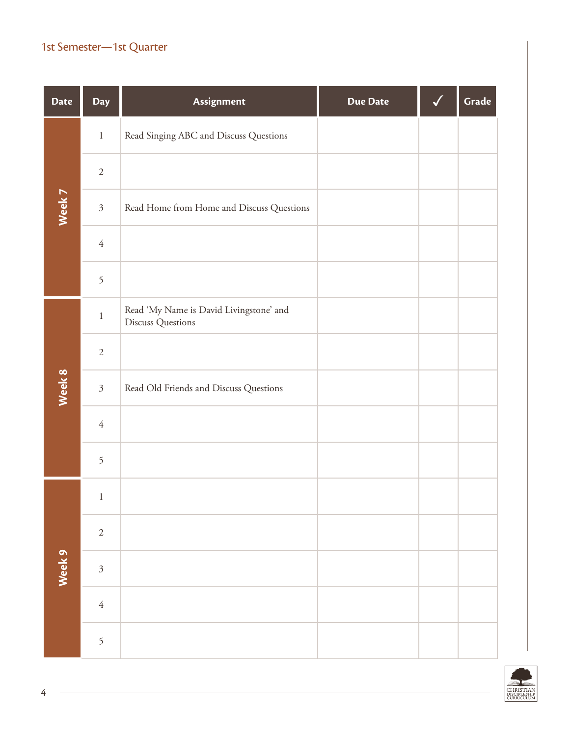## 1st Semester—1st Quarter

| Date | Day | Assignment | Due Date | ✓ | Grade |
|---|---|---|---|---|---|
| Week 7 | 1 | Read Singing ABC and Discuss Questions | | | |
| | 2 | | | | |
| | 3 | Read Home from Home and Discuss Questions | | | |
| | 4 | | | | |
| | 5 | | | | |
| Week 8 | 1 | Read 'My Name is David Livingstone' and Discuss Questions | | | |
| | 2 | | | | |
| | 3 | Read Old Friends and Discuss Questions | | | |
| | 4 | | | | |
| | 5 | | | | |
| Week 9 | 1 | | | | |
| | 2 | | | | |
| | 3 | | | | |
| | 4 | | | | |
| | 5 | | | | |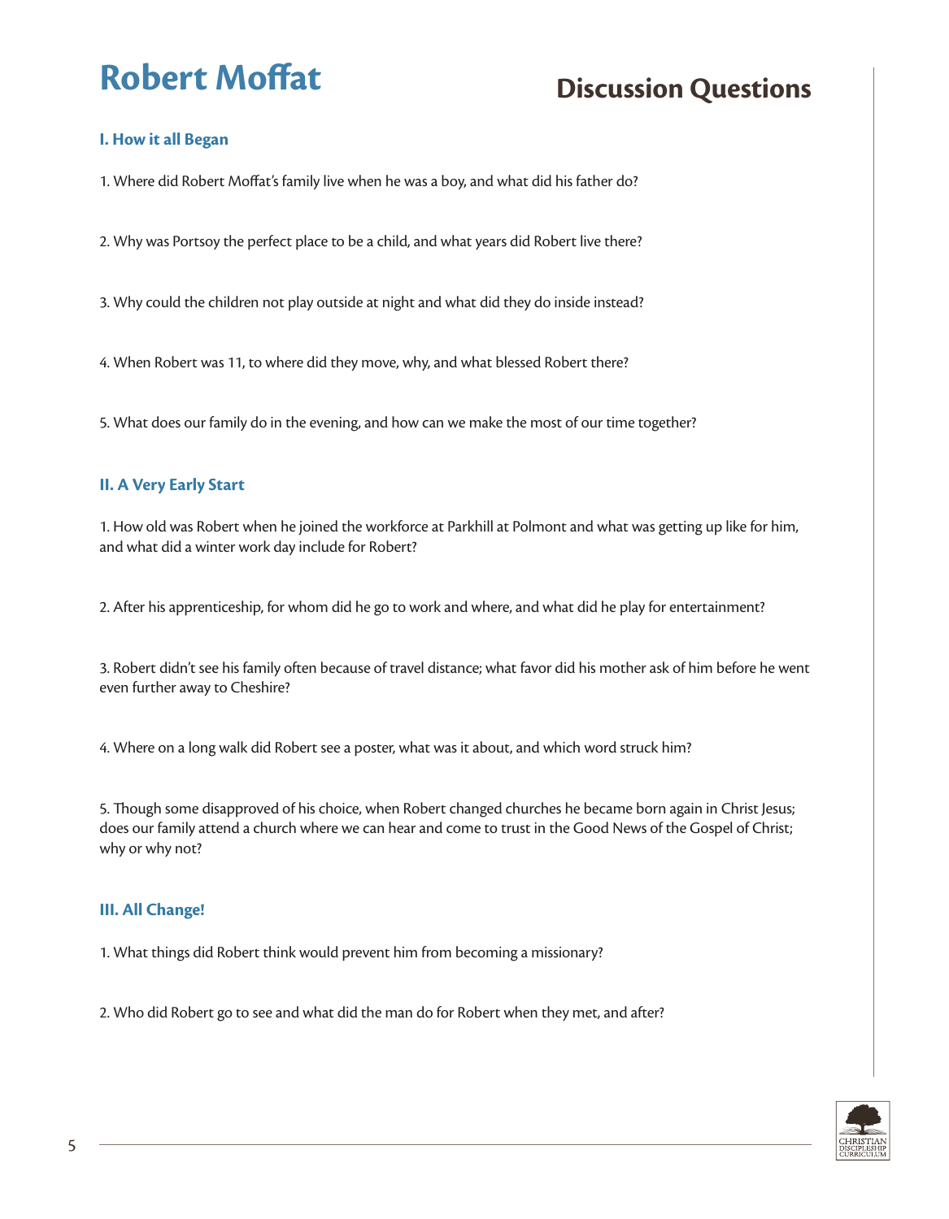# Robert Moffat

## Discussion Questions

### I. How it all Began

1. Where did Robert Moffat's family live when he was a boy, and what did his father do?

2. Why was Portsoy the perfect place to be a child, and what years did Robert live there?

3. Why could the children not play outside at night and what did they do inside instead?

4. When Robert was 11, to where did they move, why, and what blessed Robert there?

5. What does our family do in the evening, and how can we make the most of our time together?

### II. A Very Early Start

1. How old was Robert when he joined the workforce at Parkhill at Polmont and what was getting up like for him, and what did a winter work day include for Robert?

2. After his apprenticeship, for whom did he go to work and where, and what did he play for entertainment?

3. Robert didn't see his family often because of travel distance; what favor did his mother ask of him before he went even further away to Cheshire?

4. Where on a long walk did Robert see a poster, what was it about, and which word struck him?

5. Though some disapproved of his choice, when Robert changed churches he became born again in Christ Jesus; does our family attend a church where we can hear and come to trust in the Good News of the Gospel of Christ; why or why not?

### III. All Change!

1. What things did Robert think would prevent him from becoming a missionary?

2. Who did Robert go to see and what did the man do for Robert when they met, and after?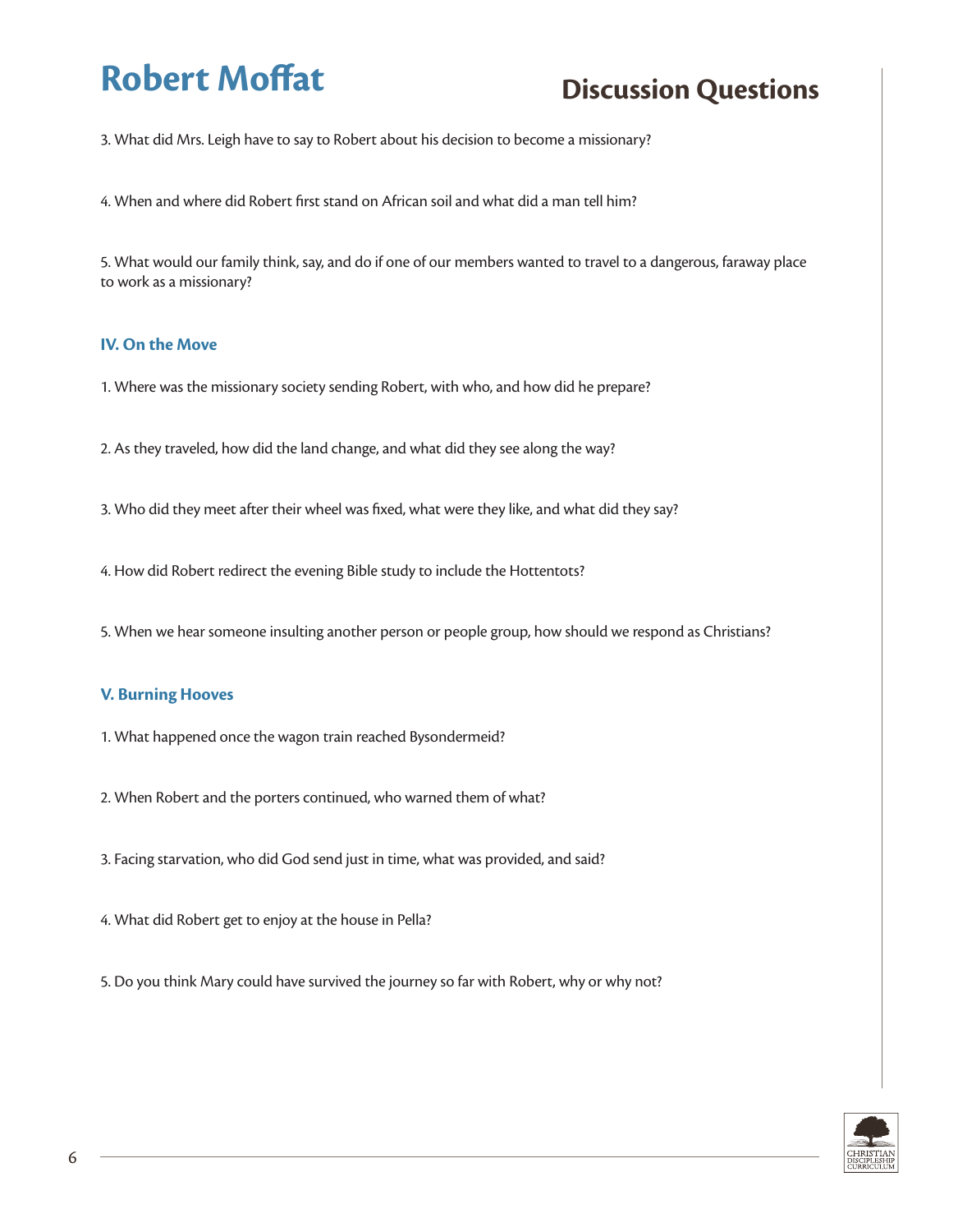# Robert Moffat

## Discussion Questions

3. What did Mrs. Leigh have to say to Robert about his decision to become a missionary?

4. When and where did Robert first stand on African soil and what did a man tell him?

5. What would our family think, say, and do if one of our members wanted to travel to a dangerous, faraway place to work as a missionary?

### IV. On the Move

1. Where was the missionary society sending Robert, with who, and how did he prepare?

2. As they traveled, how did the land change, and what did they see along the way?

3. Who did they meet after their wheel was fixed, what were they like, and what did they say?

4. How did Robert redirect the evening Bible study to include the Hottentots?

5. When we hear someone insulting another person or people group, how should we respond as Christians?

### V. Burning Hooves

1. What happened once the wagon train reached Bysondermeid?

2. When Robert and the porters continued, who warned them of what?

3. Facing starvation, who did God send just in time, what was provided, and said?

4. What did Robert get to enjoy at the house in Pella?

5. Do you think Mary could have survived the journey so far with Robert, why or why not?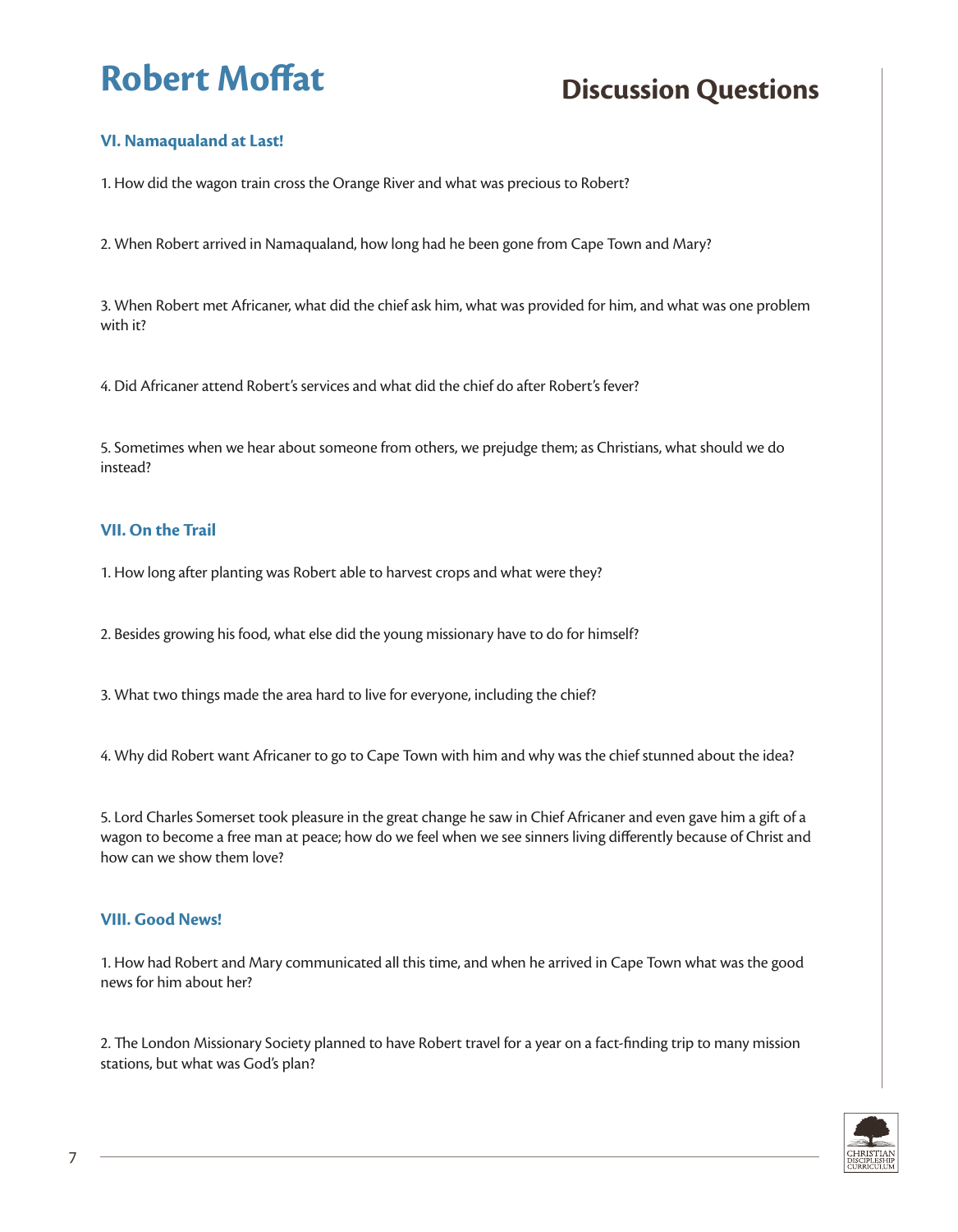# Robert Moffat

## Discussion Questions

### VI. Namaqualand at Last!

1. How did the wagon train cross the Orange River and what was precious to Robert?

2. When Robert arrived in Namaqualand, how long had he been gone from Cape Town and Mary?

3. When Robert met Africaner, what did the chief ask him, what was provided for him, and what was one problem with it?

4. Did Africaner attend Robert's services and what did the chief do after Robert's fever?

5. Sometimes when we hear about someone from others, we prejudge them; as Christians, what should we do instead?

### VII. On the Trail

1. How long after planting was Robert able to harvest crops and what were they?

2. Besides growing his food, what else did the young missionary have to do for himself?

3. What two things made the area hard to live for everyone, including the chief?

4. Why did Robert want Africaner to go to Cape Town with him and why was the chief stunned about the idea?

5. Lord Charles Somerset took pleasure in the great change he saw in Chief Africaner and even gave him a gift of a wagon to become a free man at peace; how do we feel when we see sinners living differently because of Christ and how can we show them love?

### VIII. Good News!

1. How had Robert and Mary communicated all this time, and when he arrived in Cape Town what was the good news for him about her?

2. The London Missionary Society planned to have Robert travel for a year on a fact-finding trip to many mission stations, but what was God's plan?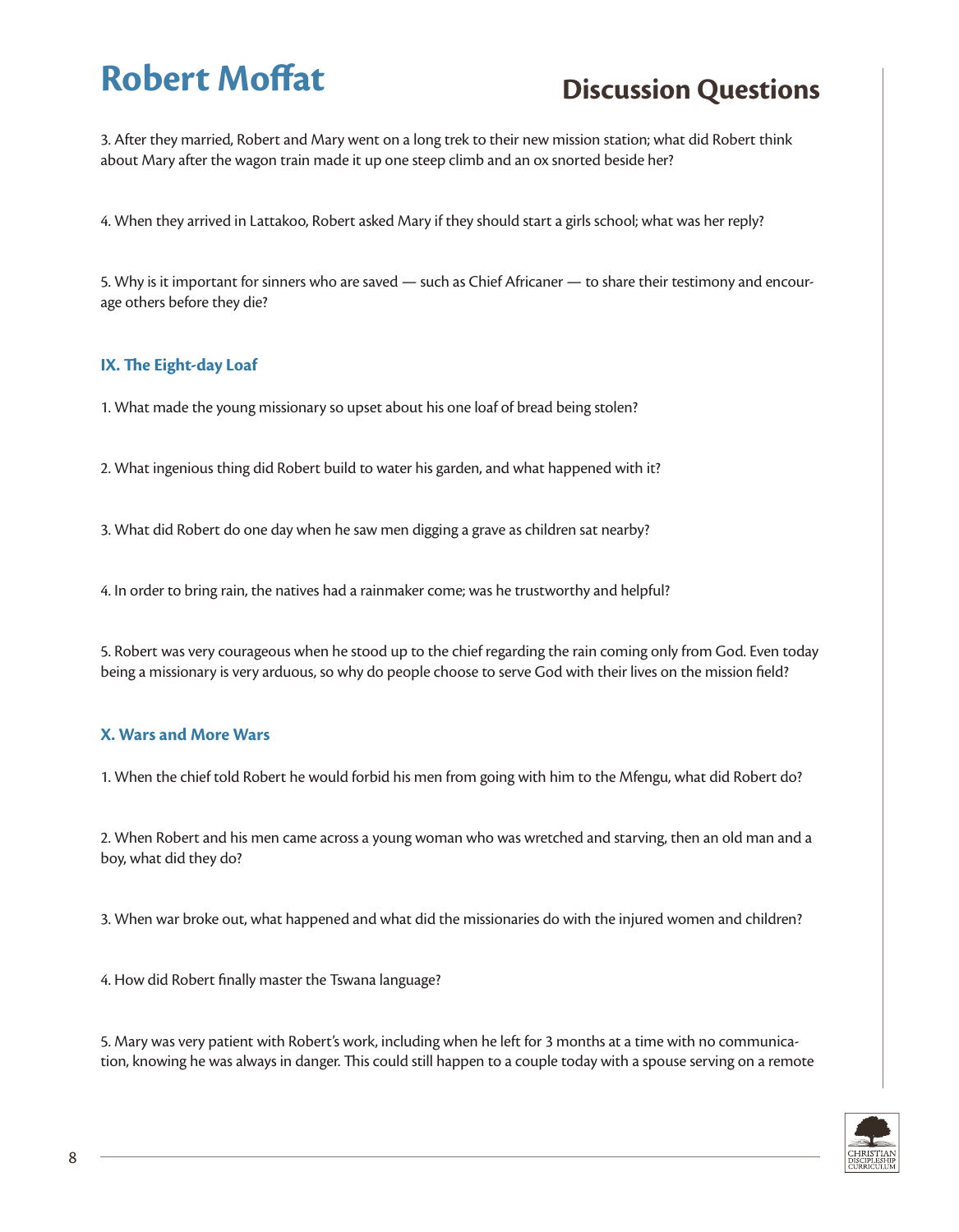# Robert Moffat

## Discussion Questions

3. After they married, Robert and Mary went on a long trek to their new mission station; what did Robert think about Mary after the wagon train made it up one steep climb and an ox snorted beside her?

4. When they arrived in Lattakoo, Robert asked Mary if they should start a girls school; what was her reply?

5. Why is it important for sinners who are saved — such as Chief Africaner — to share their testimony and encourage others before they die?

### IX. The Eight-day Loaf

1. What made the young missionary so upset about his one loaf of bread being stolen?

2. What ingenious thing did Robert build to water his garden, and what happened with it?

3. What did Robert do one day when he saw men digging a grave as children sat nearby?

4. In order to bring rain, the natives had a rainmaker come; was he trustworthy and helpful?

5. Robert was very courageous when he stood up to the chief regarding the rain coming only from God. Even today being a missionary is very arduous, so why do people choose to serve God with their lives on the mission field?

### X. Wars and More Wars

1. When the chief told Robert he would forbid his men from going with him to the Mfengu, what did Robert do?

2. When Robert and his men came across a young woman who was wretched and starving, then an old man and a boy, what did they do?

3. When war broke out, what happened and what did the missionaries do with the injured women and children?

4. How did Robert finally master the Tswana language?

5. Mary was very patient with Robert's work, including when he left for 3 months at a time with no communication, knowing he was always in danger. This could still happen to a couple today with a spouse serving on a remote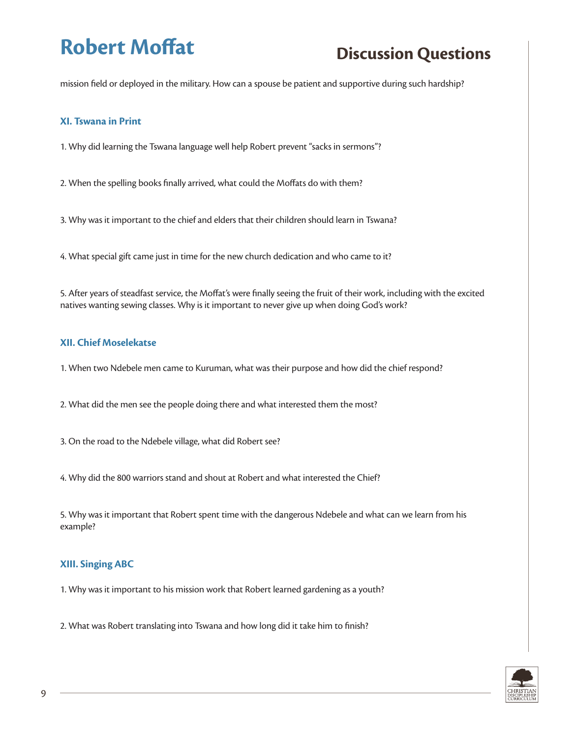mission field or deployed in the military. How can a spouse be patient and supportive during such hardship?

### XI. Tswana in Print

1. Why did learning the Tswana language well help Robert prevent "sacks in sermons"?

2. When the spelling books finally arrived, what could the Moffats do with them?

3. Why was it important to the chief and elders that their children should learn in Tswana?

4. What special gift came just in time for the new church dedication and who came to it?

5. After years of steadfast service, the Moffat's were finally seeing the fruit of their work, including with the excited natives wanting sewing classes. Why is it important to never give up when doing God's work?

### XII. Chief Moselekatse

1. When two Ndebele men came to Kuruman, what was their purpose and how did the chief respond?

2. What did the men see the people doing there and what interested them the most?

3. On the road to the Ndebele village, what did Robert see?

4. Why did the 800 warriors stand and shout at Robert and what interested the Chief?

5. Why was it important that Robert spent time with the dangerous Ndebele and what can we learn from his example?

### XIII. Singing ABC

1. Why was it important to his mission work that Robert learned gardening as a youth?

2. What was Robert translating into Tswana and how long did it take him to finish?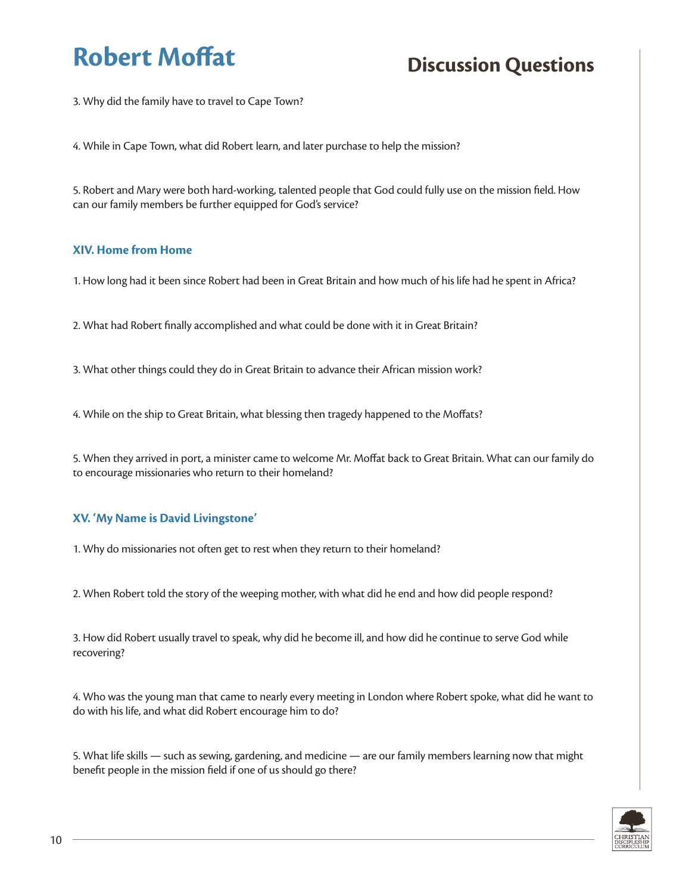3. Why did the family have to travel to Cape Town?

4. While in Cape Town, what did Robert learn, and later purchase to help the mission?

5. Robert and Mary were both hard-working, talented people that God could fully use on the mission field. How can our family members be further equipped for God's service?

### XIV. Home from Home

1. How long had it been since Robert had been in Great Britain and how much of his life had he spent in Africa?

2. What had Robert finally accomplished and what could be done with it in Great Britain?

3. What other things could they do in Great Britain to advance their African mission work?

4. While on the ship to Great Britain, what blessing then tragedy happened to the Moffats?

5. When they arrived in port, a minister came to welcome Mr. Moffat back to Great Britain. What can our family do to encourage missionaries who return to their homeland?

### XV. 'My Name is David Livingstone'

1. Why do missionaries not often get to rest when they return to their homeland?

2. When Robert told the story of the weeping mother, with what did he end and how did people respond?

3. How did Robert usually travel to speak, why did he become ill, and how did he continue to serve God while recovering?

4. Who was the young man that came to nearly every meeting in London where Robert spoke, what did he want to do with his life, and what did Robert encourage him to do?

5. What life skills — such as sewing, gardening, and medicine — are our family members learning now that might benefit people in the mission field if one of us should go there?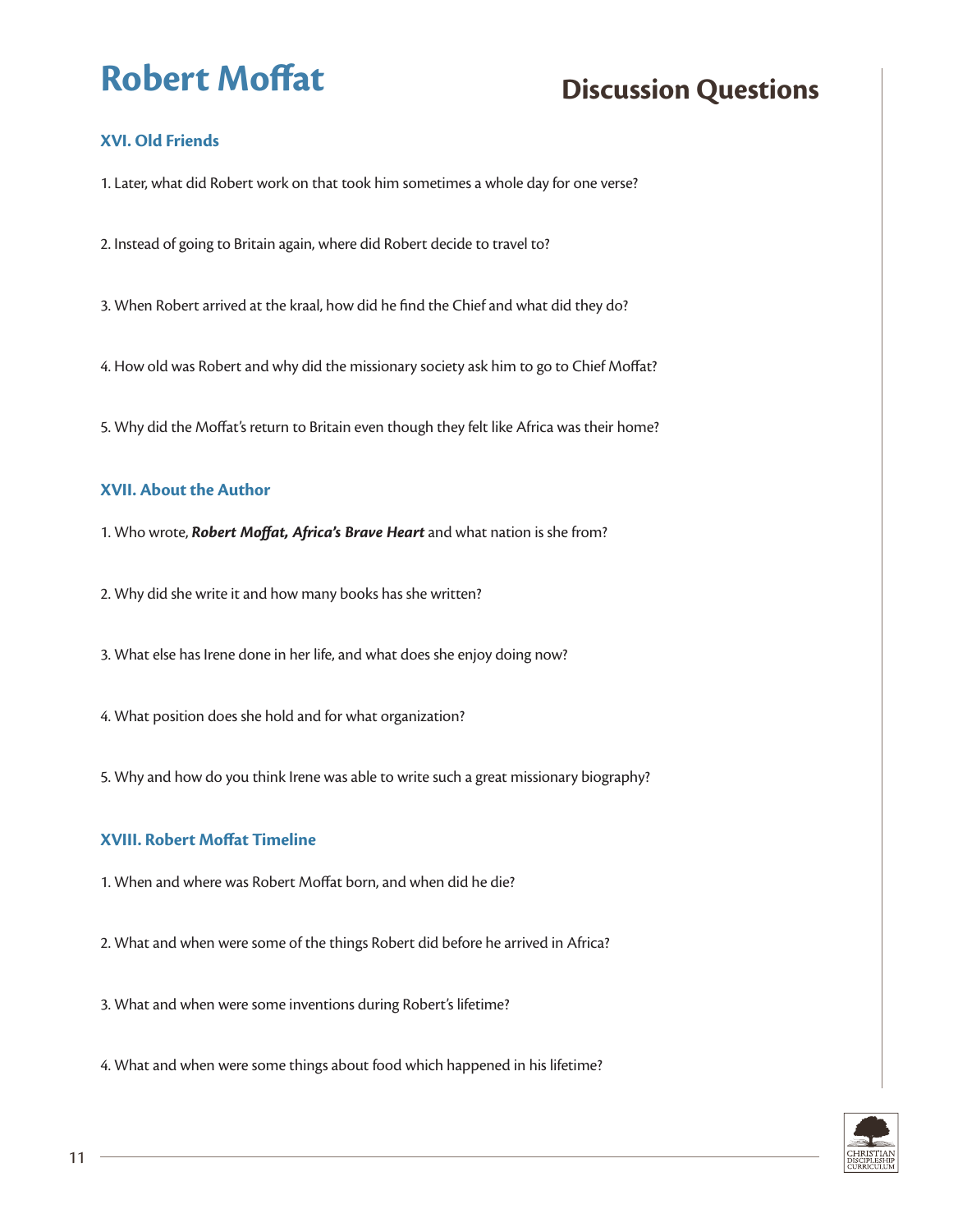# Robert Moffat

## Discussion Questions

### XVI. Old Friends

1. Later, what did Robert work on that took him sometimes a whole day for one verse?

2. Instead of going to Britain again, where did Robert decide to travel to?

3. When Robert arrived at the kraal, how did he find the Chief and what did they do?

4. How old was Robert and why did the missionary society ask him to go to Chief Moffat?

5. Why did the Moffat's return to Britain even though they felt like Africa was their home?

### XVII. About the Author

1. Who wrote, ***Robert Moffat, Africa's Brave Heart*** and what nation is she from?

2. Why did she write it and how many books has she written?

3. What else has Irene done in her life, and what does she enjoy doing now?

4. What position does she hold and for what organization?

5. Why and how do you think Irene was able to write such a great missionary biography?

### XVIII. Robert Moffat Timeline

1. When and where was Robert Moffat born, and when did he die?

2. What and when were some of the things Robert did before he arrived in Africa?

3. What and when were some inventions during Robert's lifetime?

4. What and when were some things about food which happened in his lifetime?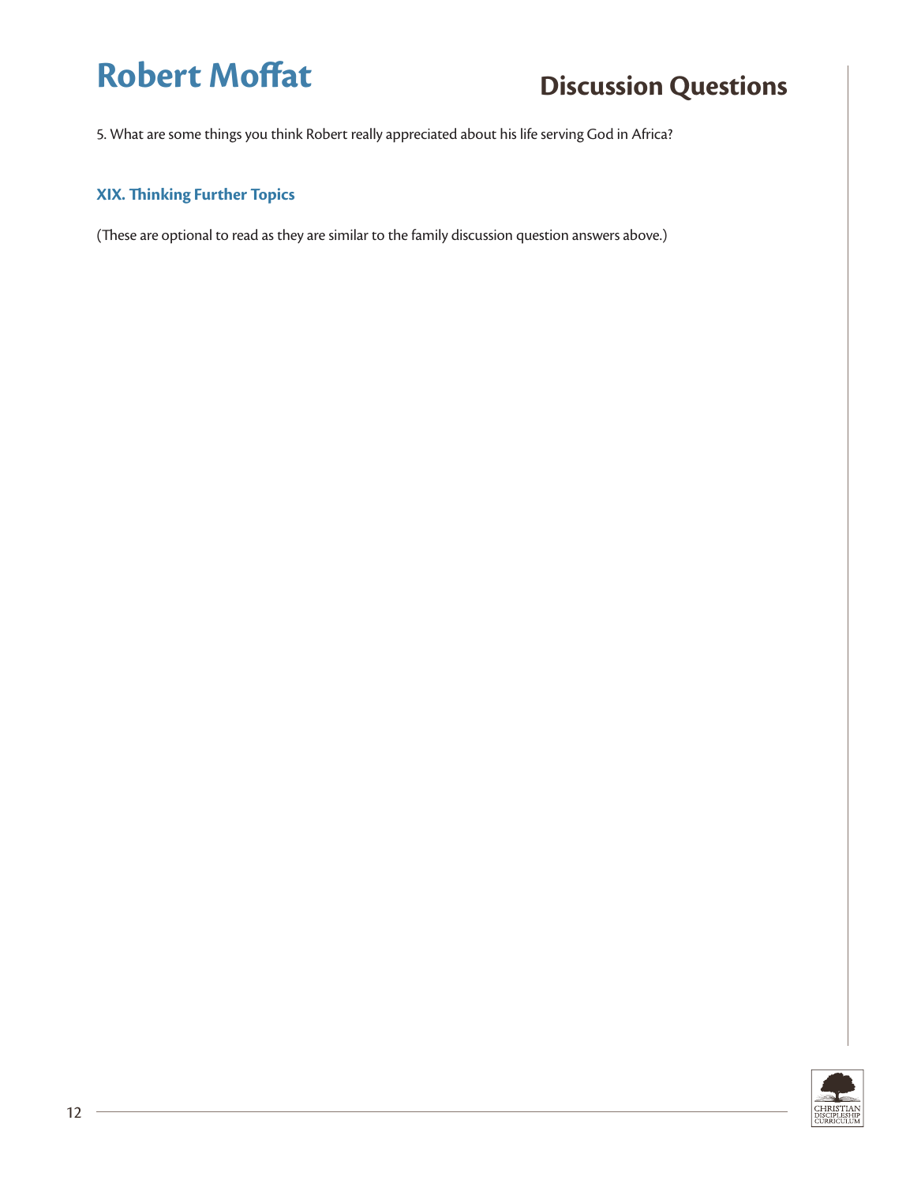5. What are some things you think Robert really appreciated about his life serving God in Africa?

### XIX. Thinking Further Topics

(These are optional to read as they are similar to the family discussion question answers above.)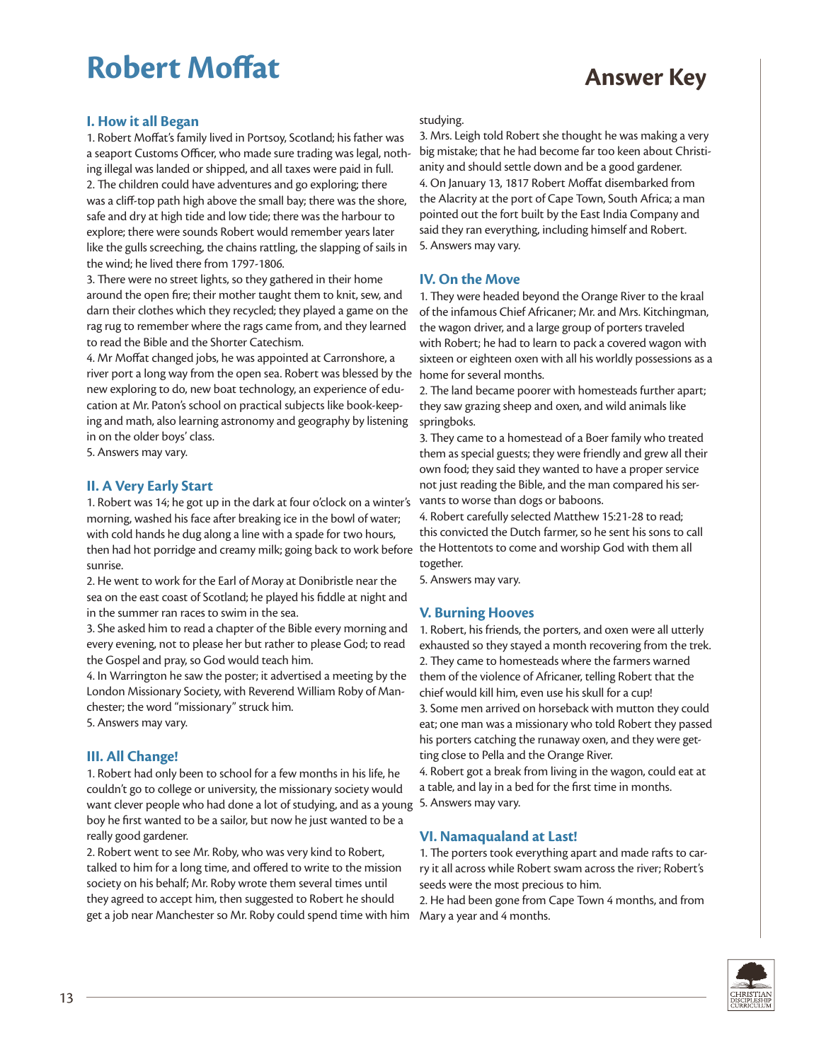# Robert Moffat

## Answer Key

### I. How it all Began

1. Robert Moffat's family lived in Portsoy, Scotland; his father was a seaport Customs Officer, who made sure trading was legal, nothing illegal was landed or shipped, and all taxes were paid in full.
2. The children could have adventures and go exploring; there was a cliff-top path high above the small bay; there was the shore, safe and dry at high tide and low tide; there was the harbour to explore; there were sounds Robert would remember years later like the gulls screeching, the chains rattling, the slapping of sails in the wind; he lived there from 1797-1806.
3. There were no street lights, so they gathered in their home around the open fire; their mother taught them to knit, sew, and darn their clothes which they recycled; they played a game on the rag rug to remember where the rags came from, and they learned to read the Bible and the Shorter Catechism.
4. Mr Moffat changed jobs, he was appointed at Carronshore, a river port a long way from the open sea. Robert was blessed by the new exploring to do, new boat technology, an experience of education at Mr. Paton's school on practical subjects like book-keeping and math, also learning astronomy and geography by listening in on the older boys' class.
5. Answers may vary.

### II. A Very Early Start

1. Robert was 14; he got up in the dark at four o'clock on a winter's morning, washed his face after breaking ice in the bowl of water; with cold hands he dug along a line with a spade for two hours, then had hot porridge and creamy milk; going back to work before sunrise.
2. He went to work for the Earl of Moray at Donibristle near the sea on the east coast of Scotland; he played his fiddle at night and in the summer ran races to swim in the sea.
3. She asked him to read a chapter of the Bible every morning and every evening, not to please her but rather to please God; to read the Gospel and pray, so God would teach him.
4. In Warrington he saw the poster; it advertised a meeting by the London Missionary Society, with Reverend William Roby of Manchester; the word "missionary" struck him.
5. Answers may vary.

### III. All Change!

1. Robert had only been to school for a few months in his life, he couldn't go to college or university, the missionary society would want clever people who had done a lot of studying, and as a young boy he first wanted to be a sailor, but now he just wanted to be a really good gardener.
2. Robert went to see Mr. Roby, who was very kind to Robert, talked to him for a long time, and offered to write to the mission society on his behalf; Mr. Roby wrote them several times until they agreed to accept him, then suggested to Robert he should get a job near Manchester so Mr. Roby could spend time with him studying.
3. Mrs. Leigh told Robert she thought he was making a very big mistake; that he had become far too keen about Christianity and should settle down and be a good gardener.
4. On January 13, 1817 Robert Moffat disembarked from the Alacrity at the port of Cape Town, South Africa; a man pointed out the fort built by the East India Company and said they ran everything, including himself and Robert.
5. Answers may vary.

### IV. On the Move

1. They were headed beyond the Orange River to the kraal of the infamous Chief Africaner; Mr. and Mrs. Kitchingman, the wagon driver, and a large group of porters traveled with Robert; he had to learn to pack a covered wagon with sixteen or eighteen oxen with all his worldly possessions as a home for several months.
2. The land became poorer with homesteads further apart; they saw grazing sheep and oxen, and wild animals like springboks.
3. They came to a homestead of a Boer family who treated them as special guests; they were friendly and grew all their own food; they said they wanted to have a proper service not just reading the Bible, and the man compared his servants to worse than dogs or baboons.
4. Robert carefully selected Matthew 15:21-28 to read; this convicted the Dutch farmer, so he sent his sons to call the Hottentots to come and worship God with them all together.
5. Answers may vary.

### V. Burning Hooves

1. Robert, his friends, the porters, and oxen were all utterly exhausted so they stayed a month recovering from the trek.
2. They came to homesteads where the farmers warned them of the violence of Africaner, telling Robert that the chief would kill him, even use his skull for a cup!
3. Some men arrived on horseback with mutton they could eat; one man was a missionary who told Robert they passed his porters catching the runaway oxen, and they were getting close to Pella and the Orange River.
4. Robert got a break from living in the wagon, could eat at a table, and lay in a bed for the first time in months.
5. Answers may vary.

### VI. Namaqualand at Last!

1. The porters took everything apart and made rafts to carry it all across while Robert swam across the river; Robert's seeds were the most precious to him.
2. He had been gone from Cape Town 4 months, and from Mary a year and 4 months.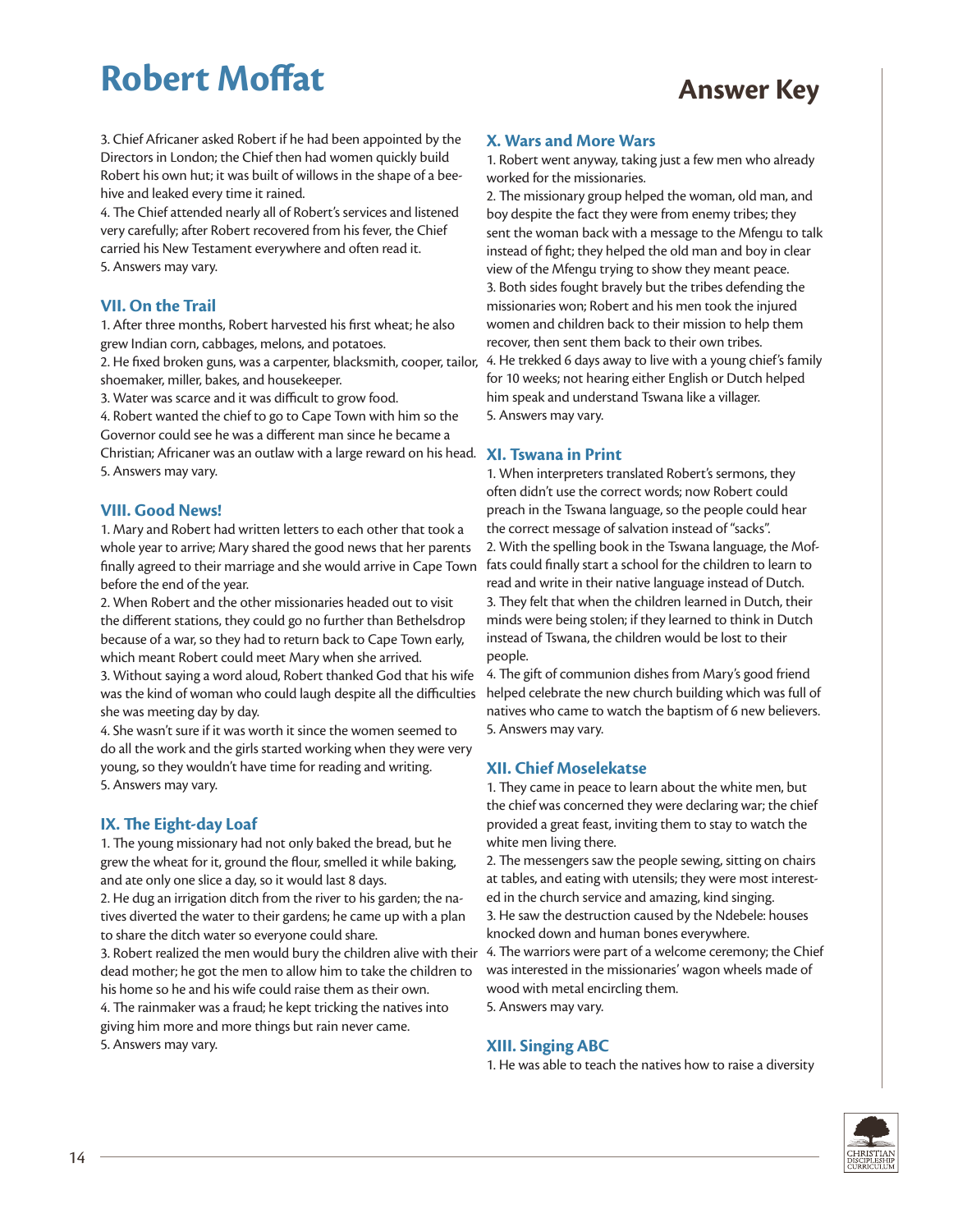# Robert Moffat

## Answer Key

3. Chief Africaner asked Robert if he had been appointed by the Directors in London; the Chief then had women quickly build Robert his own hut; it was built of willows in the shape of a beehive and leaked every time it rained.
4. The Chief attended nearly all of Robert's services and listened very carefully; after Robert recovered from his fever, the Chief carried his New Testament everywhere and often read it.
5. Answers may vary.

### VII. On the Trail

1. After three months, Robert harvested his first wheat; he also grew Indian corn, cabbages, melons, and potatoes.
2. He fixed broken guns, was a carpenter, blacksmith, cooper, tailor, shoemaker, miller, bakes, and housekeeper.
3. Water was scarce and it was difficult to grow food.
4. Robert wanted the chief to go to Cape Town with him so the Governor could see he was a different man since he became a Christian; Africaner was an outlaw with a large reward on his head.
5. Answers may vary.

### VIII. Good News!

1. Mary and Robert had written letters to each other that took a whole year to arrive; Mary shared the good news that her parents finally agreed to their marriage and she would arrive in Cape Town before the end of the year.
2. When Robert and the other missionaries headed out to visit the different stations, they could go no further than Bethelsdrop because of a war, so they had to return back to Cape Town early, which meant Robert could meet Mary when she arrived.
3. Without saying a word aloud, Robert thanked God that his wife was the kind of woman who could laugh despite all the difficulties she was meeting day by day.
4. She wasn't sure if it was worth it since the women seemed to do all the work and the girls started working when they were very young, so they wouldn't have time for reading and writing.
5. Answers may vary.

### IX. The Eight-day Loaf

1. The young missionary had not only baked the bread, but he grew the wheat for it, ground the flour, smelled it while baking, and ate only one slice a day, so it would last 8 days.
2. He dug an irrigation ditch from the river to his garden; the natives diverted the water to their gardens; he came up with a plan to share the ditch water so everyone could share.
3. Robert realized the men would bury the children alive with their dead mother; he got the men to allow him to take the children to his home so he and his wife could raise them as their own.
4. The rainmaker was a fraud; he kept tricking the natives into giving him more and more things but rain never came.
5. Answers may vary.

### X. Wars and More Wars

1. Robert went anyway, taking just a few men who already worked for the missionaries.
2. The missionary group helped the woman, old man, and boy despite the fact they were from enemy tribes; they sent the woman back with a message to the Mfengu to talk instead of fight; they helped the old man and boy in clear view of the Mfengu trying to show they meant peace.
3. Both sides fought bravely but the tribes defending the missionaries won; Robert and his men took the injured women and children back to their mission to help them recover, then sent them back to their own tribes.
4. He trekked 6 days away to live with a young chief's family for 10 weeks; not hearing either English or Dutch helped him speak and understand Tswana like a villager.
5. Answers may vary.

### XI. Tswana in Print

1. When interpreters translated Robert's sermons, they often didn't use the correct words; now Robert could preach in the Tswana language, so the people could hear the correct message of salvation instead of "sacks".
2. With the spelling book in the Tswana language, the Moffats could finally start a school for the children to learn to read and write in their native language instead of Dutch.
3. They felt that when the children learned in Dutch, their minds were being stolen; if they learned to think in Dutch instead of Tswana, the children would be lost to their people.
4. The gift of communion dishes from Mary's good friend helped celebrate the new church building which was full of natives who came to watch the baptism of 6 new believers.
5. Answers may vary.

### XII. Chief Moselekatse

1. They came in peace to learn about the white men, but the chief was concerned they were declaring war; the chief provided a great feast, inviting them to stay to watch the white men living there.
2. The messengers saw the people sewing, sitting on chairs at tables, and eating with utensils; they were most interested in the church service and amazing, kind singing.
3. He saw the destruction caused by the Ndebele: houses knocked down and human bones everywhere.
4. The warriors were part of a welcome ceremony; the Chief was interested in the missionaries' wagon wheels made of wood with metal encircling them.
5. Answers may vary.

### XIII. Singing ABC

1. He was able to teach the natives how to raise a diversity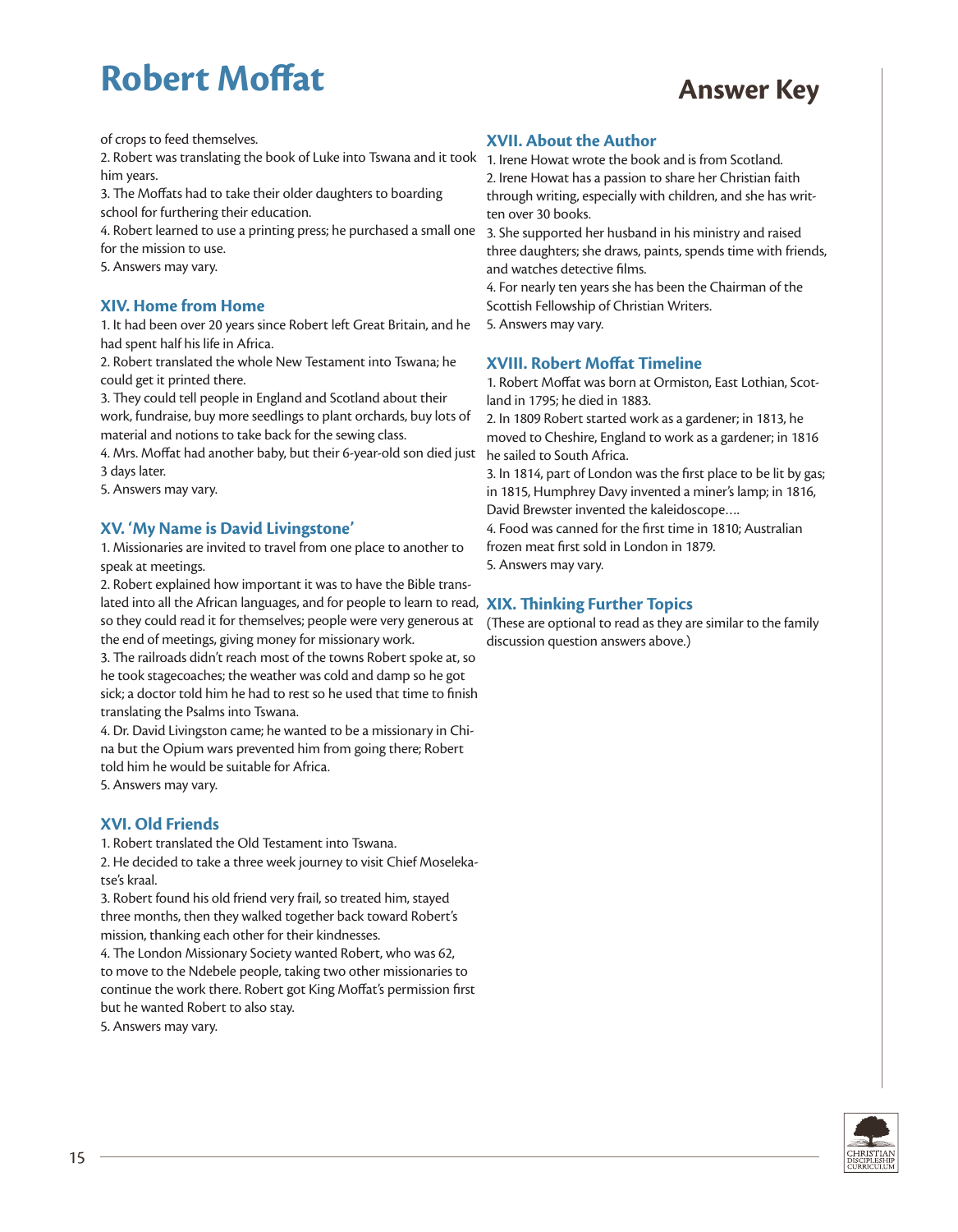of crops to feed themselves.

2. Robert was translating the book of Luke into Tswana and it took him years.

3. The Moffats had to take their older daughters to boarding school for furthering their education.

4. Robert learned to use a printing press; he purchased a small one for the mission to use.

5. Answers may vary.

## XIV. Home from Home

1. It had been over 20 years since Robert left Great Britain, and he had spent half his life in Africa.

2. Robert translated the whole New Testament into Tswana; he could get it printed there.

3. They could tell people in England and Scotland about their work, fundraise, buy more seedlings to plant orchards, buy lots of material and notions to take back for the sewing class.

4. Mrs. Moffat had another baby, but their 6-year-old son died just 3 days later.

5. Answers may vary.

## XV. 'My Name is David Livingstone'

1. Missionaries are invited to travel from one place to another to speak at meetings.

2. Robert explained how important it was to have the Bible translated into all the African languages, and for people to learn to read, so they could read it for themselves; people were very generous at the end of meetings, giving money for missionary work.

3. The railroads didn't reach most of the towns Robert spoke at, so he took stagecoaches; the weather was cold and damp so he got sick; a doctor told him he had to rest so he used that time to finish translating the Psalms into Tswana.

4. Dr. David Livingston came; he wanted to be a missionary in China but the Opium wars prevented him from going there; Robert told him he would be suitable for Africa.

5. Answers may vary.

## XVI. Old Friends

1. Robert translated the Old Testament into Tswana.

2. He decided to take a three week journey to visit Chief Moselekatse's kraal.

3. Robert found his old friend very frail, so treated him, stayed three months, then they walked together back toward Robert's mission, thanking each other for their kindnesses.

4. The London Missionary Society wanted Robert, who was 62, to move to the Ndebele people, taking two other missionaries to continue the work there. Robert got King Moffat's permission first but he wanted Robert to also stay.

5. Answers may vary.

## XVII. About the Author

1. Irene Howat wrote the book and is from Scotland.

2. Irene Howat has a passion to share her Christian faith through writing, especially with children, and she has written over 30 books.

3. She supported her husband in his ministry and raised three daughters; she draws, paints, spends time with friends, and watches detective films.

4. For nearly ten years she has been the Chairman of the Scottish Fellowship of Christian Writers.

5. Answers may vary.

## XVIII. Robert Moffat Timeline

1. Robert Moffat was born at Ormiston, East Lothian, Scotland in 1795; he died in 1883.

2. In 1809 Robert started work as a gardener; in 1813, he moved to Cheshire, England to work as a gardener; in 1816 he sailed to South Africa.

3. In 1814, part of London was the first place to be lit by gas; in 1815, Humphrey Davy invented a miner's lamp; in 1816, David Brewster invented the kaleidoscope….

4. Food was canned for the first time in 1810; Australian frozen meat first sold in London in 1879.

5. Answers may vary.

## XIX. Thinking Further Topics

(These are optional to read as they are similar to the family discussion question answers above.)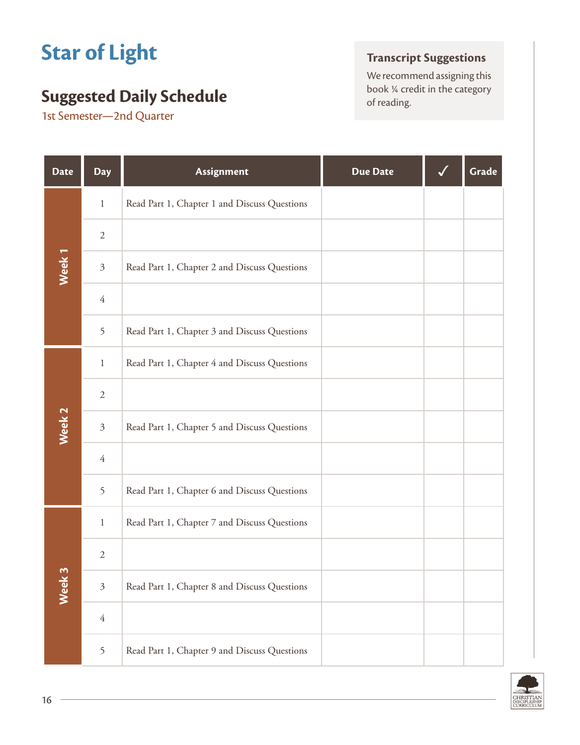# Star of Light

## Suggested Daily Schedule

1st Semester—2nd Quarter

### Transcript Suggestions

We recommend assigning this book ¼ credit in the category of reading.

| Date | Day | Assignment | Due Date | ✓ | Grade |
|---|---|---|---|---|---|
| Week 1 | 1 | Read Part 1, Chapter 1 and Discuss Questions | | | |
| | 2 | | | | |
| | 3 | Read Part 1, Chapter 2 and Discuss Questions | | | |
| | 4 | | | | |
| | 5 | Read Part 1, Chapter 3 and Discuss Questions | | | |
| Week 2 | 1 | Read Part 1, Chapter 4 and Discuss Questions | | | |
| | 2 | | | | |
| | 3 | Read Part 1, Chapter 5 and Discuss Questions | | | |
| | 4 | | | | |
| | 5 | Read Part 1, Chapter 6 and Discuss Questions | | | |
| Week 3 | 1 | Read Part 1, Chapter 7 and Discuss Questions | | | |
| | 2 | | | | |
| | 3 | Read Part 1, Chapter 8 and Discuss Questions | | | |
| | 4 | | | | |
| | 5 | Read Part 1, Chapter 9 and Discuss Questions | | | |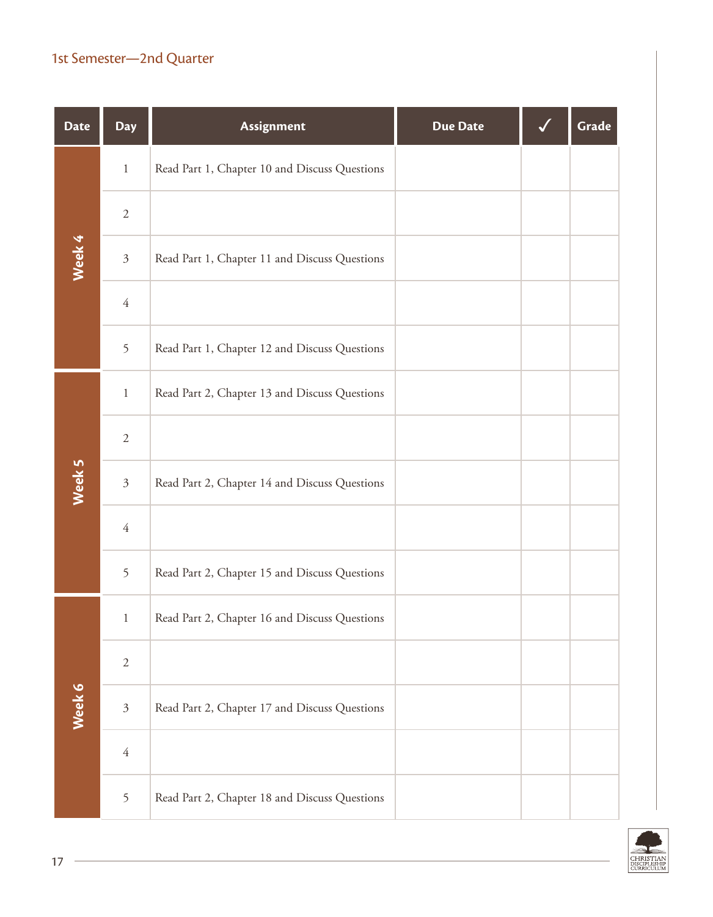1st Semester—2nd Quarter

| Date | Day | Assignment | Due Date | ✓ | Grade |
|---|---|---|---|---|---|
| Week 4 | 1 | Read Part 1, Chapter 10 and Discuss Questions | | | |
| | 2 | | | | |
| | 3 | Read Part 1, Chapter 11 and Discuss Questions | | | |
| | 4 | | | | |
| | 5 | Read Part 1, Chapter 12 and Discuss Questions | | | |
| Week 5 | 1 | Read Part 2, Chapter 13 and Discuss Questions | | | |
| | 2 | | | | |
| | 3 | Read Part 2, Chapter 14 and Discuss Questions | | | |
| | 4 | | | | |
| | 5 | Read Part 2, Chapter 15 and Discuss Questions | | | |
| Week 6 | 1 | Read Part 2, Chapter 16 and Discuss Questions | | | |
| | 2 | | | | |
| | 3 | Read Part 2, Chapter 17 and Discuss Questions | | | |
| | 4 | | | | |
| | 5 | Read Part 2, Chapter 18 and Discuss Questions | | | |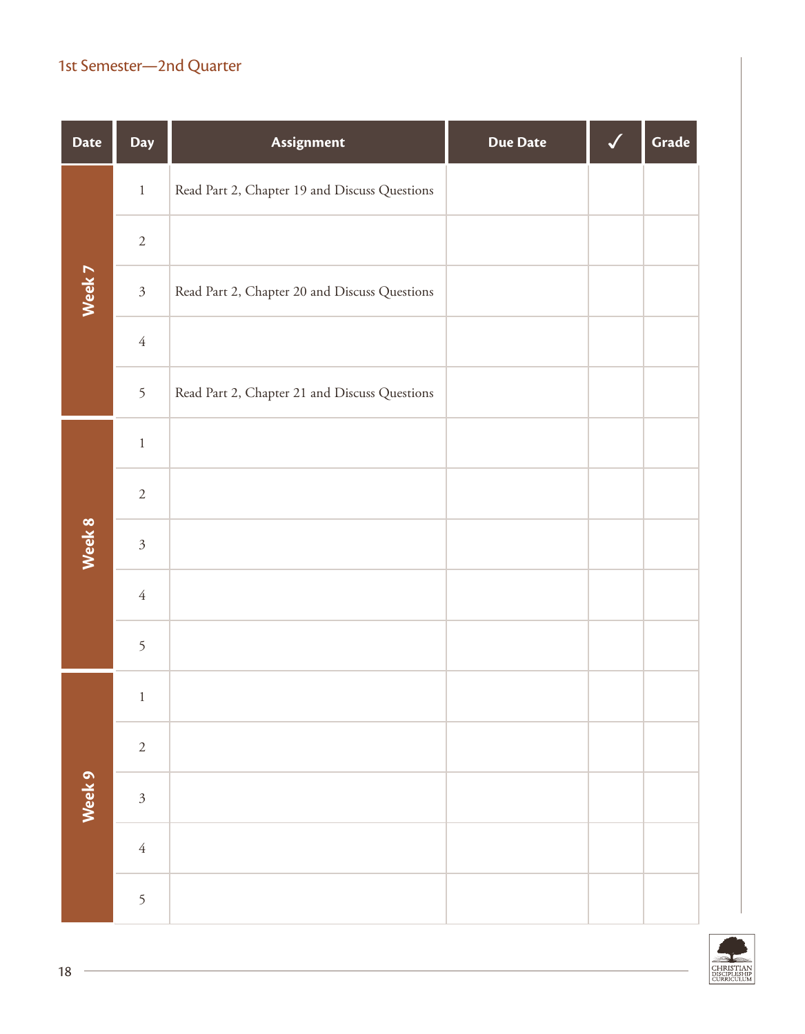## 1st Semester—2nd Quarter

| Date | Day | Assignment | Due Date | ✓ | Grade |
|---|---|---|---|---|---|
| Week 7 | 1 | Read Part 2, Chapter 19 and Discuss Questions | | | |
| | 2 | | | | |
| | 3 | Read Part 2, Chapter 20 and Discuss Questions | | | |
| | 4 | | | | |
| | 5 | Read Part 2, Chapter 21 and Discuss Questions | | | |
| Week 8 | 1 | | | | |
| | 2 | | | | |
| | 3 | | | | |
| | 4 | | | | |
| | 5 | | | | |
| Week 9 | 1 | | | | |
| | 2 | | | | |
| | 3 | | | | |
| | 4 | | | | |
| | 5 | | | | |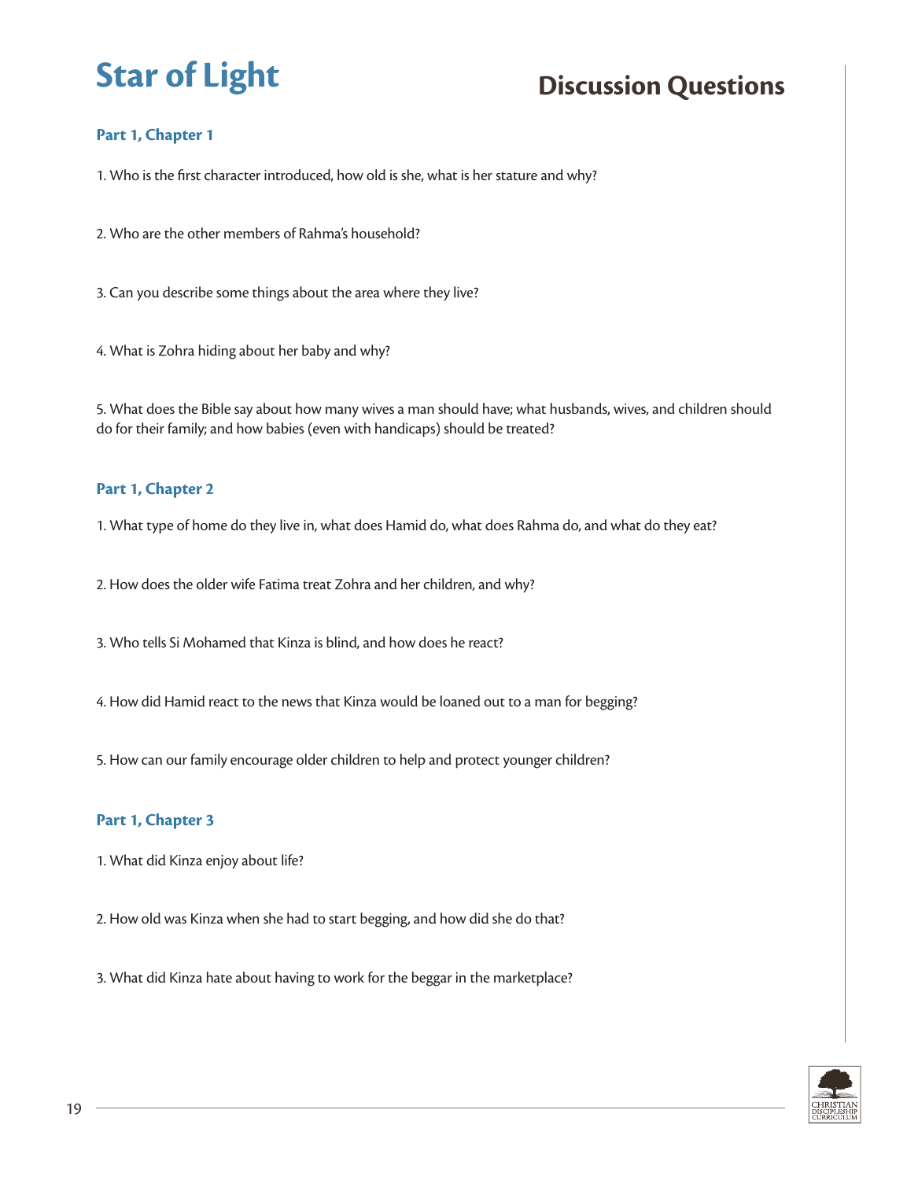# Star of Light

## Discussion Questions

### Part 1, Chapter 1

1. Who is the first character introduced, how old is she, what is her stature and why?

2. Who are the other members of Rahma's household?

3. Can you describe some things about the area where they live?

4. What is Zohra hiding about her baby and why?

5. What does the Bible say about how many wives a man should have; what husbands, wives, and children should do for their family; and how babies (even with handicaps) should be treated?

### Part 1, Chapter 2

1. What type of home do they live in, what does Hamid do, what does Rahma do, and what do they eat?

2. How does the older wife Fatima treat Zohra and her children, and why?

3. Who tells Si Mohamed that Kinza is blind, and how does he react?

4. How did Hamid react to the news that Kinza would be loaned out to a man for begging?

5. How can our family encourage older children to help and protect younger children?

### Part 1, Chapter 3

1. What did Kinza enjoy about life?

2. How old was Kinza when she had to start begging, and how did she do that?

3. What did Kinza hate about having to work for the beggar in the marketplace?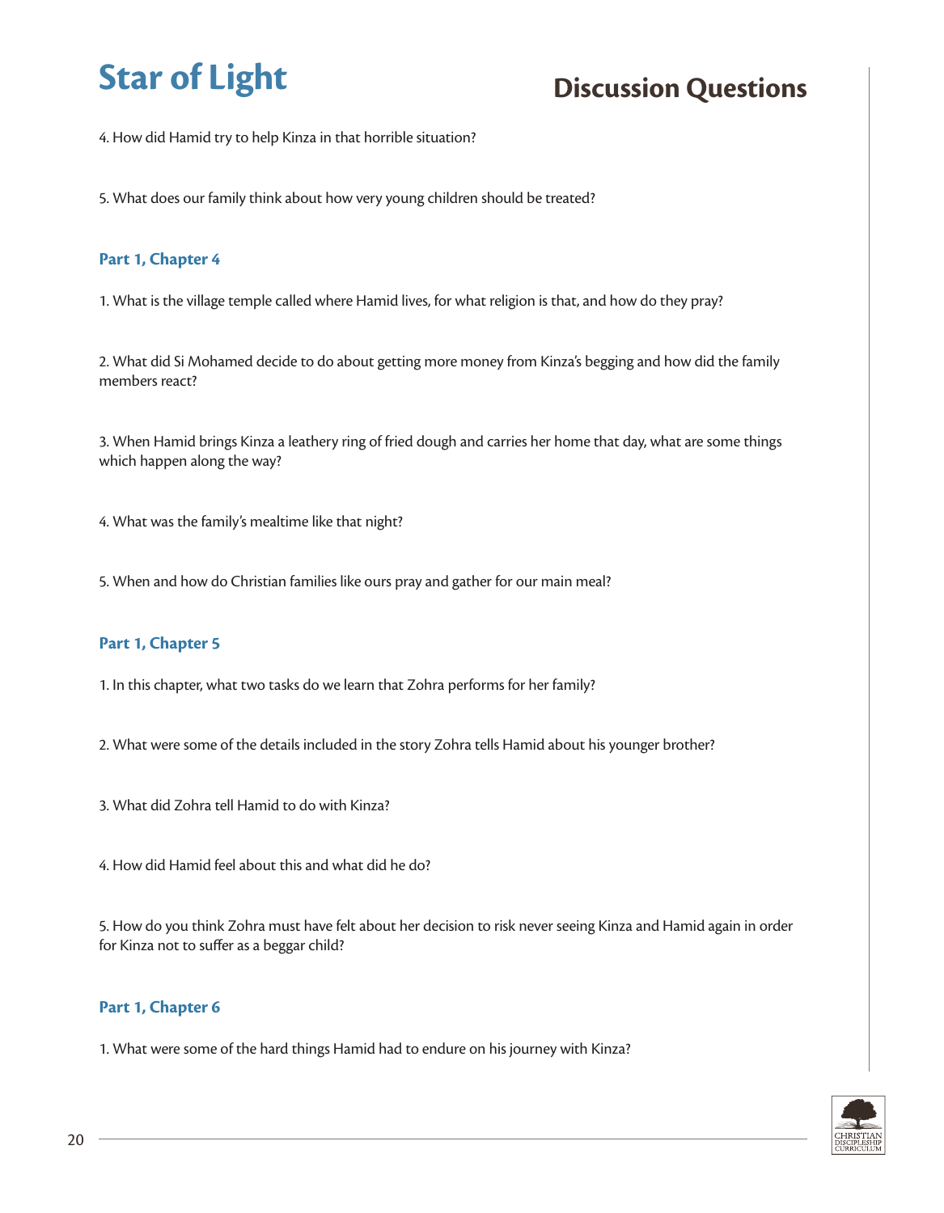4. How did Hamid try to help Kinza in that horrible situation?

5. What does our family think about how very young children should be treated?

### Part 1, Chapter 4

1. What is the village temple called where Hamid lives, for what religion is that, and how do they pray?

2. What did Si Mohamed decide to do about getting more money from Kinza's begging and how did the family members react?

3. When Hamid brings Kinza a leathery ring of fried dough and carries her home that day, what are some things which happen along the way?

4. What was the family's mealtime like that night?

5. When and how do Christian families like ours pray and gather for our main meal?

### Part 1, Chapter 5

1. In this chapter, what two tasks do we learn that Zohra performs for her family?

2. What were some of the details included in the story Zohra tells Hamid about his younger brother?

3. What did Zohra tell Hamid to do with Kinza?

4. How did Hamid feel about this and what did he do?

5. How do you think Zohra must have felt about her decision to risk never seeing Kinza and Hamid again in order for Kinza not to suffer as a beggar child?

### Part 1, Chapter 6

1. What were some of the hard things Hamid had to endure on his journey with Kinza?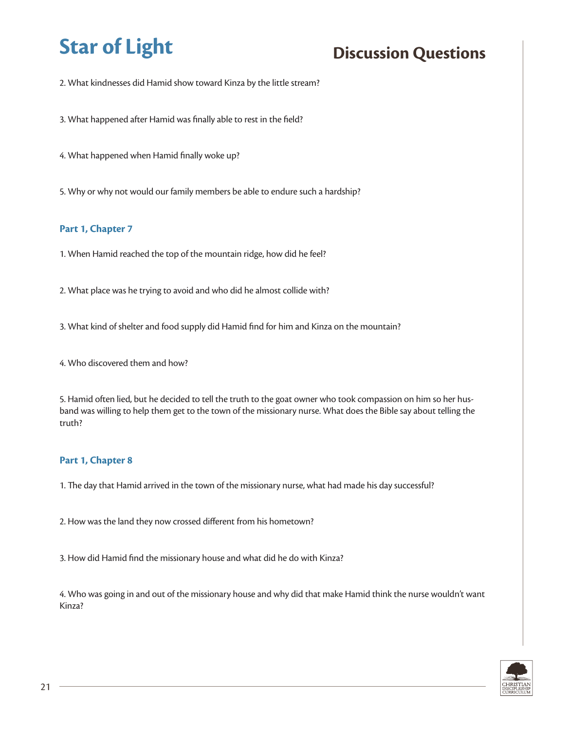2. What kindnesses did Hamid show toward Kinza by the little stream?

3. What happened after Hamid was finally able to rest in the field?

4. What happened when Hamid finally woke up?

5. Why or why not would our family members be able to endure such a hardship?

### Part 1, Chapter 7

1. When Hamid reached the top of the mountain ridge, how did he feel?

2. What place was he trying to avoid and who did he almost collide with?

3. What kind of shelter and food supply did Hamid find for him and Kinza on the mountain?

4. Who discovered them and how?

5. Hamid often lied, but he decided to tell the truth to the goat owner who took compassion on him so her husband was willing to help them get to the town of the missionary nurse. What does the Bible say about telling the truth?

### Part 1, Chapter 8

1. The day that Hamid arrived in the town of the missionary nurse, what had made his day successful?

2. How was the land they now crossed different from his hometown?

3. How did Hamid find the missionary house and what did he do with Kinza?

4. Who was going in and out of the missionary house and why did that make Hamid think the nurse wouldn't want Kinza?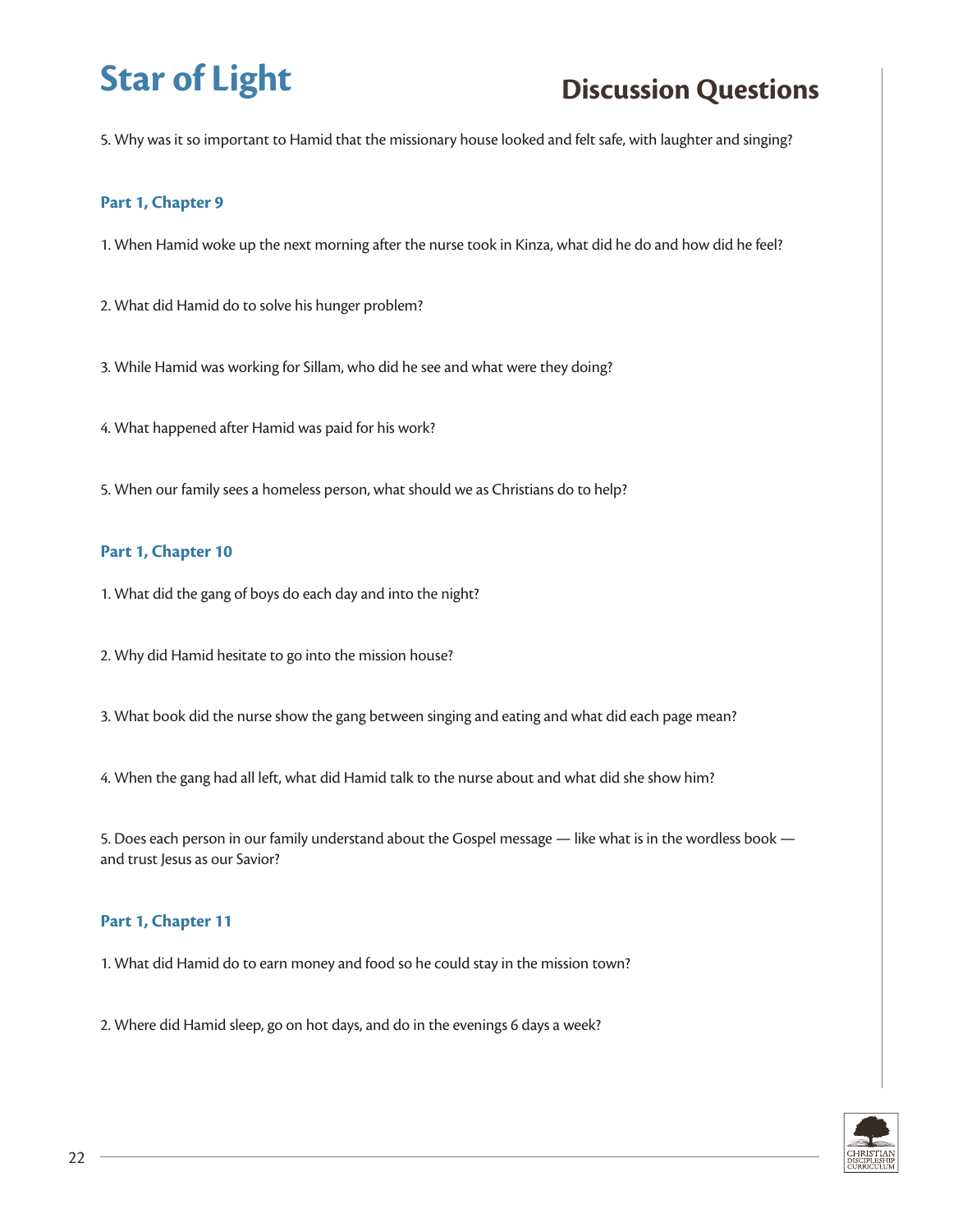5. Why was it so important to Hamid that the missionary house looked and felt safe, with laughter and singing?

### Part 1, Chapter 9

1. When Hamid woke up the next morning after the nurse took in Kinza, what did he do and how did he feel?

2. What did Hamid do to solve his hunger problem?

3. While Hamid was working for Sillam, who did he see and what were they doing?

4. What happened after Hamid was paid for his work?

5. When our family sees a homeless person, what should we as Christians do to help?

### Part 1, Chapter 10

1. What did the gang of boys do each day and into the night?

2. Why did Hamid hesitate to go into the mission house?

3. What book did the nurse show the gang between singing and eating and what did each page mean?

4. When the gang had all left, what did Hamid talk to the nurse about and what did she show him?

5. Does each person in our family understand about the Gospel message — like what is in the wordless book — and trust Jesus as our Savior?

### Part 1, Chapter 11

1. What did Hamid do to earn money and food so he could stay in the mission town?

2. Where did Hamid sleep, go on hot days, and do in the evenings 6 days a week?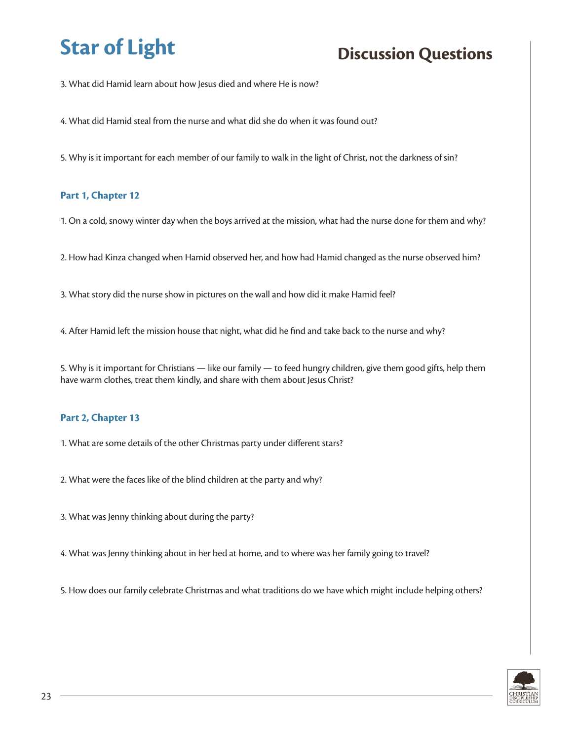# Star of Light

## Discussion Questions

3. What did Hamid learn about how Jesus died and where He is now?

4. What did Hamid steal from the nurse and what did she do when it was found out?

5. Why is it important for each member of our family to walk in the light of Christ, not the darkness of sin?

### Part 1, Chapter 12

1. On a cold, snowy winter day when the boys arrived at the mission, what had the nurse done for them and why?

2. How had Kinza changed when Hamid observed her, and how had Hamid changed as the nurse observed him?

3. What story did the nurse show in pictures on the wall and how did it make Hamid feel?

4. After Hamid left the mission house that night, what did he find and take back to the nurse and why?

5. Why is it important for Christians — like our family — to feed hungry children, give them good gifts, help them have warm clothes, treat them kindly, and share with them about Jesus Christ?

### Part 2, Chapter 13

1. What are some details of the other Christmas party under different stars?

2. What were the faces like of the blind children at the party and why?

3. What was Jenny thinking about during the party?

4. What was Jenny thinking about in her bed at home, and to where was her family going to travel?

5. How does our family celebrate Christmas and what traditions do we have which might include helping others?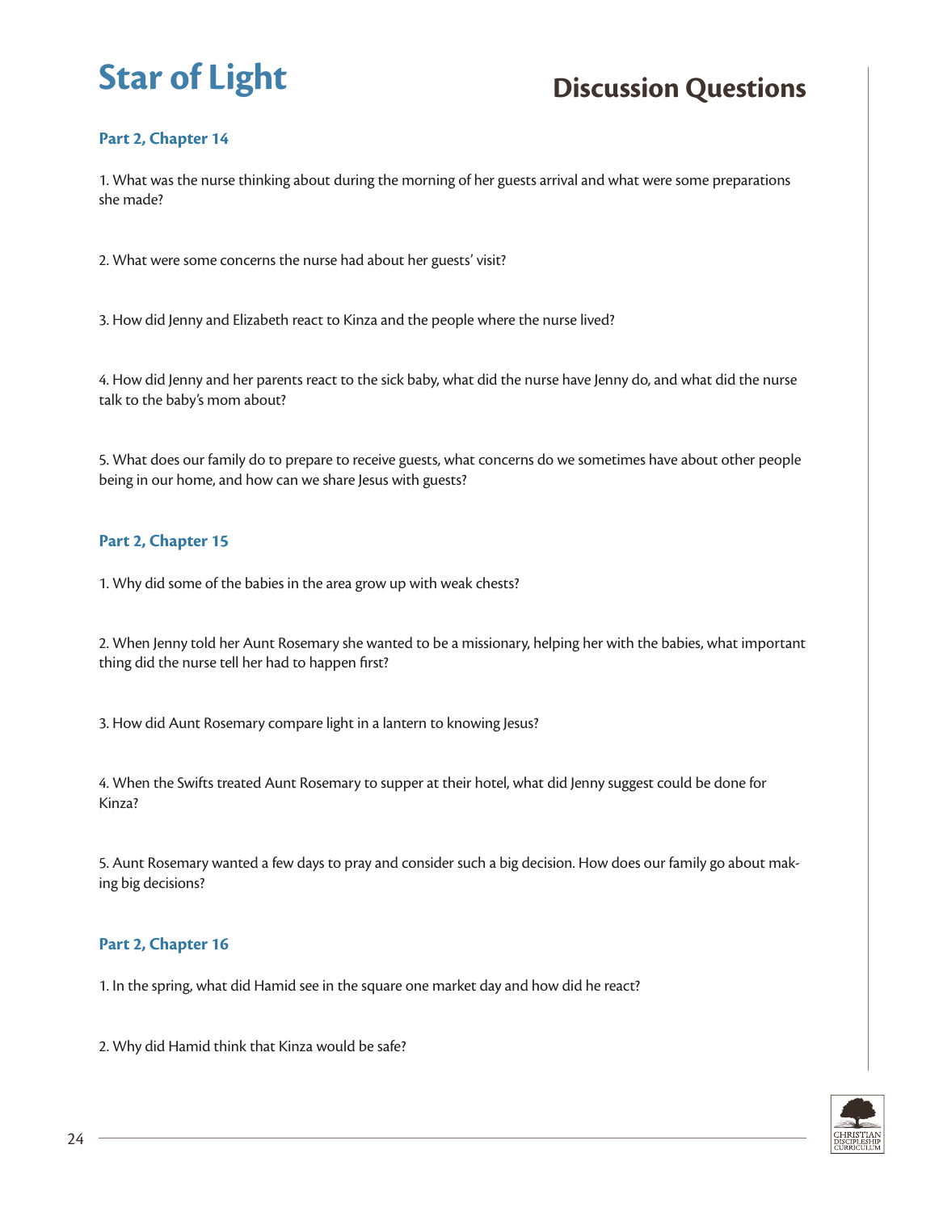# Star of Light

## Discussion Questions

### Part 2, Chapter 14

1. What was the nurse thinking about during the morning of her guests arrival and what were some preparations she made?

2. What were some concerns the nurse had about her guests' visit?

3. How did Jenny and Elizabeth react to Kinza and the people where the nurse lived?

4. How did Jenny and her parents react to the sick baby, what did the nurse have Jenny do, and what did the nurse talk to the baby's mom about?

5. What does our family do to prepare to receive guests, what concerns do we sometimes have about other people being in our home, and how can we share Jesus with guests?

### Part 2, Chapter 15

1. Why did some of the babies in the area grow up with weak chests?

2. When Jenny told her Aunt Rosemary she wanted to be a missionary, helping her with the babies, what important thing did the nurse tell her had to happen first?

3. How did Aunt Rosemary compare light in a lantern to knowing Jesus?

4. When the Swifts treated Aunt Rosemary to supper at their hotel, what did Jenny suggest could be done for Kinza?

5. Aunt Rosemary wanted a few days to pray and consider such a big decision. How does our family go about making big decisions?

### Part 2, Chapter 16

1. In the spring, what did Hamid see in the square one market day and how did he react?

2. Why did Hamid think that Kinza would be safe?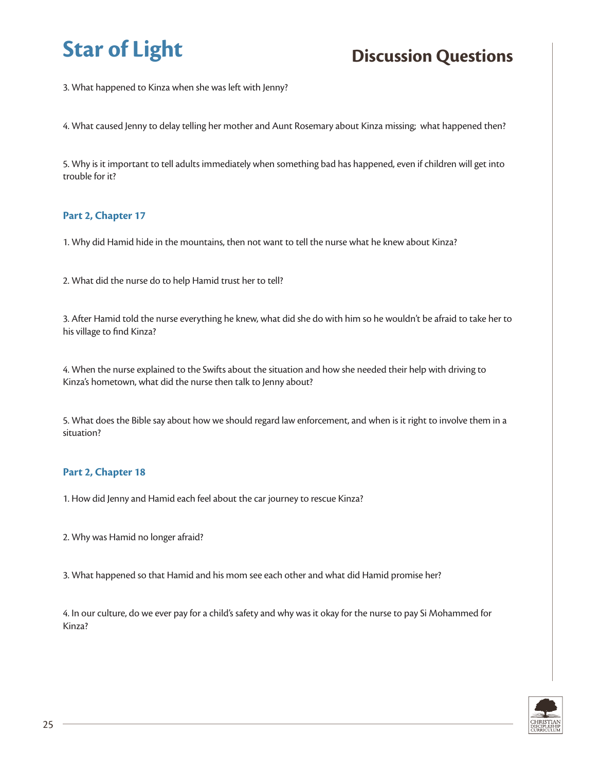3. What happened to Kinza when she was left with Jenny?

4. What caused Jenny to delay telling her mother and Aunt Rosemary about Kinza missing; what happened then?

5. Why is it important to tell adults immediately when something bad has happened, even if children will get into trouble for it?

### Part 2, Chapter 17

1. Why did Hamid hide in the mountains, then not want to tell the nurse what he knew about Kinza?

2. What did the nurse do to help Hamid trust her to tell?

3. After Hamid told the nurse everything he knew, what did she do with him so he wouldn't be afraid to take her to his village to find Kinza?

4. When the nurse explained to the Swifts about the situation and how she needed their help with driving to Kinza's hometown, what did the nurse then talk to Jenny about?

5. What does the Bible say about how we should regard law enforcement, and when is it right to involve them in a situation?

### Part 2, Chapter 18

1. How did Jenny and Hamid each feel about the car journey to rescue Kinza?

2. Why was Hamid no longer afraid?

3. What happened so that Hamid and his mom see each other and what did Hamid promise her?

4. In our culture, do we ever pay for a child's safety and why was it okay for the nurse to pay Si Mohammed for Kinza?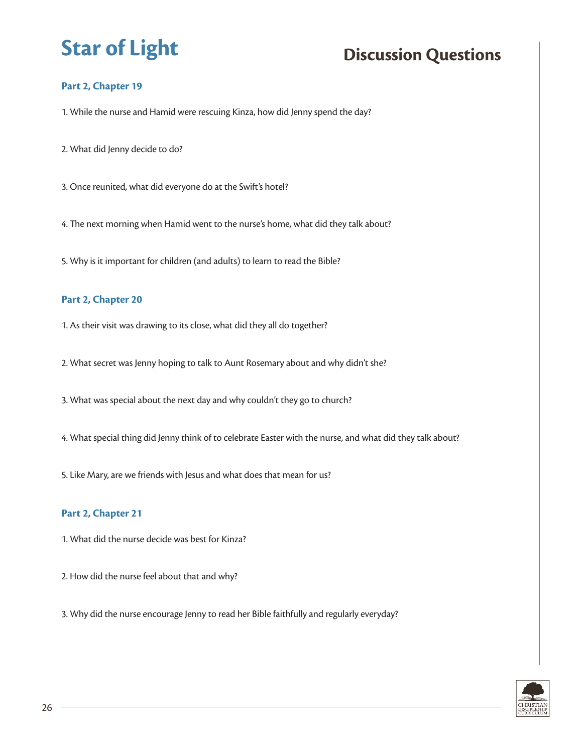# Star of Light

## Discussion Questions

### Part 2, Chapter 19

1. While the nurse and Hamid were rescuing Kinza, how did Jenny spend the day?

2. What did Jenny decide to do?

3. Once reunited, what did everyone do at the Swift's hotel?

4. The next morning when Hamid went to the nurse's home, what did they talk about?

5. Why is it important for children (and adults) to learn to read the Bible?

### Part 2, Chapter 20

1. As their visit was drawing to its close, what did they all do together?

2. What secret was Jenny hoping to talk to Aunt Rosemary about and why didn't she?

3. What was special about the next day and why couldn't they go to church?

4. What special thing did Jenny think of to celebrate Easter with the nurse, and what did they talk about?

5. Like Mary, are we friends with Jesus and what does that mean for us?

### Part 2, Chapter 21

1. What did the nurse decide was best for Kinza?

2. How did the nurse feel about that and why?

3. Why did the nurse encourage Jenny to read her Bible faithfully and regularly everyday?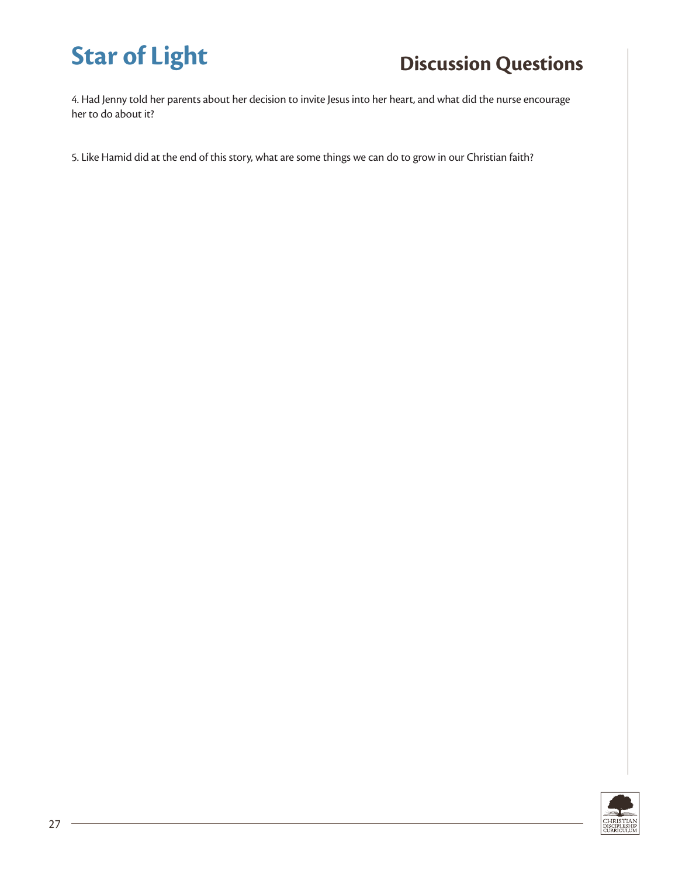# Star of Light

## Discussion Questions

4. Had Jenny told her parents about her decision to invite Jesus into her heart, and what did the nurse encourage her to do about it?

5. Like Hamid did at the end of this story, what are some things we can do to grow in our Christian faith?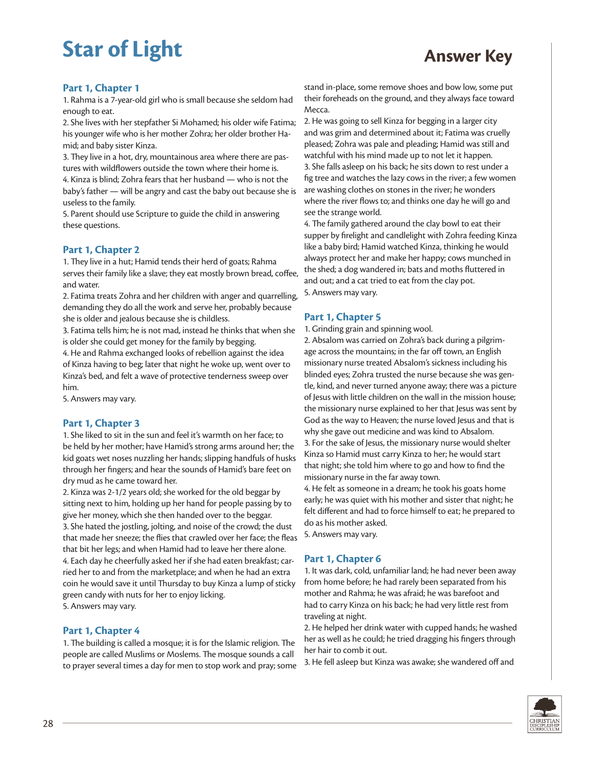# Star of Light

## Answer Key

### Part 1, Chapter 1

1. Rahma is a 7-year-old girl who is small because she seldom had enough to eat.
2. She lives with her stepfather Si Mohamed; his older wife Fatima; his younger wife who is her mother Zohra; her older brother Hamid; and baby sister Kinza.
3. They live in a hot, dry, mountainous area where there are pastures with wildflowers outside the town where their home is.
4. Kinza is blind; Zohra fears that her husband — who is not the baby's father — will be angry and cast the baby out because she is useless to the family.
5. Parent should use Scripture to guide the child in answering these questions.

### Part 1, Chapter 2

1. They live in a hut; Hamid tends their herd of goats; Rahma serves their family like a slave; they eat mostly brown bread, coffee, and water.
2. Fatima treats Zohra and her children with anger and quarrelling, demanding they do all the work and serve her, probably because she is older and jealous because she is childless.
3. Fatima tells him; he is not mad, instead he thinks that when she is older she could get money for the family by begging.
4. He and Rahma exchanged looks of rebellion against the idea of Kinza having to beg; later that night he woke up, went over to Kinza's bed, and felt a wave of protective tenderness sweep over him.
5. Answers may vary.

### Part 1, Chapter 3

1. She liked to sit in the sun and feel it's warmth on her face; to be held by her mother; have Hamid's strong arms around her; the kid goats wet noses nuzzling her hands; slipping handfuls of husks through her fingers; and hear the sounds of Hamid's bare feet on dry mud as he came toward her.
2. Kinza was 2-1/2 years old; she worked for the old beggar by sitting next to him, holding up her hand for people passing by to give her money, which she then handed over to the beggar.
3. She hated the jostling, jolting, and noise of the crowd; the dust that made her sneeze; the flies that crawled over her face; the fleas that bit her legs; and when Hamid had to leave her there alone.
4. Each day he cheerfully asked her if she had eaten breakfast; carried her to and from the marketplace; and when he had an extra coin he would save it until Thursday to buy Kinza a lump of sticky green candy with nuts for her to enjoy licking.
5. Answers may vary.

### Part 1, Chapter 4

1. The building is called a mosque; it is for the Islamic religion. The people are called Muslims or Moslems. The mosque sounds a call to prayer several times a day for men to stop work and pray; some stand in-place, some remove shoes and bow low, some put their foreheads on the ground, and they always face toward Mecca.
2. He was going to sell Kinza for begging in a larger city and was grim and determined about it; Fatima was cruelly pleased; Zohra was pale and pleading; Hamid was still and watchful with his mind made up to not let it happen.
3. She falls asleep on his back; he sits down to rest under a fig tree and watches the lazy cows in the river; a few women are washing clothes on stones in the river; he wonders where the river flows to; and thinks one day he will go and see the strange world.
4. The family gathered around the clay bowl to eat their supper by firelight and candlelight with Zohra feeding Kinza like a baby bird; Hamid watched Kinza, thinking he would always protect her and make her happy; cows munched in the shed; a dog wandered in; bats and moths fluttered in and out; and a cat tried to eat from the clay pot.
5. Answers may vary.

### Part 1, Chapter 5

1. Grinding grain and spinning wool.
2. Absalom was carried on Zohra's back during a pilgrimage across the mountains; in the far off town, an English missionary nurse treated Absalom's sickness including his blinded eyes; Zohra trusted the nurse because she was gentle, kind, and never turned anyone away; there was a picture of Jesus with little children on the wall in the mission house; the missionary nurse explained to her that Jesus was sent by God as the way to Heaven; the nurse loved Jesus and that is why she gave out medicine and was kind to Absalom.
3. For the sake of Jesus, the missionary nurse would shelter Kinza so Hamid must carry Kinza to her; he would start that night; she told him where to go and how to find the missionary nurse in the far away town.
4. He felt as someone in a dream; he took his goats home early; he was quiet with his mother and sister that night; he felt different and had to force himself to eat; he prepared to do as his mother asked.
5. Answers may vary.

### Part 1, Chapter 6

1. It was dark, cold, unfamiliar land; he had never been away from home before; he had rarely been separated from his mother and Rahma; he was afraid; he was barefoot and had to carry Kinza on his back; he had very little rest from traveling at night.
2. He helped her drink water with cupped hands; he washed her as well as he could; he tried dragging his fingers through her hair to comb it out.
3. He fell asleep but Kinza was awake; she wandered off and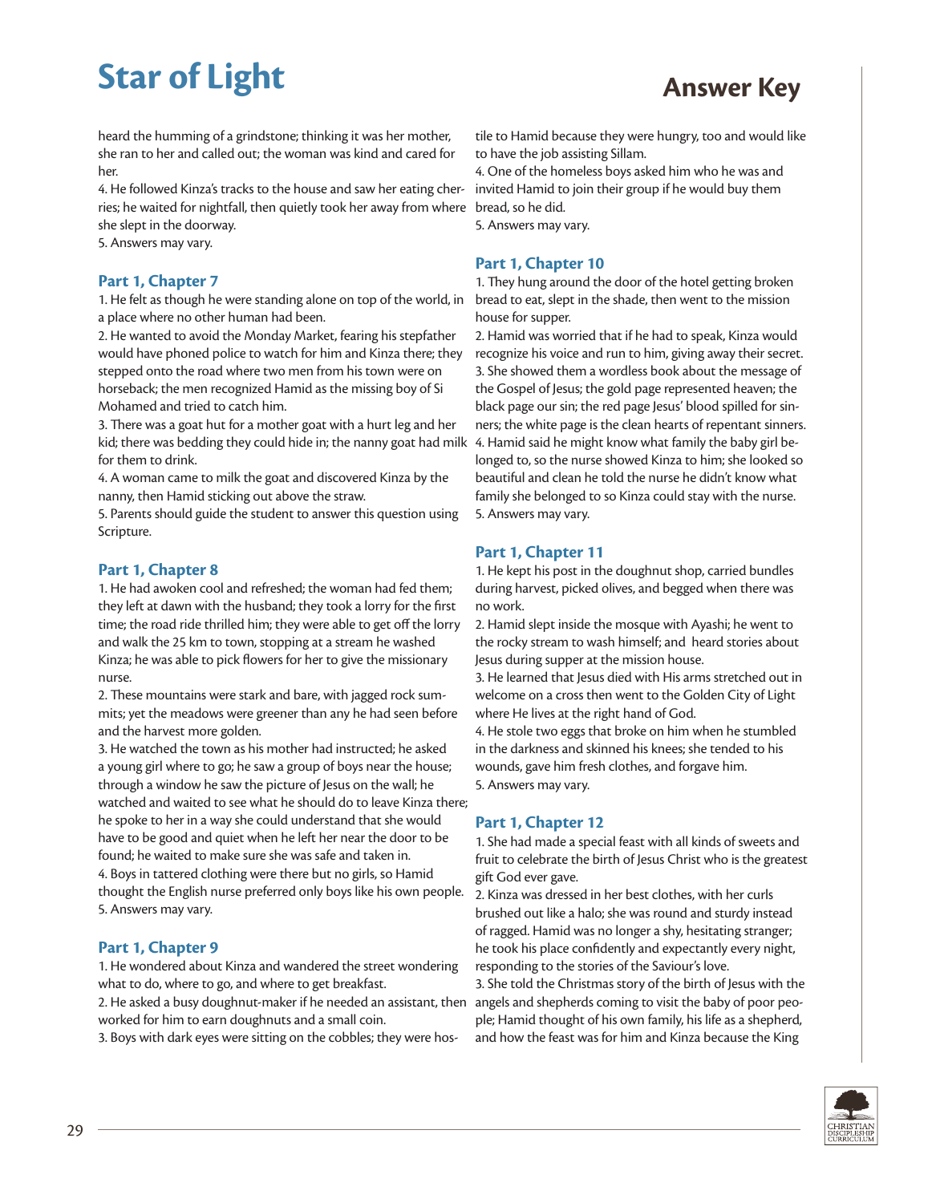heard the humming of a grindstone; thinking it was her mother, she ran to her and called out; the woman was kind and cared for her.

4. He followed Kinza's tracks to the house and saw her eating cherries; he waited for nightfall, then quietly took her away from where she slept in the doorway.

5. Answers may vary.

## Part 1, Chapter 7

1. He felt as though he were standing alone on top of the world, in a place where no other human had been.
2. He wanted to avoid the Monday Market, fearing his stepfather would have phoned police to watch for him and Kinza there; they stepped onto the road where two men from his town were on horseback; the men recognized Hamid as the missing boy of Si Mohamed and tried to catch him.
3. There was a goat hut for a mother goat with a hurt leg and her kid; there was bedding they could hide in; the nanny goat had milk for them to drink.
4. A woman came to milk the goat and discovered Kinza by the nanny, then Hamid sticking out above the straw.
5. Parents should guide the student to answer this question using Scripture.

## Part 1, Chapter 8

1. He had awoken cool and refreshed; the woman had fed them; they left at dawn with the husband; they took a lorry for the first time; the road ride thrilled him; they were able to get off the lorry and walk the 25 km to town, stopping at a stream he washed Kinza; he was able to pick flowers for her to give the missionary nurse.
2. These mountains were stark and bare, with jagged rock summits; yet the meadows were greener than any he had seen before and the harvest more golden.
3. He watched the town as his mother had instructed; he asked a young girl where to go; he saw a group of boys near the house; through a window he saw the picture of Jesus on the wall; he watched and waited to see what he should do to leave Kinza there; he spoke to her in a way she could understand that she would have to be good and quiet when he left her near the door to be found; he waited to make sure she was safe and taken in.
4. Boys in tattered clothing were there but no girls, so Hamid thought the English nurse preferred only boys like his own people.
5. Answers may vary.

## Part 1, Chapter 9

1. He wondered about Kinza and wandered the street wondering what to do, where to go, and where to get breakfast.
2. He asked a busy doughnut-maker if he needed an assistant, then worked for him to earn doughnuts and a small coin.
3. Boys with dark eyes were sitting on the cobbles; they were hostile to Hamid because they were hungry, too and would like to have the job assisting Sillam.
4. One of the homeless boys asked him who he was and invited Hamid to join their group if he would buy them bread, so he did.
5. Answers may vary.

## Part 1, Chapter 10

1. They hung around the door of the hotel getting broken bread to eat, slept in the shade, then went to the mission house for supper.
2. Hamid was worried that if he had to speak, Kinza would recognize his voice and run to him, giving away their secret.
3. She showed them a wordless book about the message of the Gospel of Jesus; the gold page represented heaven; the black page our sin; the red page Jesus' blood spilled for sinners; the white page is the clean hearts of repentant sinners.
4. Hamid said he might know what family the baby girl belonged to, so the nurse showed Kinza to him; she looked so beautiful and clean he told the nurse he didn't know what family she belonged to so Kinza could stay with the nurse.
5. Answers may vary.

## Part 1, Chapter 11

1. He kept his post in the doughnut shop, carried bundles during harvest, picked olives, and begged when there was no work.
2. Hamid slept inside the mosque with Ayashi; he went to the rocky stream to wash himself; and heard stories about Jesus during supper at the mission house.
3. He learned that Jesus died with His arms stretched out in welcome on a cross then went to the Golden City of Light where He lives at the right hand of God.
4. He stole two eggs that broke on him when he stumbled in the darkness and skinned his knees; she tended to his wounds, gave him fresh clothes, and forgave him.
5. Answers may vary.

## Part 1, Chapter 12

1. She had made a special feast with all kinds of sweets and fruit to celebrate the birth of Jesus Christ who is the greatest gift God ever gave.
2. Kinza was dressed in her best clothes, with her curls brushed out like a halo; she was round and sturdy instead of ragged. Hamid was no longer a shy, hesitating stranger; he took his place confidently and expectantly every night, responding to the stories of the Saviour's love.
3. She told the Christmas story of the birth of Jesus with the angels and shepherds coming to visit the baby of poor people; Hamid thought of his own family, his life as a shepherd, and how the feast was for him and Kinza because the King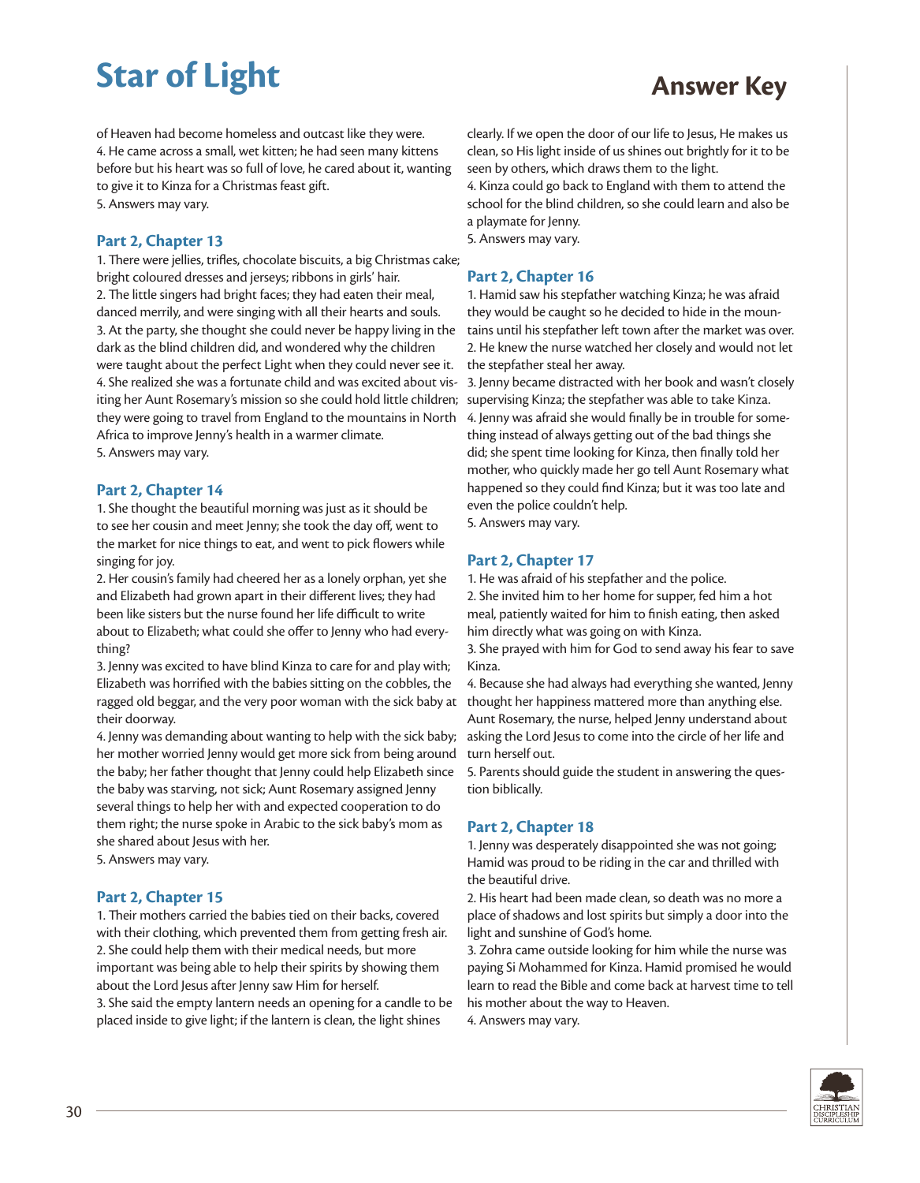of Heaven had become homeless and outcast like they were.
4. He came across a small, wet kitten; he had seen many kittens before but his heart was so full of love, he cared about it, wanting to give it to Kinza for a Christmas feast gift.
5. Answers may vary.

### Part 2, Chapter 13

1. There were jellies, trifles, chocolate biscuits, a big Christmas cake; bright coloured dresses and jerseys; ribbons in girls' hair.
2. The little singers had bright faces; they had eaten their meal, danced merrily, and were singing with all their hearts and souls.
3. At the party, she thought she could never be happy living in the dark as the blind children did, and wondered why the children were taught about the perfect Light when they could never see it.
4. She realized she was a fortunate child and was excited about visiting her Aunt Rosemary's mission so she could hold little children; they were going to travel from England to the mountains in North Africa to improve Jenny's health in a warmer climate.
5. Answers may vary.

### Part 2, Chapter 14

1. She thought the beautiful morning was just as it should be to see her cousin and meet Jenny; she took the day off, went to the market for nice things to eat, and went to pick flowers while singing for joy.
2. Her cousin's family had cheered her as a lonely orphan, yet she and Elizabeth had grown apart in their different lives; they had been like sisters but the nurse found her life difficult to write about to Elizabeth; what could she offer to Jenny who had everything?
3. Jenny was excited to have blind Kinza to care for and play with; Elizabeth was horrified with the babies sitting on the cobbles, the ragged old beggar, and the very poor woman with the sick baby at their doorway.
4. Jenny was demanding about wanting to help with the sick baby; her mother worried Jenny would get more sick from being around the baby; her father thought that Jenny could help Elizabeth since the baby was starving, not sick; Aunt Rosemary assigned Jenny several things to help her with and expected cooperation to do them right; the nurse spoke in Arabic to the sick baby's mom as she shared about Jesus with her.
5. Answers may vary.

### Part 2, Chapter 15

1. Their mothers carried the babies tied on their backs, covered with their clothing, which prevented them from getting fresh air.
2. She could help them with their medical needs, but more important was being able to help their spirits by showing them about the Lord Jesus after Jenny saw Him for herself.
3. She said the empty lantern needs an opening for a candle to be placed inside to give light; if the lantern is clean, the light shines clearly. If we open the door of our life to Jesus, He makes us clean, so His light inside of us shines out brightly for it to be seen by others, which draws them to the light.
4. Kinza could go back to England with them to attend the school for the blind children, so she could learn and also be a playmate for Jenny.
5. Answers may vary.

### Part 2, Chapter 16

1. Hamid saw his stepfather watching Kinza; he was afraid they would be caught so he decided to hide in the mountains until his stepfather left town after the market was over.
2. He knew the nurse watched her closely and would not let the stepfather steal her away.
3. Jenny became distracted with her book and wasn't closely supervising Kinza; the stepfather was able to take Kinza.
4. Jenny was afraid she would finally be in trouble for something instead of always getting out of the bad things she did; she spent time looking for Kinza, then finally told her mother, who quickly made her go tell Aunt Rosemary what happened so they could find Kinza; but it was too late and even the police couldn't help.
5. Answers may vary.

### Part 2, Chapter 17

1. He was afraid of his stepfather and the police.
2. She invited him to her home for supper, fed him a hot meal, patiently waited for him to finish eating, then asked him directly what was going on with Kinza.
3. She prayed with him for God to send away his fear to save Kinza.
4. Because she had always had everything she wanted, Jenny thought her happiness mattered more than anything else. Aunt Rosemary, the nurse, helped Jenny understand about asking the Lord Jesus to come into the circle of her life and turn herself out.
5. Parents should guide the student in answering the question biblically.

### Part 2, Chapter 18

1. Jenny was desperately disappointed she was not going; Hamid was proud to be riding in the car and thrilled with the beautiful drive.
2. His heart had been made clean, so death was no more a place of shadows and lost spirits but simply a door into the light and sunshine of God's home.
3. Zohra came outside looking for him while the nurse was paying Si Mohammed for Kinza. Hamid promised he would learn to read the Bible and come back at harvest time to tell his mother about the way to Heaven.
4. Answers may vary.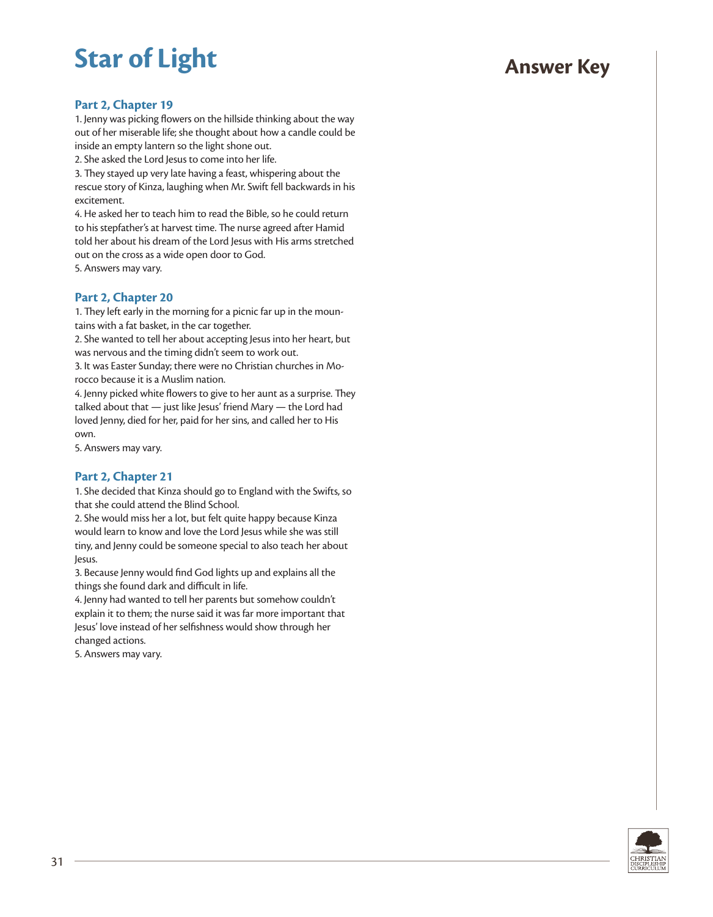# Star of Light

## Answer Key

### Part 2, Chapter 19

1. Jenny was picking flowers on the hillside thinking about the way out of her miserable life; she thought about how a candle could be inside an empty lantern so the light shone out.
2. She asked the Lord Jesus to come into her life.
3. They stayed up very late having a feast, whispering about the rescue story of Kinza, laughing when Mr. Swift fell backwards in his excitement.
4. He asked her to teach him to read the Bible, so he could return to his stepfather's at harvest time. The nurse agreed after Hamid told her about his dream of the Lord Jesus with His arms stretched out on the cross as a wide open door to God.
5. Answers may vary.

### Part 2, Chapter 20

1. They left early in the morning for a picnic far up in the mountains with a fat basket, in the car together.
2. She wanted to tell her about accepting Jesus into her heart, but was nervous and the timing didn't seem to work out.
3. It was Easter Sunday; there were no Christian churches in Morocco because it is a Muslim nation.
4. Jenny picked white flowers to give to her aunt as a surprise. They talked about that — just like Jesus' friend Mary — the Lord had loved Jenny, died for her, paid for her sins, and called her to His own.
5. Answers may vary.

### Part 2, Chapter 21

1. She decided that Kinza should go to England with the Swifts, so that she could attend the Blind School.
2. She would miss her a lot, but felt quite happy because Kinza would learn to know and love the Lord Jesus while she was still tiny, and Jenny could be someone special to also teach her about Jesus.
3. Because Jenny would find God lights up and explains all the things she found dark and difficult in life.
4. Jenny had wanted to tell her parents but somehow couldn't explain it to them; the nurse said it was far more important that Jesus' love instead of her selfishness would show through her changed actions.
5. Answers may vary.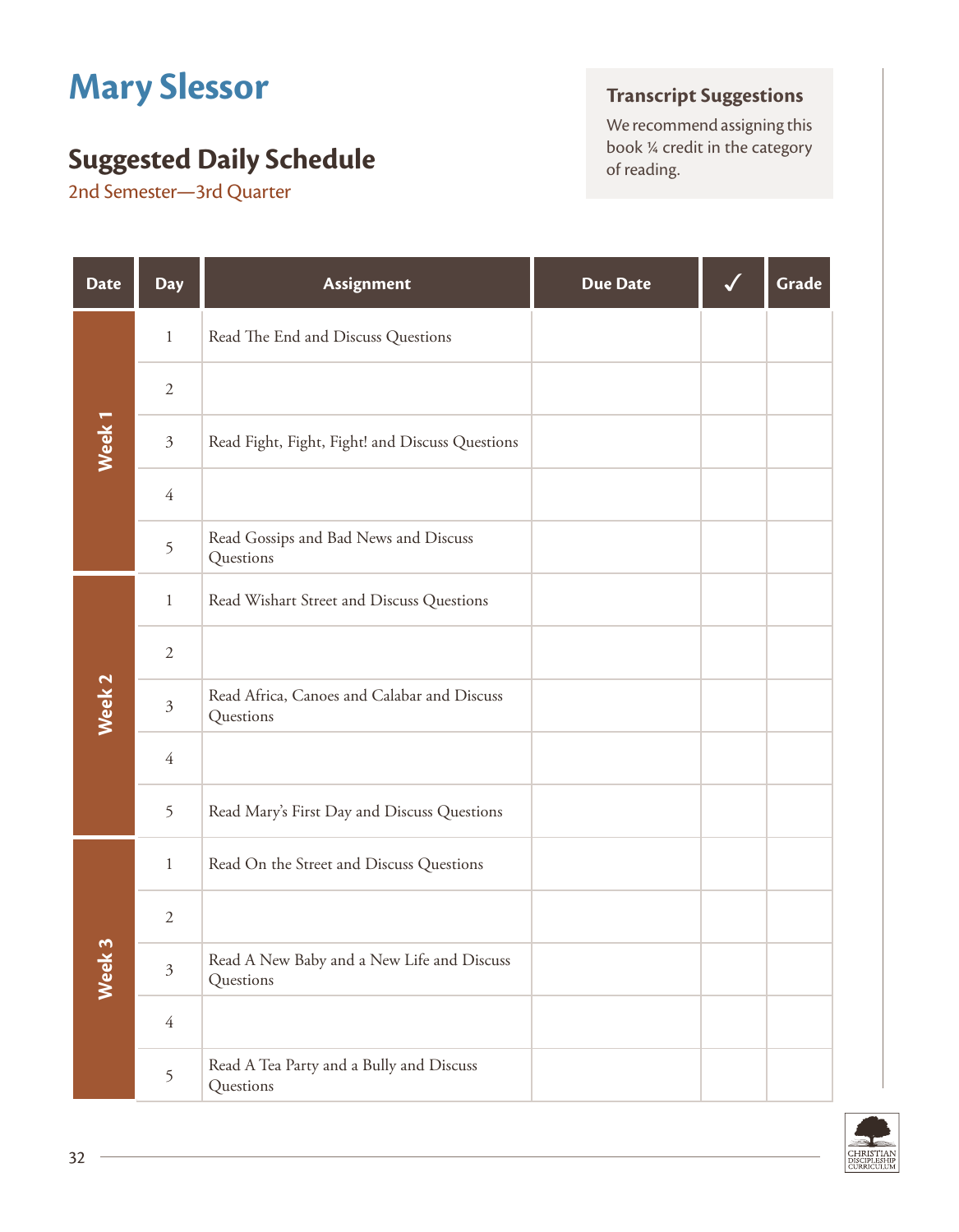# Mary Slessor

## Suggested Daily Schedule

2nd Semester—3rd Quarter

> **Transcript Suggestions**
>
> We recommend assigning this book ¼ credit in the category of reading.

| Date | Day | Assignment | Due Date | ✓ | Grade |
|---|---|---|---|---|---|
| Week 1 | 1 | Read The End and Discuss Questions | | | |
| | 2 | | | | |
| | 3 | Read Fight, Fight, Fight! and Discuss Questions | | | |
| | 4 | | | | |
| | 5 | Read Gossips and Bad News and Discuss Questions | | | |
| Week 2 | 1 | Read Wishart Street and Discuss Questions | | | |
| | 2 | | | | |
| | 3 | Read Africa, Canoes and Calabar and Discuss Questions | | | |
| | 4 | | | | |
| | 5 | Read Mary's First Day and Discuss Questions | | | |
| Week 3 | 1 | Read On the Street and Discuss Questions | | | |
| | 2 | | | | |
| | 3 | Read A New Baby and a New Life and Discuss Questions | | | |
| | 4 | | | | |
| | 5 | Read A Tea Party and a Bully and Discuss Questions | | | |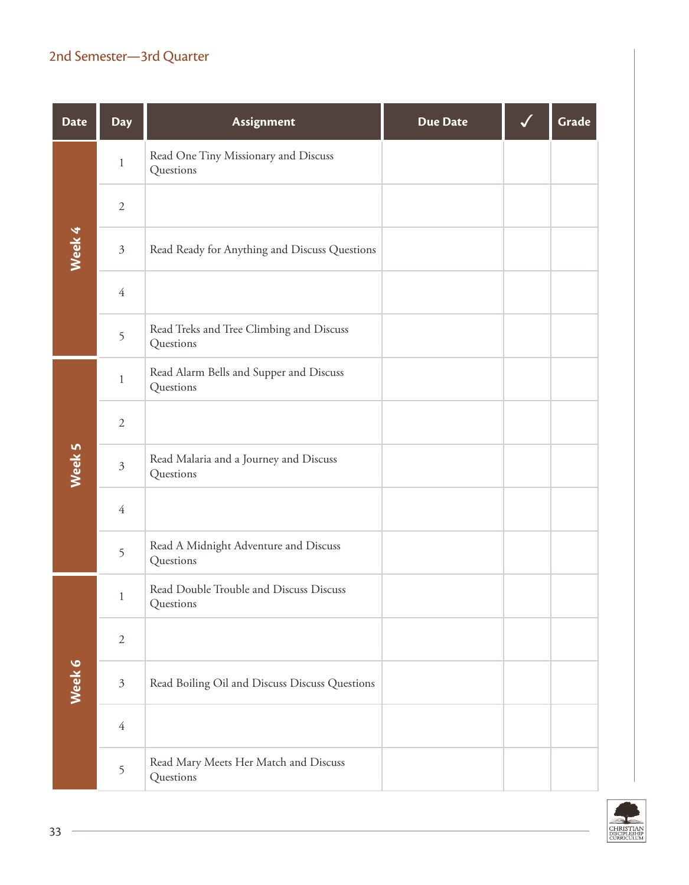## 2nd Semester—3rd Quarter

| Date | Day | Assignment | Due Date | ✓ | Grade |
|---|---|---|---|---|---|
| Week 4 | 1 | Read One Tiny Missionary and Discuss Questions | | | |
| | 2 | | | | |
| | 3 | Read Ready for Anything and Discuss Questions | | | |
| | 4 | | | | |
| | 5 | Read Treks and Tree Climbing and Discuss Questions | | | |
| Week 5 | 1 | Read Alarm Bells and Supper and Discuss Questions | | | |
| | 2 | | | | |
| | 3 | Read Malaria and a Journey and Discuss Questions | | | |
| | 4 | | | | |
| | 5 | Read A Midnight Adventure and Discuss Questions | | | |
| Week 6 | 1 | Read Double Trouble and Discuss Discuss Questions | | | |
| | 2 | | | | |
| | 3 | Read Boiling Oil and Discuss Discuss Questions | | | |
| | 4 | | | | |
| | 5 | Read Mary Meets Her Match and Discuss Questions | | | |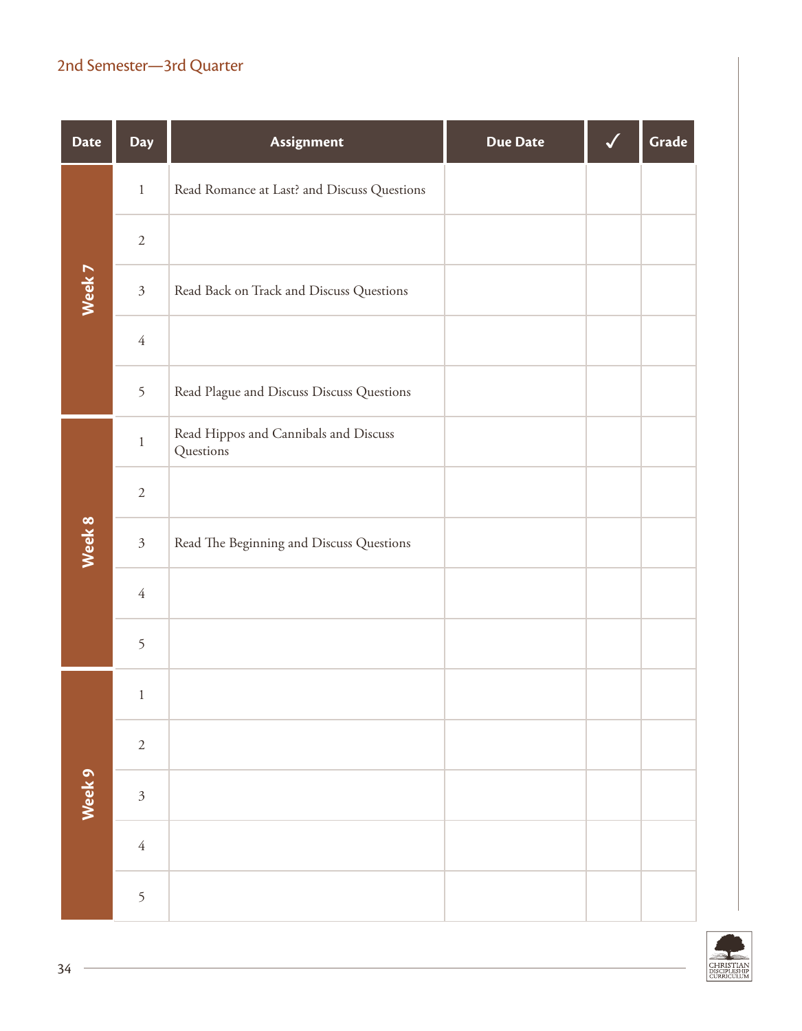## 2nd Semester—3rd Quarter

| Date | Day | Assignment | Due Date | ✓ | Grade |
|---|---|---|---|---|---|
| Week 7 | 1 | Read Romance at Last? and Discuss Questions | | | |
| | 2 | | | | |
| | 3 | Read Back on Track and Discuss Questions | | | |
| | 4 | | | | |
| | 5 | Read Plague and Discuss Discuss Questions | | | |
| Week 8 | 1 | Read Hippos and Cannibals and Discuss Questions | | | |
| | 2 | | | | |
| | 3 | Read The Beginning and Discuss Questions | | | |
| | 4 | | | | |
| | 5 | | | | |
| Week 9 | 1 | | | | |
| | 2 | | | | |
| | 3 | | | | |
| | 4 | | | | |
| | 5 | | | | |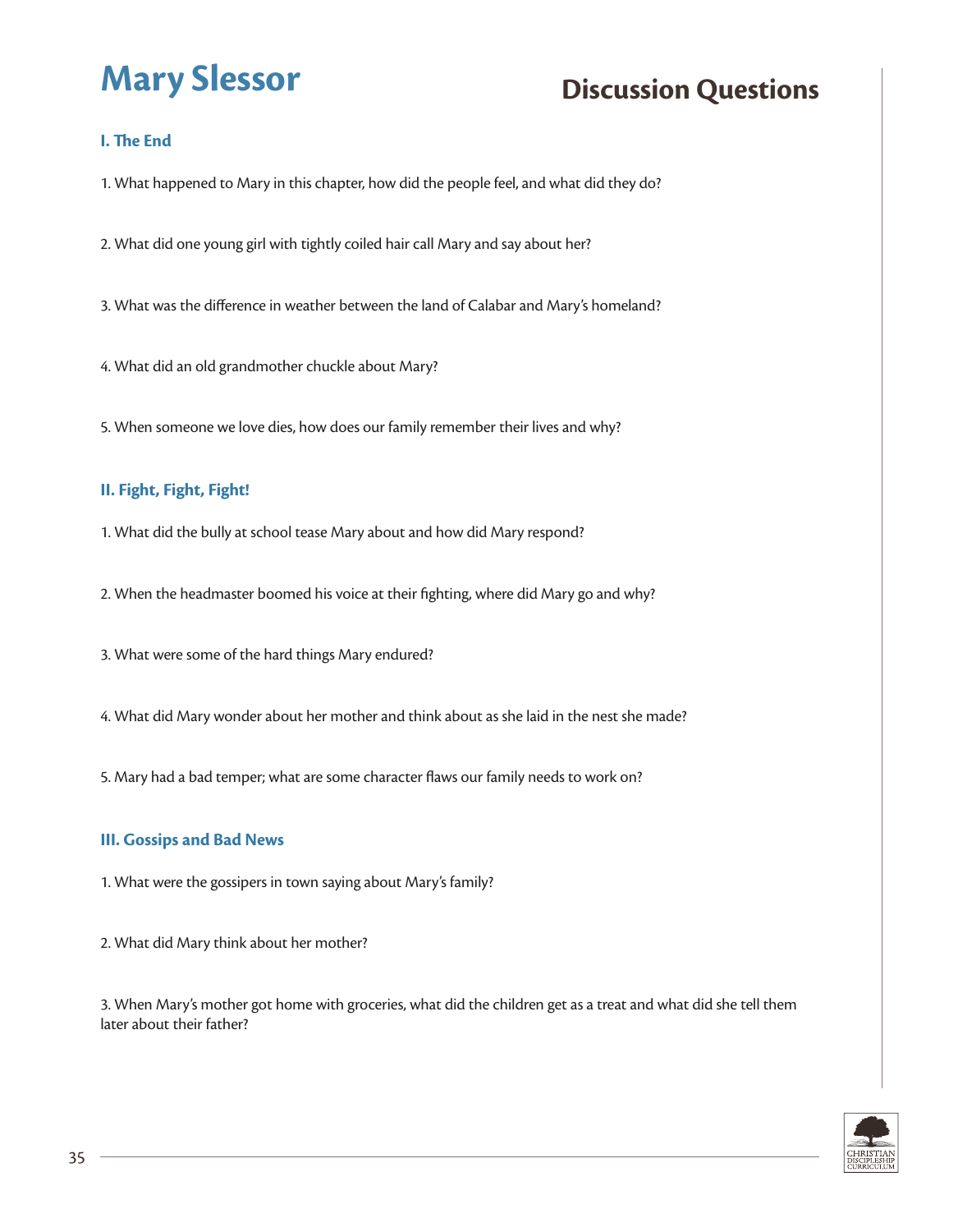# Mary Slessor

## Discussion Questions

### I. The End

1. What happened to Mary in this chapter, how did the people feel, and what did they do?

2. What did one young girl with tightly coiled hair call Mary and say about her?

3. What was the difference in weather between the land of Calabar and Mary's homeland?

4. What did an old grandmother chuckle about Mary?

5. When someone we love dies, how does our family remember their lives and why?

### II. Fight, Fight, Fight!

1. What did the bully at school tease Mary about and how did Mary respond?

2. When the headmaster boomed his voice at their fighting, where did Mary go and why?

3. What were some of the hard things Mary endured?

4. What did Mary wonder about her mother and think about as she laid in the nest she made?

5. Mary had a bad temper; what are some character flaws our family needs to work on?

### III. Gossips and Bad News

1. What were the gossipers in town saying about Mary's family?

2. What did Mary think about her mother?

3. When Mary's mother got home with groceries, what did the children get as a treat and what did she tell them later about their father?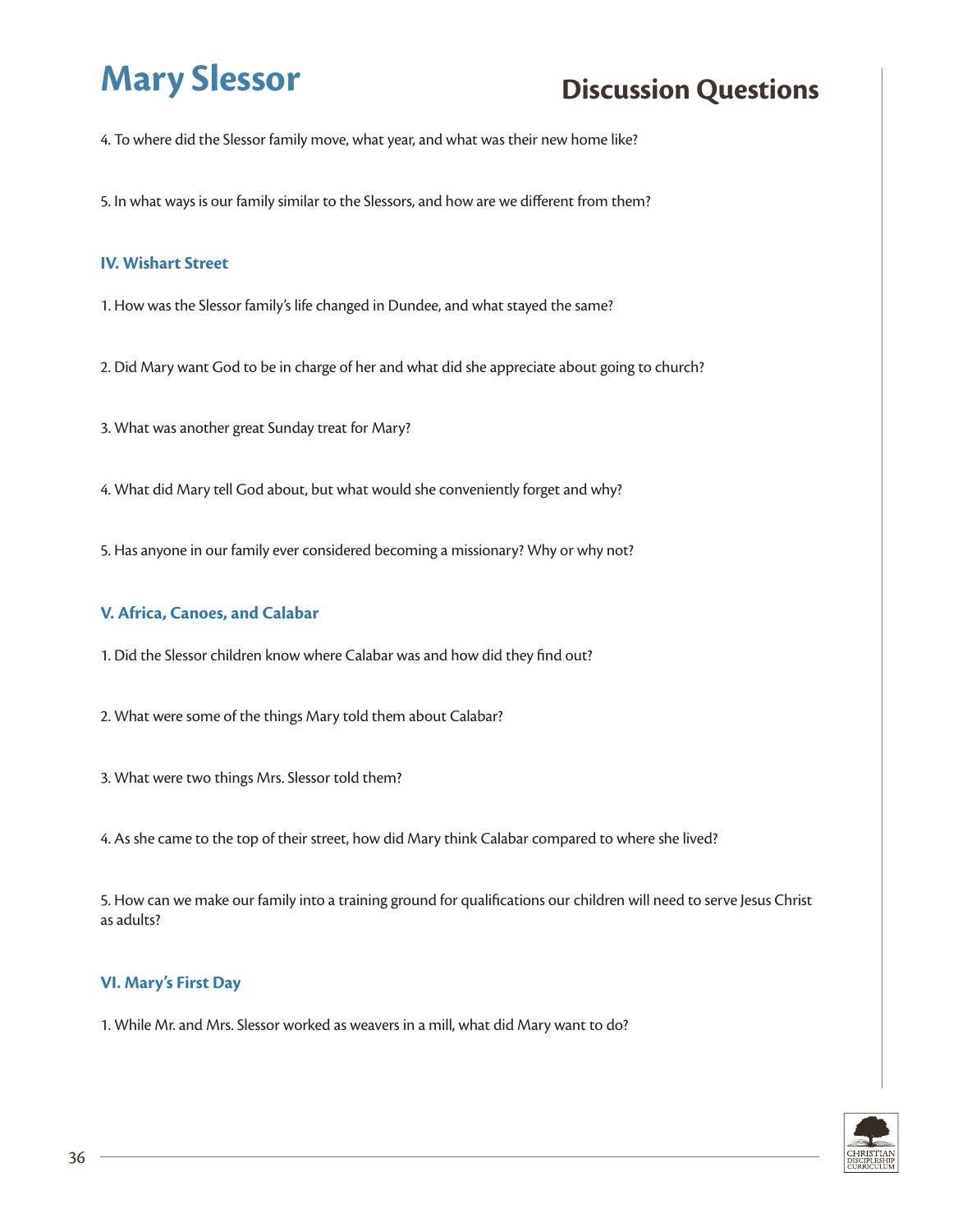4. To where did the Slessor family move, what year, and what was their new home like?

5. In what ways is our family similar to the Slessors, and how are we different from them?

### IV. Wishart Street

1. How was the Slessor family's life changed in Dundee, and what stayed the same?

2. Did Mary want God to be in charge of her and what did she appreciate about going to church?

3. What was another great Sunday treat for Mary?

4. What did Mary tell God about, but what would she conveniently forget and why?

5. Has anyone in our family ever considered becoming a missionary? Why or why not?

### V. Africa, Canoes, and Calabar

1. Did the Slessor children know where Calabar was and how did they find out?

2. What were some of the things Mary told them about Calabar?

3. What were two things Mrs. Slessor told them?

4. As she came to the top of their street, how did Mary think Calabar compared to where she lived?

5. How can we make our family into a training ground for qualifications our children will need to serve Jesus Christ as adults?

### VI. Mary's First Day

1. While Mr. and Mrs. Slessor worked as weavers in a mill, what did Mary want to do?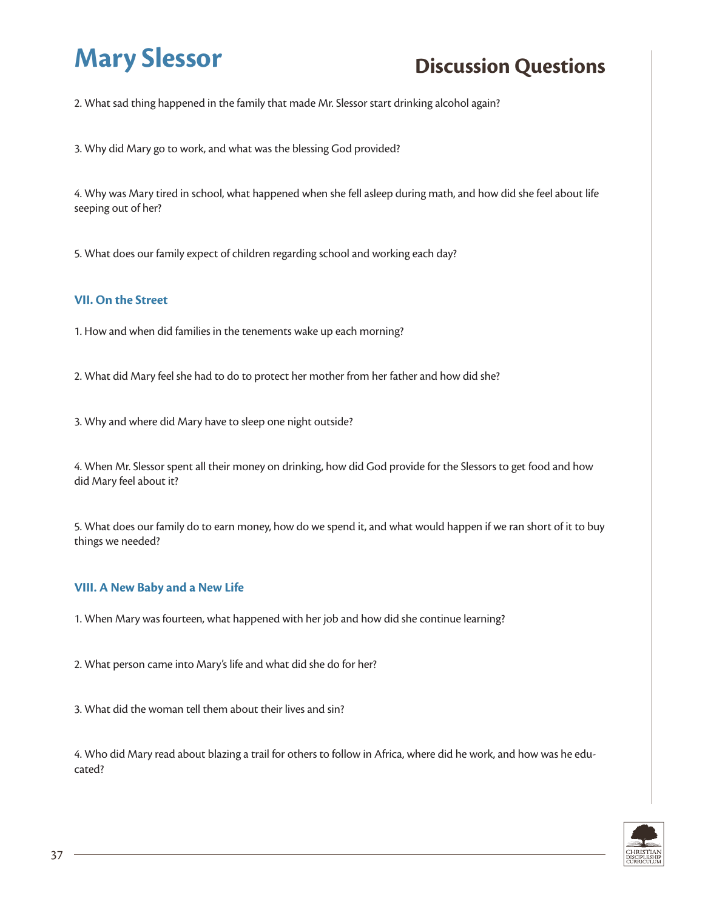# Mary Slessor

## Discussion Questions

2. What sad thing happened in the family that made Mr. Slessor start drinking alcohol again?

3. Why did Mary go to work, and what was the blessing God provided?

4. Why was Mary tired in school, what happened when she fell asleep during math, and how did she feel about life seeping out of her?

5. What does our family expect of children regarding school and working each day?

### VII. On the Street

1. How and when did families in the tenements wake up each morning?

2. What did Mary feel she had to do to protect her mother from her father and how did she?

3. Why and where did Mary have to sleep one night outside?

4. When Mr. Slessor spent all their money on drinking, how did God provide for the Slessors to get food and how did Mary feel about it?

5. What does our family do to earn money, how do we spend it, and what would happen if we ran short of it to buy things we needed?

### VIII. A New Baby and a New Life

1. When Mary was fourteen, what happened with her job and how did she continue learning?

2. What person came into Mary's life and what did she do for her?

3. What did the woman tell them about their lives and sin?

4. Who did Mary read about blazing a trail for others to follow in Africa, where did he work, and how was he educated?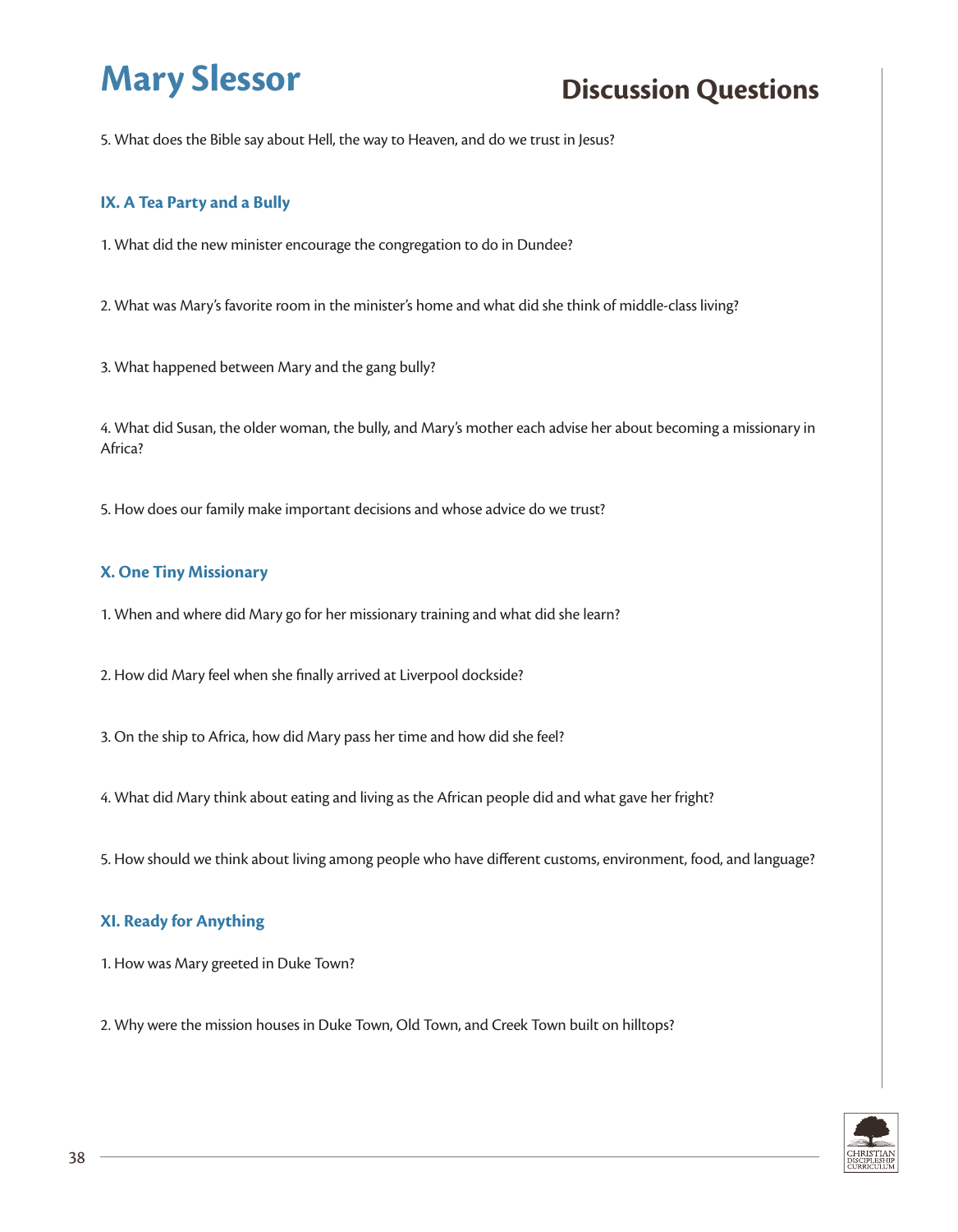# Mary Slessor

## Discussion Questions

5. What does the Bible say about Hell, the way to Heaven, and do we trust in Jesus?

### IX. A Tea Party and a Bully

1. What did the new minister encourage the congregation to do in Dundee?

2. What was Mary's favorite room in the minister's home and what did she think of middle-class living?

3. What happened between Mary and the gang bully?

4. What did Susan, the older woman, the bully, and Mary's mother each advise her about becoming a missionary in Africa?

5. How does our family make important decisions and whose advice do we trust?

### X. One Tiny Missionary

1. When and where did Mary go for her missionary training and what did she learn?

2. How did Mary feel when she finally arrived at Liverpool dockside?

3. On the ship to Africa, how did Mary pass her time and how did she feel?

4. What did Mary think about eating and living as the African people did and what gave her fright?

5. How should we think about living among people who have different customs, environment, food, and language?

### XI. Ready for Anything

1. How was Mary greeted in Duke Town?

2. Why were the mission houses in Duke Town, Old Town, and Creek Town built on hilltops?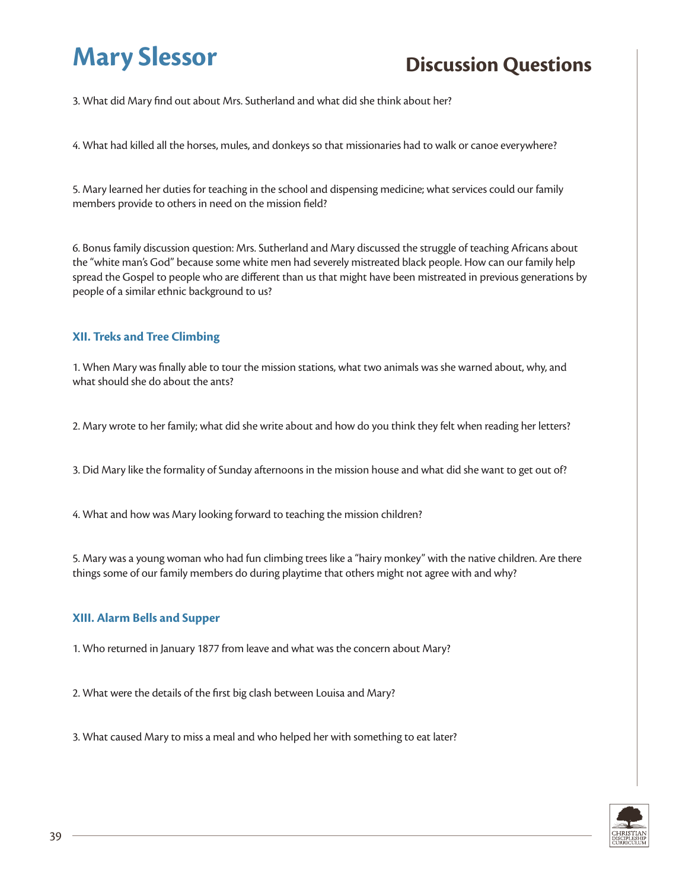3. What did Mary find out about Mrs. Sutherland and what did she think about her?

4. What had killed all the horses, mules, and donkeys so that missionaries had to walk or canoe everywhere?

5. Mary learned her duties for teaching in the school and dispensing medicine; what services could our family members provide to others in need on the mission field?

6. Bonus family discussion question: Mrs. Sutherland and Mary discussed the struggle of teaching Africans about the "white man's God" because some white men had severely mistreated black people. How can our family help spread the Gospel to people who are different than us that might have been mistreated in previous generations by people of a similar ethnic background to us?

### XII. Treks and Tree Climbing

1. When Mary was finally able to tour the mission stations, what two animals was she warned about, why, and what should she do about the ants?

2. Mary wrote to her family; what did she write about and how do you think they felt when reading her letters?

3. Did Mary like the formality of Sunday afternoons in the mission house and what did she want to get out of?

4. What and how was Mary looking forward to teaching the mission children?

5. Mary was a young woman who had fun climbing trees like a "hairy monkey" with the native children. Are there things some of our family members do during playtime that others might not agree with and why?

### XIII. Alarm Bells and Supper

1. Who returned in January 1877 from leave and what was the concern about Mary?

2. What were the details of the first big clash between Louisa and Mary?

3. What caused Mary to miss a meal and who helped her with something to eat later?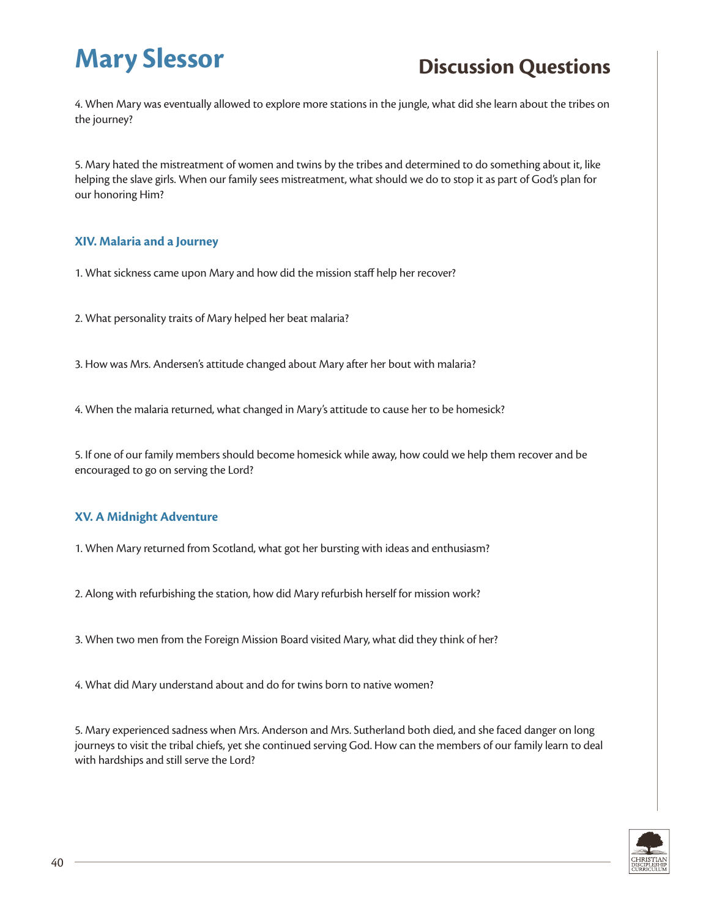4. When Mary was eventually allowed to explore more stations in the jungle, what did she learn about the tribes on the journey?

5. Mary hated the mistreatment of women and twins by the tribes and determined to do something about it, like helping the slave girls. When our family sees mistreatment, what should we do to stop it as part of God's plan for our honoring Him?

### XIV. Malaria and a Journey

1. What sickness came upon Mary and how did the mission staff help her recover?

2. What personality traits of Mary helped her beat malaria?

3. How was Mrs. Andersen's attitude changed about Mary after her bout with malaria?

4. When the malaria returned, what changed in Mary's attitude to cause her to be homesick?

5. If one of our family members should become homesick while away, how could we help them recover and be encouraged to go on serving the Lord?

### XV. A Midnight Adventure

1. When Mary returned from Scotland, what got her bursting with ideas and enthusiasm?

2. Along with refurbishing the station, how did Mary refurbish herself for mission work?

3. When two men from the Foreign Mission Board visited Mary, what did they think of her?

4. What did Mary understand about and do for twins born to native women?

5. Mary experienced sadness when Mrs. Anderson and Mrs. Sutherland both died, and she faced danger on long journeys to visit the tribal chiefs, yet she continued serving God. How can the members of our family learn to deal with hardships and still serve the Lord?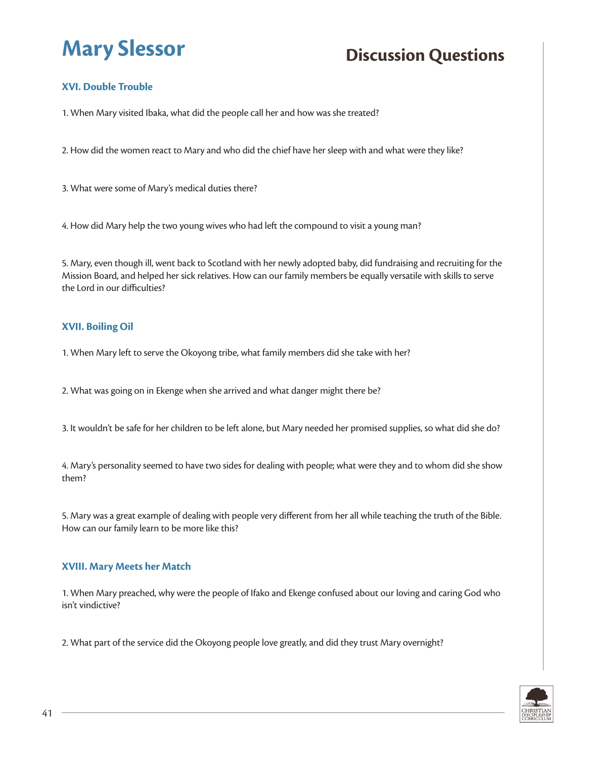# Mary Slessor

## Discussion Questions

### XVI. Double Trouble

1. When Mary visited Ibaka, what did the people call her and how was she treated?

2. How did the women react to Mary and who did the chief have her sleep with and what were they like?

3. What were some of Mary's medical duties there?

4. How did Mary help the two young wives who had left the compound to visit a young man?

5. Mary, even though ill, went back to Scotland with her newly adopted baby, did fundraising and recruiting for the Mission Board, and helped her sick relatives. How can our family members be equally versatile with skills to serve the Lord in our difficulties?

### XVII. Boiling Oil

1. When Mary left to serve the Okoyong tribe, what family members did she take with her?

2. What was going on in Ekenge when she arrived and what danger might there be?

3. It wouldn't be safe for her children to be left alone, but Mary needed her promised supplies, so what did she do?

4. Mary's personality seemed to have two sides for dealing with people; what were they and to whom did she show them?

5. Mary was a great example of dealing with people very different from her all while teaching the truth of the Bible. How can our family learn to be more like this?

### XVIII. Mary Meets her Match

1. When Mary preached, why were the people of Ifako and Ekenge confused about our loving and caring God who isn't vindictive?

2. What part of the service did the Okoyong people love greatly, and did they trust Mary overnight?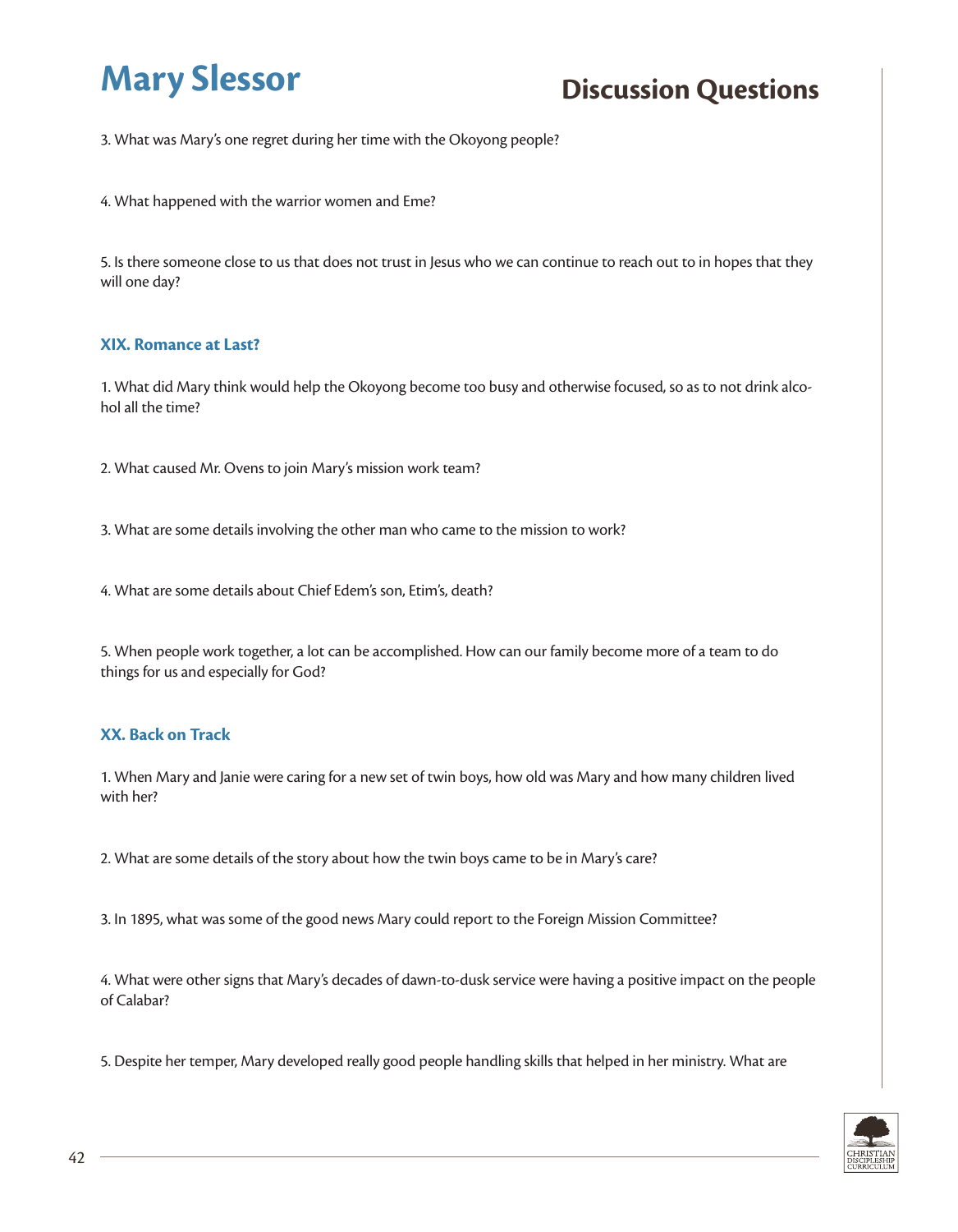3. What was Mary's one regret during her time with the Okoyong people?

4. What happened with the warrior women and Eme?

5. Is there someone close to us that does not trust in Jesus who we can continue to reach out to in hopes that they will one day?

### XIX. Romance at Last?

1. What did Mary think would help the Okoyong become too busy and otherwise focused, so as to not drink alcohol all the time?

2. What caused Mr. Ovens to join Mary's mission work team?

3. What are some details involving the other man who came to the mission to work?

4. What are some details about Chief Edem's son, Etim's, death?

5. When people work together, a lot can be accomplished. How can our family become more of a team to do things for us and especially for God?

### XX. Back on Track

1. When Mary and Janie were caring for a new set of twin boys, how old was Mary and how many children lived with her?

2. What are some details of the story about how the twin boys came to be in Mary's care?

3. In 1895, what was some of the good news Mary could report to the Foreign Mission Committee?

4. What were other signs that Mary's decades of dawn-to-dusk service were having a positive impact on the people of Calabar?

5. Despite her temper, Mary developed really good people handling skills that helped in her ministry. What are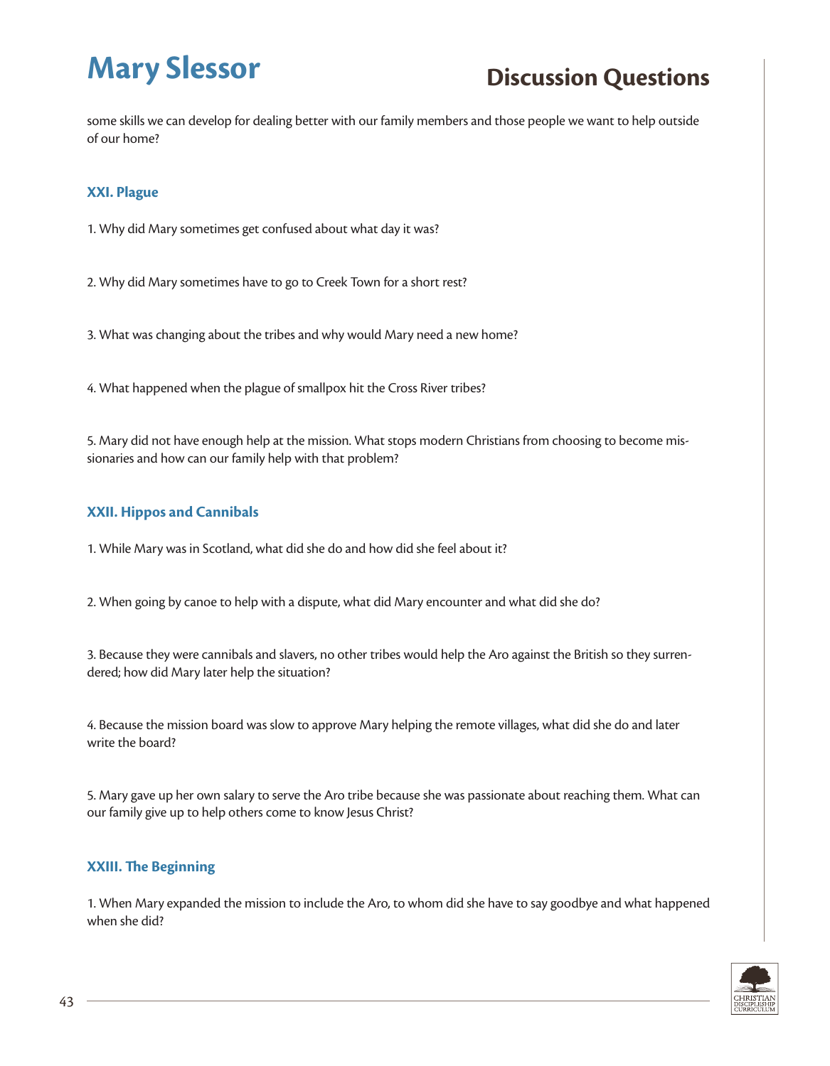some skills we can develop for dealing better with our family members and those people we want to help outside of our home?

### XXI. Plague

1. Why did Mary sometimes get confused about what day it was?

2. Why did Mary sometimes have to go to Creek Town for a short rest?

3. What was changing about the tribes and why would Mary need a new home?

4. What happened when the plague of smallpox hit the Cross River tribes?

5. Mary did not have enough help at the mission. What stops modern Christians from choosing to become missionaries and how can our family help with that problem?

### XXII. Hippos and Cannibals

1. While Mary was in Scotland, what did she do and how did she feel about it?

2. When going by canoe to help with a dispute, what did Mary encounter and what did she do?

3. Because they were cannibals and slavers, no other tribes would help the Aro against the British so they surrendered; how did Mary later help the situation?

4. Because the mission board was slow to approve Mary helping the remote villages, what did she do and later write the board?

5. Mary gave up her own salary to serve the Aro tribe because she was passionate about reaching them. What can our family give up to help others come to know Jesus Christ?

### XXIII. The Beginning

1. When Mary expanded the mission to include the Aro, to whom did she have to say goodbye and what happened when she did?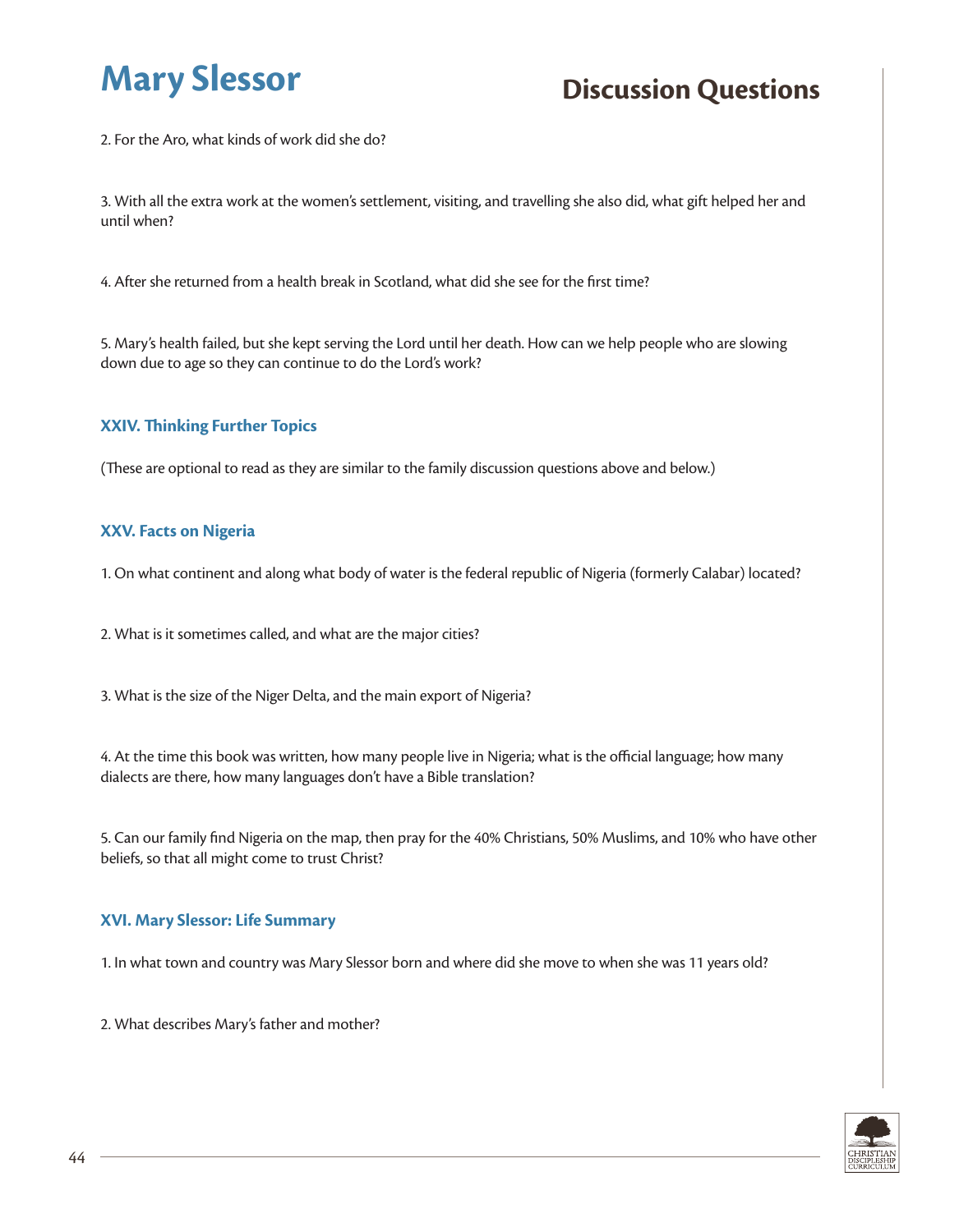# Mary Slessor

## Discussion Questions

2. For the Aro, what kinds of work did she do?

3. With all the extra work at the women's settlement, visiting, and travelling she also did, what gift helped her and until when?

4. After she returned from a health break in Scotland, what did she see for the first time?

5. Mary's health failed, but she kept serving the Lord until her death. How can we help people who are slowing down due to age so they can continue to do the Lord's work?

### XXIV. Thinking Further Topics

(These are optional to read as they are similar to the family discussion questions above and below.)

### XXV. Facts on Nigeria

1. On what continent and along what body of water is the federal republic of Nigeria (formerly Calabar) located?

2. What is it sometimes called, and what are the major cities?

3. What is the size of the Niger Delta, and the main export of Nigeria?

4. At the time this book was written, how many people live in Nigeria; what is the official language; how many dialects are there, how many languages don't have a Bible translation?

5. Can our family find Nigeria on the map, then pray for the 40% Christians, 50% Muslims, and 10% who have other beliefs, so that all might come to trust Christ?

### XVI. Mary Slessor: Life Summary

1. In what town and country was Mary Slessor born and where did she move to when she was 11 years old?

2. What describes Mary's father and mother?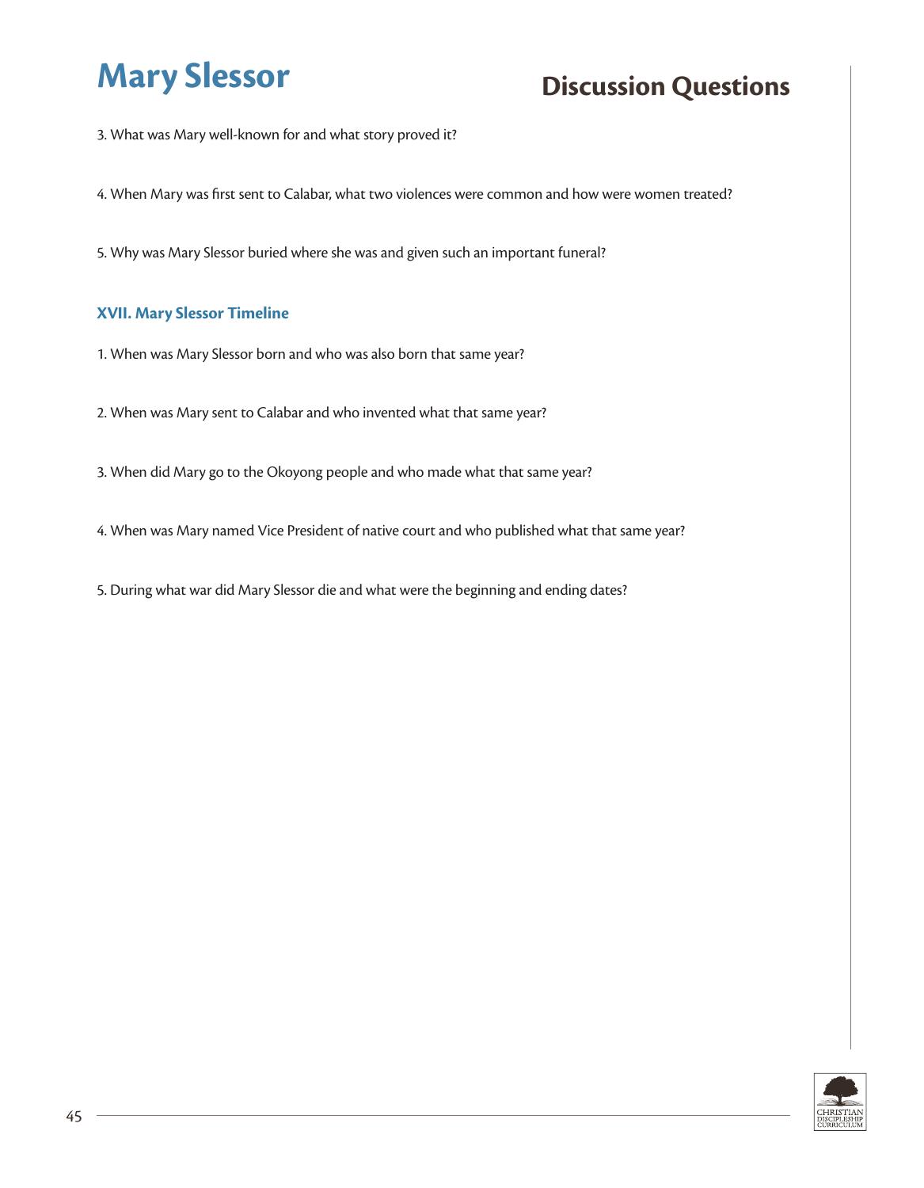# Mary Slessor

## Discussion Questions

3. What was Mary well-known for and what story proved it?

4. When Mary was first sent to Calabar, what two violences were common and how were women treated?

5. Why was Mary Slessor buried where she was and given such an important funeral?

### XVII. Mary Slessor Timeline

1. When was Mary Slessor born and who was also born that same year?

2. When was Mary sent to Calabar and who invented what that same year?

3. When did Mary go to the Okoyong people and who made what that same year?

4. When was Mary named Vice President of native court and who published what that same year?

5. During what war did Mary Slessor die and what were the beginning and ending dates?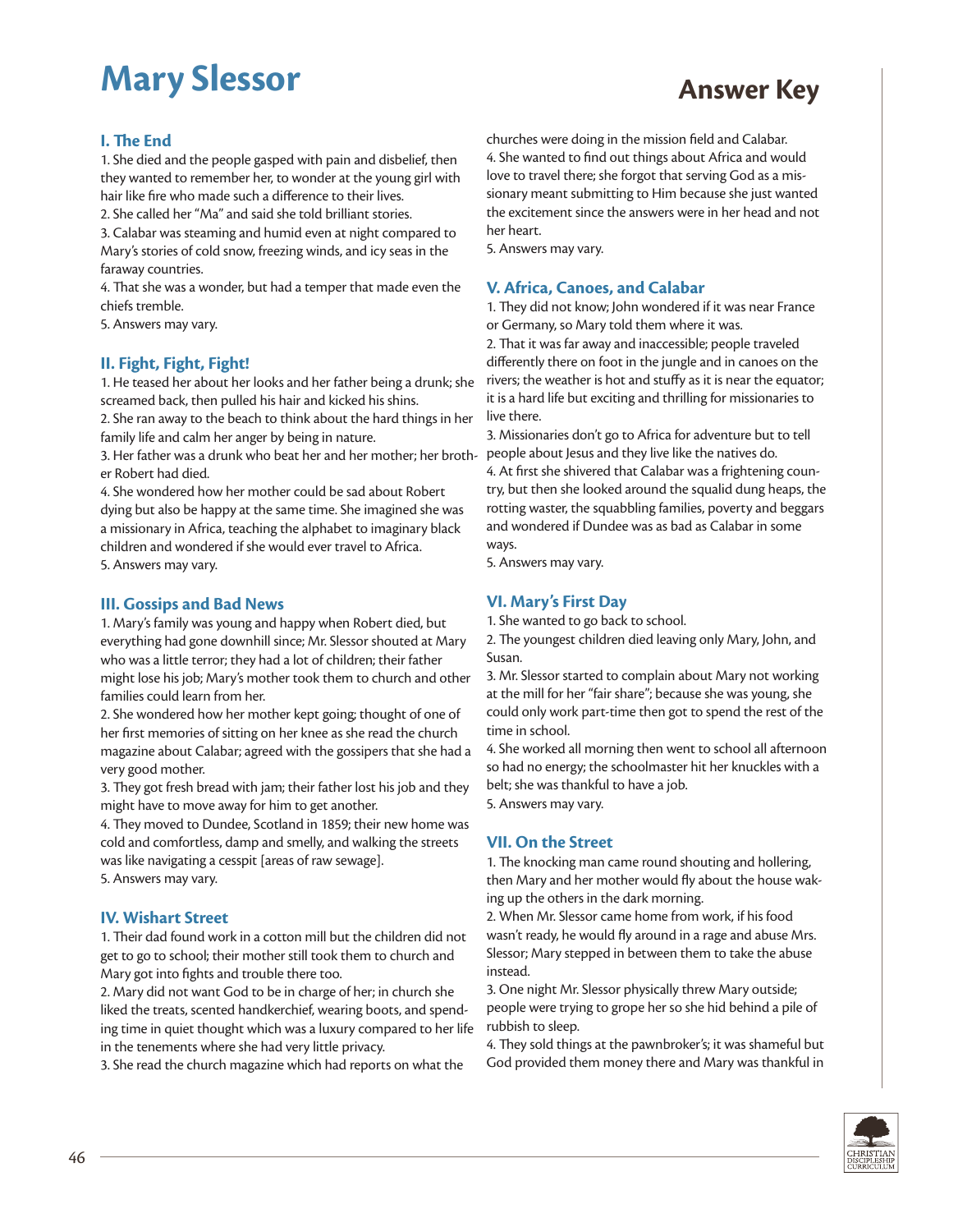# Mary Slessor

## Answer Key

### I. The End

1. She died and the people gasped with pain and disbelief, then they wanted to remember her, to wonder at the young girl with hair like fire who made such a difference to their lives.
2. She called her "Ma" and said she told brilliant stories.
3. Calabar was steaming and humid even at night compared to Mary's stories of cold snow, freezing winds, and icy seas in the faraway countries.
4. That she was a wonder, but had a temper that made even the chiefs tremble.
5. Answers may vary.

### II. Fight, Fight, Fight!

1. He teased her about her looks and her father being a drunk; she screamed back, then pulled his hair and kicked his shins.
2. She ran away to the beach to think about the hard things in her family life and calm her anger by being in nature.
3. Her father was a drunk who beat her and her mother; her brother Robert had died.
4. She wondered how her mother could be sad about Robert dying but also be happy at the same time. She imagined she was a missionary in Africa, teaching the alphabet to imaginary black children and wondered if she would ever travel to Africa.
5. Answers may vary.

### III. Gossips and Bad News

1. Mary's family was young and happy when Robert died, but everything had gone downhill since; Mr. Slessor shouted at Mary who was a little terror; they had a lot of children; their father might lose his job; Mary's mother took them to church and other families could learn from her.
2. She wondered how her mother kept going; thought of one of her first memories of sitting on her knee as she read the church magazine about Calabar; agreed with the gossipers that she had a very good mother.
3. They got fresh bread with jam; their father lost his job and they might have to move away for him to get another.
4. They moved to Dundee, Scotland in 1859; their new home was cold and comfortless, damp and smelly, and walking the streets was like navigating a cesspit [areas of raw sewage].
5. Answers may vary.

### IV. Wishart Street

1. Their dad found work in a cotton mill but the children did not get to go to school; their mother still took them to church and Mary got into fights and trouble there too.
2. Mary did not want God to be in charge of her; in church she liked the treats, scented handkerchief, wearing boots, and spending time in quiet thought which was a luxury compared to her life in the tenements where she had very little privacy.
3. She read the church magazine which had reports on what the churches were doing in the mission field and Calabar.
4. She wanted to find out things about Africa and would love to travel there; she forgot that serving God as a missionary meant submitting to Him because she just wanted the excitement since the answers were in her head and not her heart.
5. Answers may vary.

### V. Africa, Canoes, and Calabar

1. They did not know; John wondered if it was near France or Germany, so Mary told them where it was.
2. That it was far away and inaccessible; people traveled differently there on foot in the jungle and in canoes on the rivers; the weather is hot and stuffy as it is near the equator; it is a hard life but exciting and thrilling for missionaries to live there.
3. Missionaries don't go to Africa for adventure but to tell people about Jesus and they live like the natives do.
4. At first she shivered that Calabar was a frightening country, but then she looked around the squalid dung heaps, the rotting waster, the squabbling families, poverty and beggars and wondered if Dundee was as bad as Calabar in some ways.
5. Answers may vary.

### VI. Mary's First Day

1. She wanted to go back to school.
2. The youngest children died leaving only Mary, John, and Susan.
3. Mr. Slessor started to complain about Mary not working at the mill for her "fair share"; because she was young, she could only work part-time then got to spend the rest of the time in school.
4. She worked all morning then went to school all afternoon so had no energy; the schoolmaster hit her knuckles with a belt; she was thankful to have a job.
5. Answers may vary.

### VII. On the Street

1. The knocking man came round shouting and hollering, then Mary and her mother would fly about the house waking up the others in the dark morning.
2. When Mr. Slessor came home from work, if his food wasn't ready, he would fly around in a rage and abuse Mrs. Slessor; Mary stepped in between them to take the abuse instead.
3. One night Mr. Slessor physically threw Mary outside; people were trying to grope her so she hid behind a pile of rubbish to sleep.
4. They sold things at the pawnbroker's; it was shameful but God provided them money there and Mary was thankful in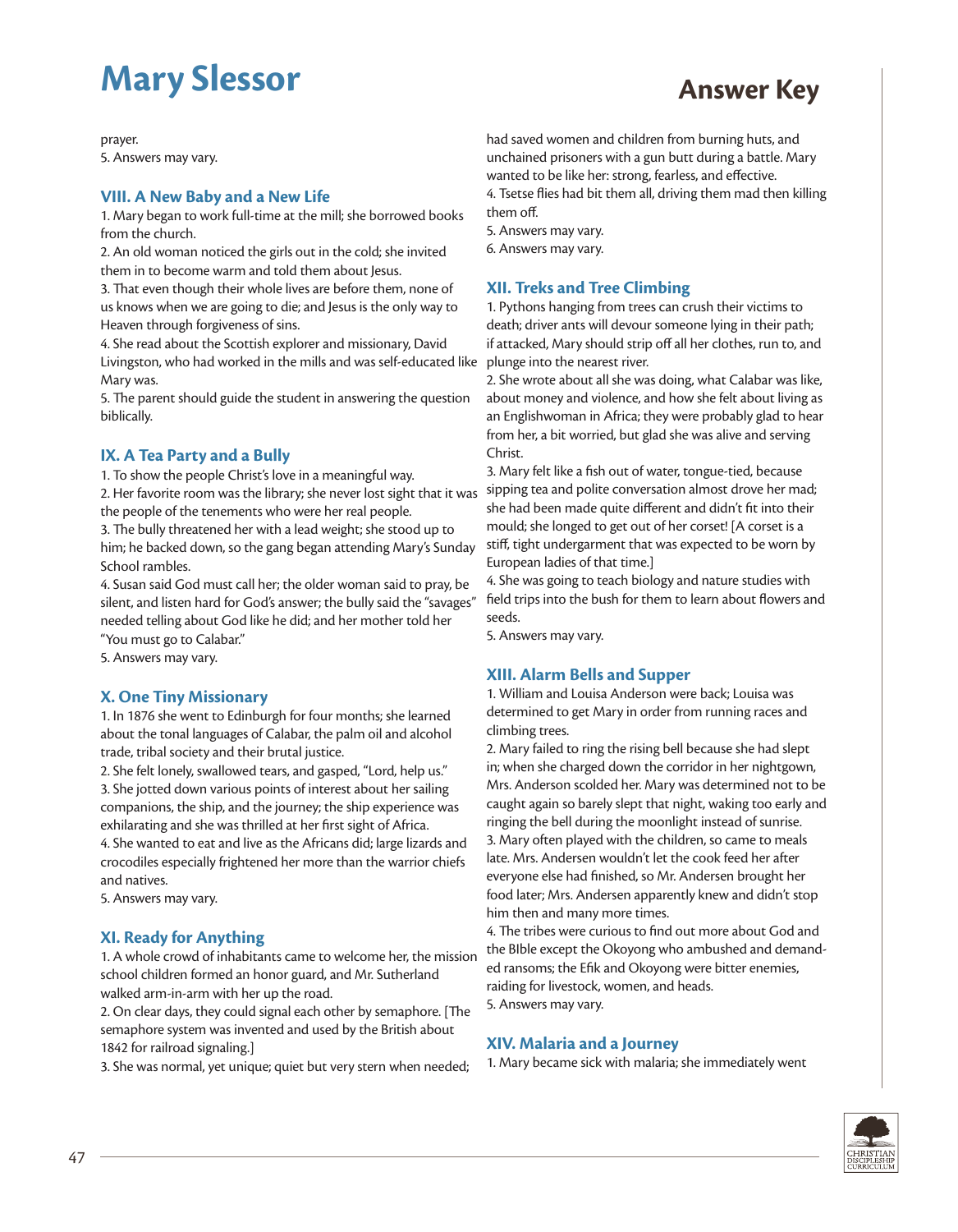# Mary Slessor

## Answer Key

prayer.
5. Answers may vary.

### VIII. A New Baby and a New Life

1. Mary began to work full-time at the mill; she borrowed books from the church.
2. An old woman noticed the girls out in the cold; she invited them in to become warm and told them about Jesus.
3. That even though their whole lives are before them, none of us knows when we are going to die; and Jesus is the only way to Heaven through forgiveness of sins.
4. She read about the Scottish explorer and missionary, David Livingston, who had worked in the mills and was self-educated like Mary was.
5. The parent should guide the student in answering the question biblically.

### IX. A Tea Party and a Bully

1. To show the people Christ's love in a meaningful way.
2. Her favorite room was the library; she never lost sight that it was the people of the tenements who were her real people.
3. The bully threatened her with a lead weight; she stood up to him; he backed down, so the gang began attending Mary's Sunday School rambles.
4. Susan said God must call her; the older woman said to pray, be silent, and listen hard for God's answer; the bully said the "savages" needed telling about God like he did; and her mother told her "You must go to Calabar."
5. Answers may vary.

### X. One Tiny Missionary

1. In 1876 she went to Edinburgh for four months; she learned about the tonal languages of Calabar, the palm oil and alcohol trade, tribal society and their brutal justice.
2. She felt lonely, swallowed tears, and gasped, "Lord, help us."
3. She jotted down various points of interest about her sailing companions, the ship, and the journey; the ship experience was exhilarating and she was thrilled at her first sight of Africa.
4. She wanted to eat and live as the Africans did; large lizards and crocodiles especially frightened her more than the warrior chiefs and natives.
5. Answers may vary.

### XI. Ready for Anything

1. A whole crowd of inhabitants came to welcome her, the mission school children formed an honor guard, and Mr. Sutherland walked arm-in-arm with her up the road.
2. On clear days, they could signal each other by semaphore. [The semaphore system was invented and used by the British about 1842 for railroad signaling.]
3. She was normal, yet unique; quiet but very stern when needed; had saved women and children from burning huts, and unchained prisoners with a gun butt during a battle. Mary wanted to be like her: strong, fearless, and effective.
4. Tsetse flies had bit them all, driving them mad then killing them off.
5. Answers may vary.
6. Answers may vary.

### XII. Treks and Tree Climbing

1. Pythons hanging from trees can crush their victims to death; driver ants will devour someone lying in their path; if attacked, Mary should strip off all her clothes, run to, and plunge into the nearest river.
2. She wrote about all she was doing, what Calabar was like, about money and violence, and how she felt about living as an Englishwoman in Africa; they were probably glad to hear from her, a bit worried, but glad she was alive and serving Christ.
3. Mary felt like a fish out of water, tongue-tied, because sipping tea and polite conversation almost drove her mad; she had been made quite different and didn't fit into their mould; she longed to get out of her corset! [A corset is a stiff, tight undergarment that was expected to be worn by European ladies of that time.]
4. She was going to teach biology and nature studies with field trips into the bush for them to learn about flowers and seeds.
5. Answers may vary.

### XIII. Alarm Bells and Supper

1. William and Louisa Anderson were back; Louisa was determined to get Mary in order from running races and climbing trees.
2. Mary failed to ring the rising bell because she had slept in; when she charged down the corridor in her nightgown, Mrs. Anderson scolded her. Mary was determined not to be caught again so barely slept that night, waking too early and ringing the bell during the moonlight instead of sunrise.
3. Mary often played with the children, so came to meals late. Mrs. Andersen wouldn't let the cook feed her after everyone else had finished, so Mr. Andersen brought her food later; Mrs. Andersen apparently knew and didn't stop him then and many more times.
4. The tribes were curious to find out more about God and the BIble except the Okoyong who ambushed and demanded ransoms; the Efik and Okoyong were bitter enemies, raiding for livestock, women, and heads.
5. Answers may vary.

### XIV. Malaria and a Journey

1. Mary became sick with malaria; she immediately went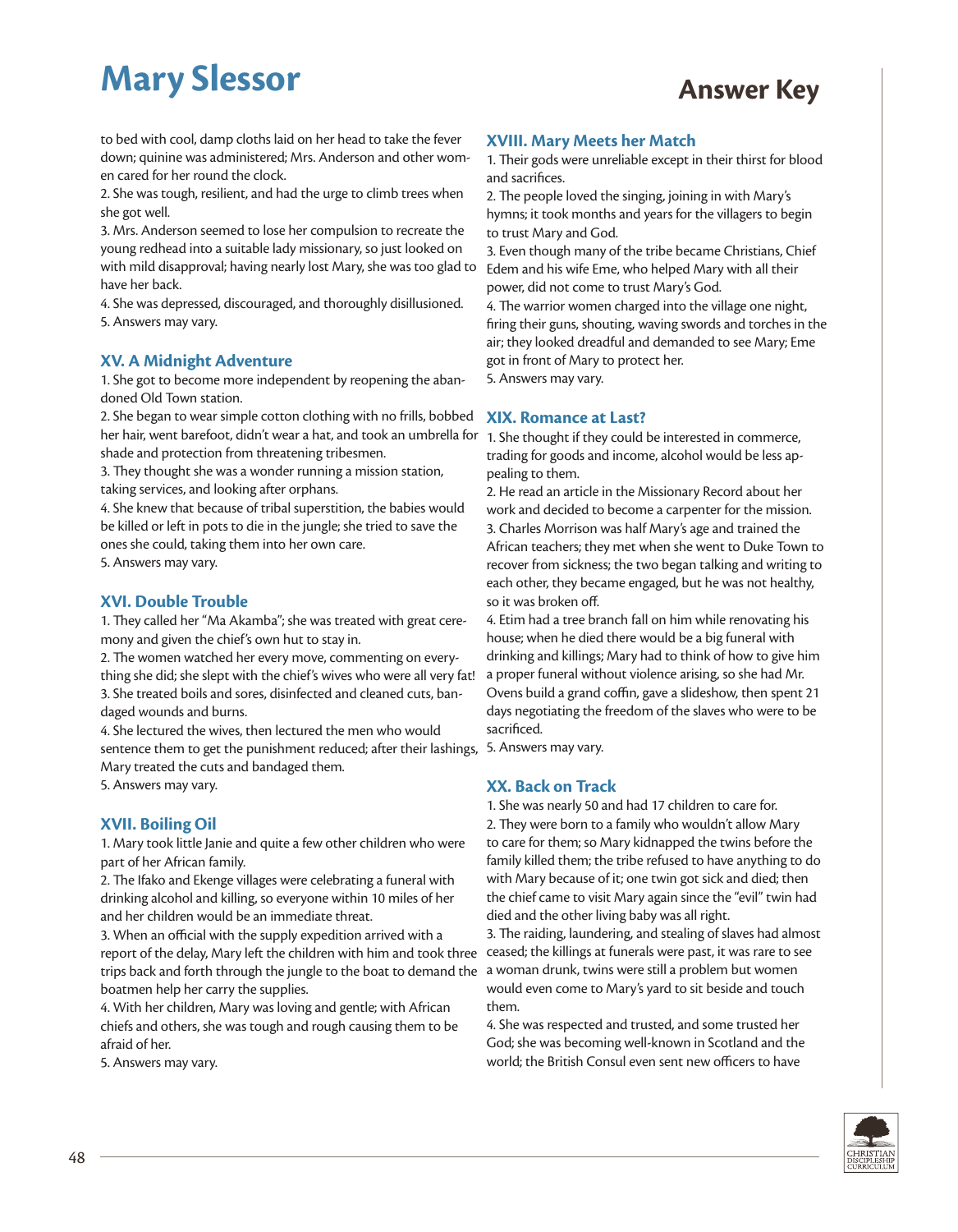to bed with cool, damp cloths laid on her head to take the fever down; quinine was administered; Mrs. Anderson and other women cared for her round the clock.

2. She was tough, resilient, and had the urge to climb trees when she got well.

3. Mrs. Anderson seemed to lose her compulsion to recreate the young redhead into a suitable lady missionary, so just looked on with mild disapproval; having nearly lost Mary, she was too glad to have her back.

4. She was depressed, discouraged, and thoroughly disillusioned.

5. Answers may vary.

### XV. A Midnight Adventure

1. She got to become more independent by reopening the abandoned Old Town station.

2. She began to wear simple cotton clothing with no frills, bobbed her hair, went barefoot, didn't wear a hat, and took an umbrella for shade and protection from threatening tribesmen.

3. They thought she was a wonder running a mission station, taking services, and looking after orphans.

4. She knew that because of tribal superstition, the babies would be killed or left in pots to die in the jungle; she tried to save the ones she could, taking them into her own care.

5. Answers may vary.

### XVI. Double Trouble

1. They called her "Ma Akamba"; she was treated with great ceremony and given the chief's own hut to stay in.

2. The women watched her every move, commenting on everything she did; she slept with the chief's wives who were all very fat!

3. She treated boils and sores, disinfected and cleaned cuts, bandaged wounds and burns.

4. She lectured the wives, then lectured the men who would sentence them to get the punishment reduced; after their lashings, Mary treated the cuts and bandaged them.

5. Answers may vary.

### XVII. Boiling Oil

1. Mary took little Janie and quite a few other children who were part of her African family.

2. The Ifako and Ekenge villages were celebrating a funeral with drinking alcohol and killing, so everyone within 10 miles of her and her children would be an immediate threat.

3. When an official with the supply expedition arrived with a report of the delay, Mary left the children with him and took three trips back and forth through the jungle to the boat to demand the boatmen help her carry the supplies.

4. With her children, Mary was loving and gentle; with African chiefs and others, she was tough and rough causing them to be afraid of her.

5. Answers may vary.

### XVIII. Mary Meets her Match

1. Their gods were unreliable except in their thirst for blood and sacrifices.

2. The people loved the singing, joining in with Mary's hymns; it took months and years for the villagers to begin to trust Mary and God.

3. Even though many of the tribe became Christians, Chief Edem and his wife Eme, who helped Mary with all their power, did not come to trust Mary's God.

4. The warrior women charged into the village one night, firing their guns, shouting, waving swords and torches in the air; they looked dreadful and demanded to see Mary; Eme got in front of Mary to protect her.

5. Answers may vary.

### XIX. Romance at Last?

1. She thought if they could be interested in commerce, trading for goods and income, alcohol would be less appealing to them.

2. He read an article in the Missionary Record about her work and decided to become a carpenter for the mission.

3. Charles Morrison was half Mary's age and trained the African teachers; they met when she went to Duke Town to recover from sickness; the two began talking and writing to each other, they became engaged, but he was not healthy, so it was broken off.

4. Etim had a tree branch fall on him while renovating his house; when he died there would be a big funeral with drinking and killings; Mary had to think of how to give him a proper funeral without violence arising, so she had Mr. Ovens build a grand coffin, gave a slideshow, then spent 21 days negotiating the freedom of the slaves who were to be sacrificed.

5. Answers may vary.

### XX. Back on Track

1. She was nearly 50 and had 17 children to care for.

2. They were born to a family who wouldn't allow Mary to care for them; so Mary kidnapped the twins before the family killed them; the tribe refused to have anything to do with Mary because of it; one twin got sick and died; then the chief came to visit Mary again since the "evil" twin had died and the other living baby was all right.

3. The raiding, laundering, and stealing of slaves had almost ceased; the killings at funerals were past, it was rare to see a woman drunk, twins were still a problem but women would even come to Mary's yard to sit beside and touch them.

4. She was respected and trusted, and some trusted her God; she was becoming well-known in Scotland and the world; the British Consul even sent new officers to have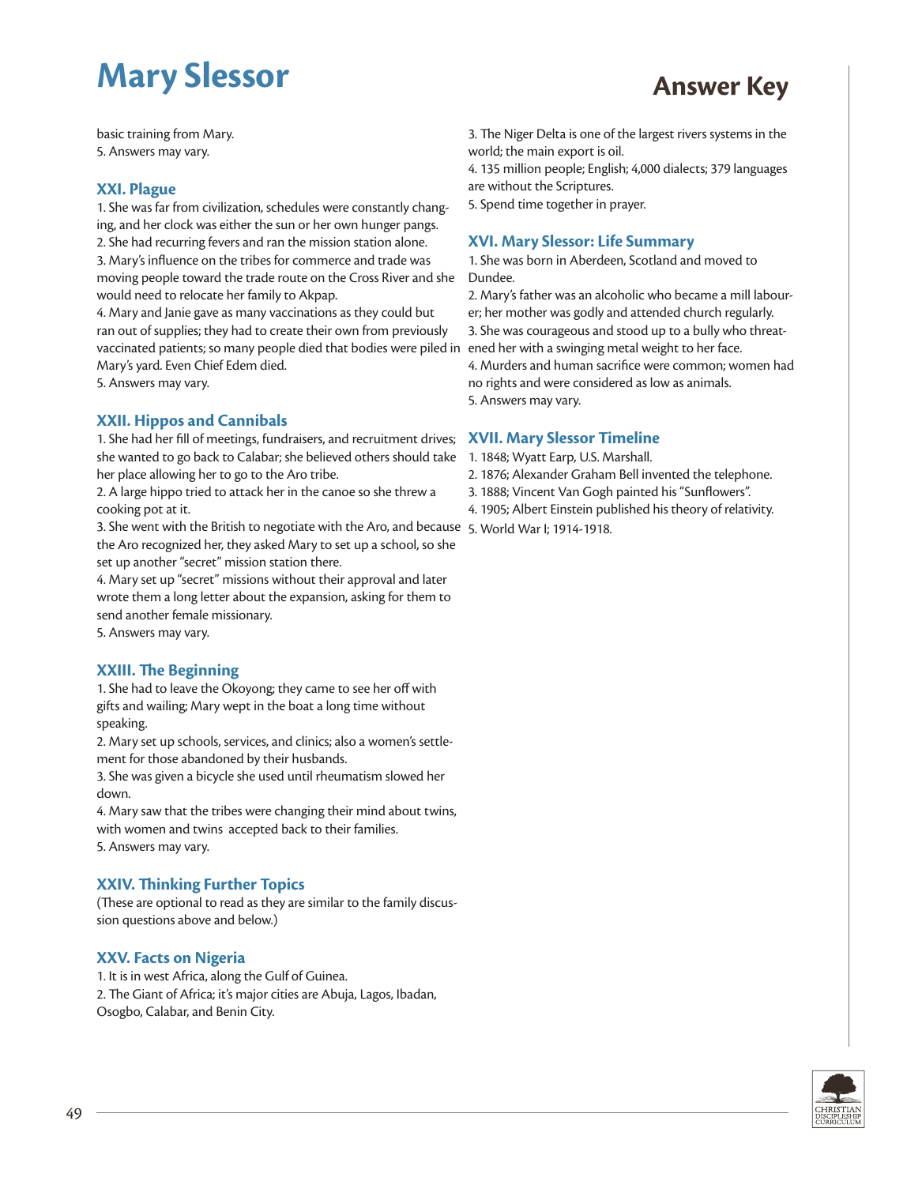# Mary Slessor

## Answer Key

basic training from Mary.
5. Answers may vary.

### XXI. Plague

1. She was far from civilization, schedules were constantly changing, and her clock was either the sun or her own hunger pangs.
2. She had recurring fevers and ran the mission station alone.
3. Mary's influence on the tribes for commerce and trade was moving people toward the trade route on the Cross River and she would need to relocate her family to Akpap.
4. Mary and Janie gave as many vaccinations as they could but ran out of supplies; they had to create their own from previously vaccinated patients; so many people died that bodies were piled in Mary's yard. Even Chief Edem died.
5. Answers may vary.

### XXII. Hippos and Cannibals

1. She had her fill of meetings, fundraisers, and recruitment drives; she wanted to go back to Calabar; she believed others should take her place allowing her to go to the Aro tribe.
2. A large hippo tried to attack her in the canoe so she threw a cooking pot at it.
3. She went with the British to negotiate with the Aro, and because the Aro recognized her, they asked Mary to set up a school, so she set up another "secret" mission station there.
4. Mary set up "secret" missions without their approval and later wrote them a long letter about the expansion, asking for them to send another female missionary.
5. Answers may vary.

### XXIII. The Beginning

1. She had to leave the Okoyong; they came to see her off with gifts and wailing; Mary wept in the boat a long time without speaking.
2. Mary set up schools, services, and clinics; also a women's settlement for those abandoned by their husbands.
3. She was given a bicycle she used until rheumatism slowed her down.
4. Mary saw that the tribes were changing their mind about twins, with women and twins accepted back to their families.
5. Answers may vary.

### XXIV. Thinking Further Topics

(These are optional to read as they are similar to the family discussion questions above and below.)

### XXV. Facts on Nigeria

1. It is in west Africa, along the Gulf of Guinea.
2. The Giant of Africa; it's major cities are Abuja, Lagos, Ibadan, Osogbo, Calabar, and Benin City.
3. The Niger Delta is one of the largest rivers systems in the world; the main export is oil.
4. 135 million people; English; 4,000 dialects; 379 languages are without the Scriptures.
5. Spend time together in prayer.

### XVI. Mary Slessor: Life Summary

1. She was born in Aberdeen, Scotland and moved to Dundee.
2. Mary's father was an alcoholic who became a mill labourer; her mother was godly and attended church regularly.
3. She was courageous and stood up to a bully who threatened her with a swinging metal weight to her face.
4. Murders and human sacrifice were common; women had no rights and were considered as low as animals.
5. Answers may vary.

### XVII. Mary Slessor Timeline

1. 1848; Wyatt Earp, U.S. Marshall.
2. 1876; Alexander Graham Bell invented the telephone.
3. 1888; Vincent Van Gogh painted his "Sunflowers".
4. 1905; Albert Einstein published his theory of relativity.
5. World War I; 1914-1918.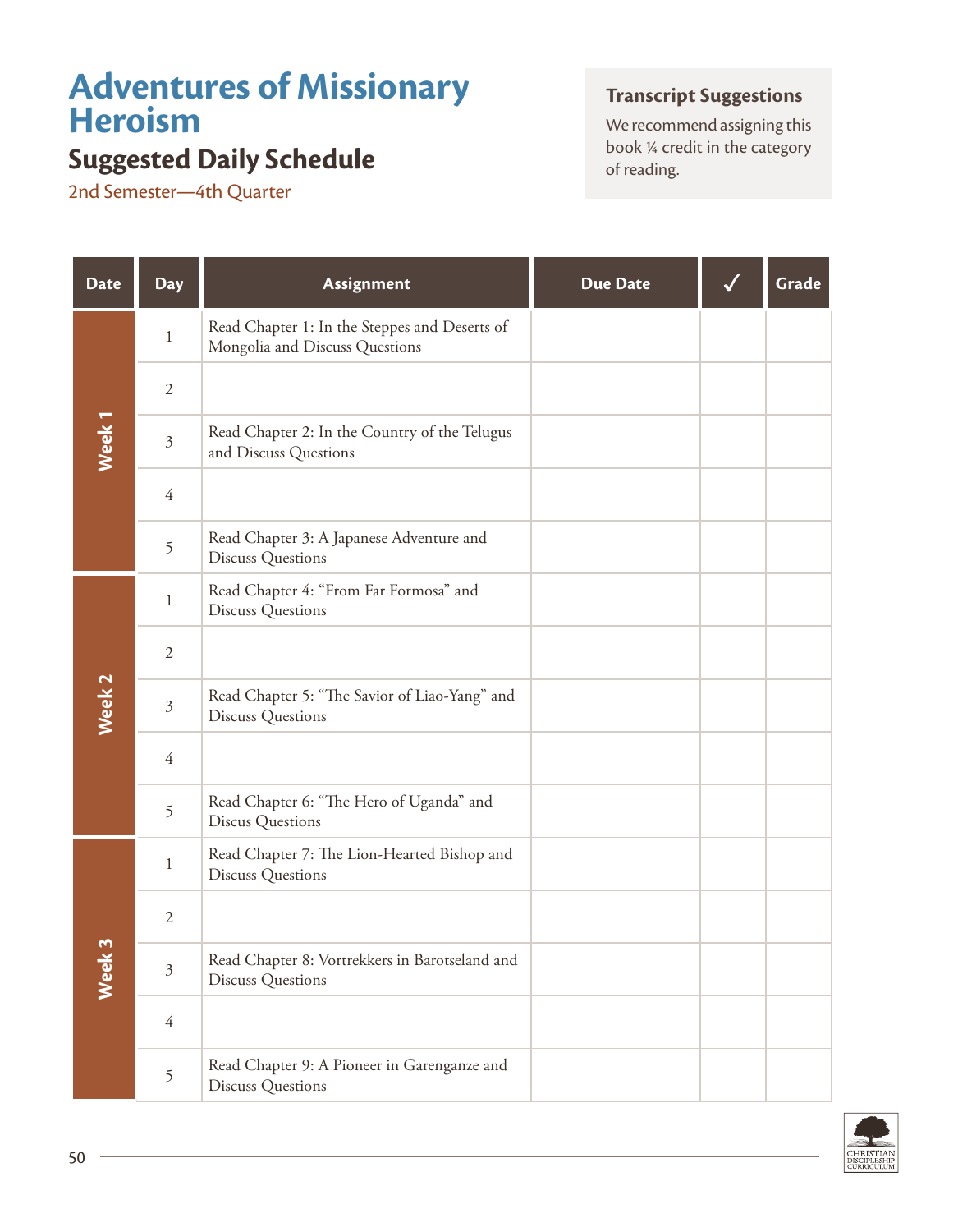# Adventures of Missionary Heroism

## Suggested Daily Schedule

2nd Semester—4th Quarter

**Transcript Suggestions**

We recommend assigning this book ¼ credit in the category of reading.

| Date | Day | Assignment | Due Date | ✓ | Grade |
|---|---|---|---|---|---|
| Week 1 | 1 | Read Chapter 1: In the Steppes and Deserts of Mongolia and Discuss Questions | | | |
| | 2 | | | | |
| | 3 | Read Chapter 2: In the Country of the Telugus and Discuss Questions | | | |
| | 4 | | | | |
| | 5 | Read Chapter 3: A Japanese Adventure and Discuss Questions | | | |
| Week 2 | 1 | Read Chapter 4: "From Far Formosa" and Discuss Questions | | | |
| | 2 | | | | |
| | 3 | Read Chapter 5: "The Savior of Liao-Yang" and Discuss Questions | | | |
| | 4 | | | | |
| | 5 | Read Chapter 6: "The Hero of Uganda" and Discus Questions | | | |
| Week 3 | 1 | Read Chapter 7: The Lion-Hearted Bishop and Discuss Questions | | | |
| | 2 | | | | |
| | 3 | Read Chapter 8: Vortrekkers in Barotseland and Discuss Questions | | | |
| | 4 | | | | |
| | 5 | Read Chapter 9: A Pioneer in Garenganze and Discuss Questions | | | |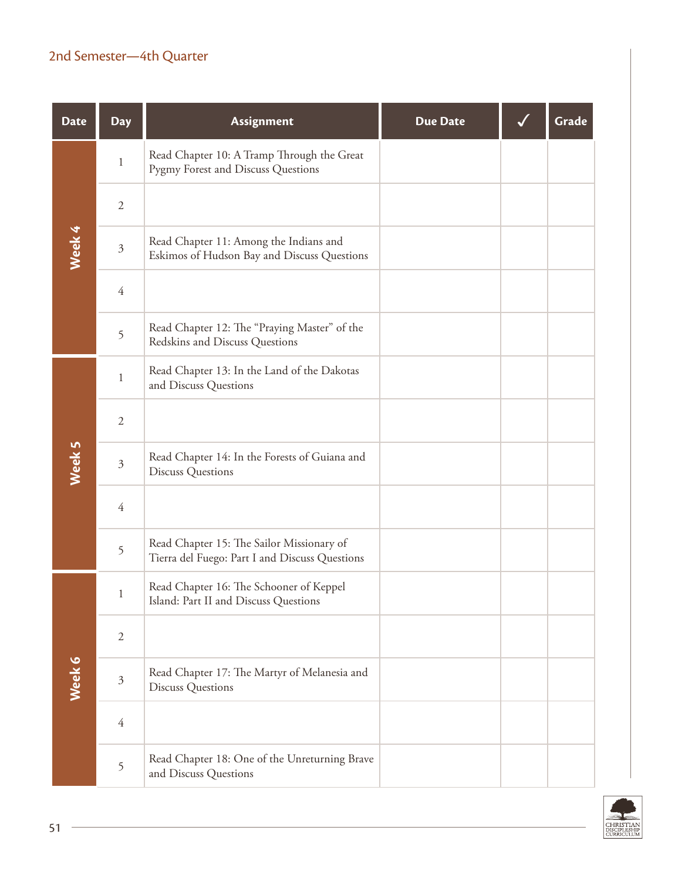## 2nd Semester—4th Quarter

| Date | Day | Assignment | Due Date | ✓ | Grade |
|---|---|---|---|---|---|
| Week 4 | 1 | Read Chapter 10: A Tramp Through the Great Pygmy Forest and Discuss Questions | | | |
| | 2 | | | | |
| | 3 | Read Chapter 11: Among the Indians and Eskimos of Hudson Bay and Discuss Questions | | | |
| | 4 | | | | |
| | 5 | Read Chapter 12: The "Praying Master" of the Redskins and Discuss Questions | | | |
| Week 5 | 1 | Read Chapter 13: In the Land of the Dakotas and Discuss Questions | | | |
| | 2 | | | | |
| | 3 | Read Chapter 14: In the Forests of Guiana and Discuss Questions | | | |
| | 4 | | | | |
| | 5 | Read Chapter 15: The Sailor Missionary of Tierra del Fuego: Part I and Discuss Questions | | | |
| Week 6 | 1 | Read Chapter 16: The Schooner of Keppel Island: Part II and Discuss Questions | | | |
| | 2 | | | | |
| | 3 | Read Chapter 17: The Martyr of Melanesia and Discuss Questions | | | |
| | 4 | | | | |
| | 5 | Read Chapter 18: One of the Unreturning Brave and Discuss Questions | | | |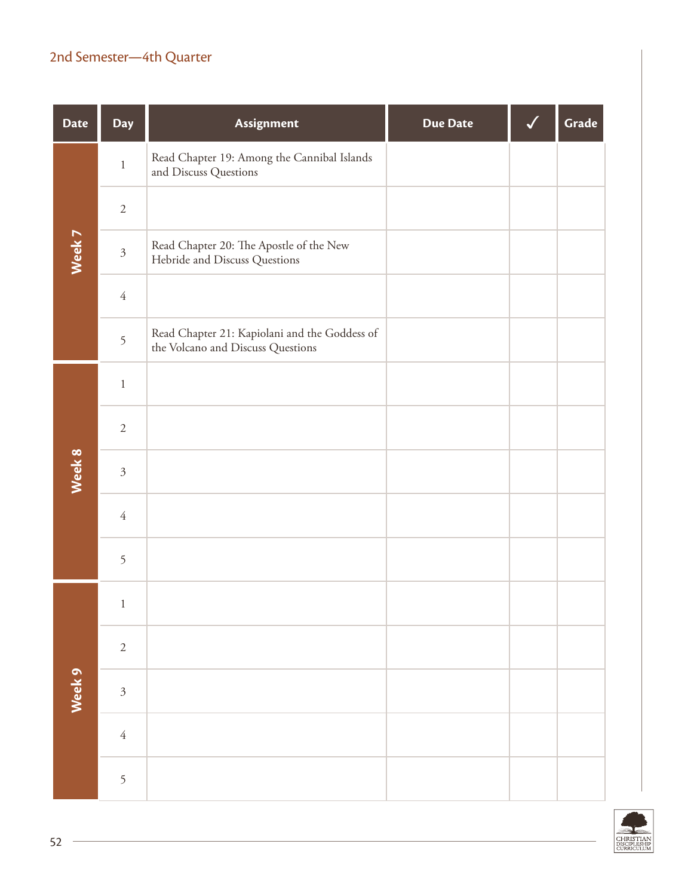## 2nd Semester—4th Quarter

| Date | Day | Assignment | Due Date | ✓ | Grade |
|---|---|---|---|---|---|
| Week 7 | 1 | Read Chapter 19: Among the Cannibal Islands and Discuss Questions | | | |
| | 2 | | | | |
| | 3 | Read Chapter 20: The Apostle of the New Hebride and Discuss Questions | | | |
| | 4 | | | | |
| | 5 | Read Chapter 21: Kapiolani and the Goddess of the Volcano and Discuss Questions | | | |
| Week 8 | 1 | | | | |
| | 2 | | | | |
| | 3 | | | | |
| | 4 | | | | |
| | 5 | | | | |
| Week 9 | 1 | | | | |
| | 2 | | | | |
| | 3 | | | | |
| | 4 | | | | |
| | 5 | | | | |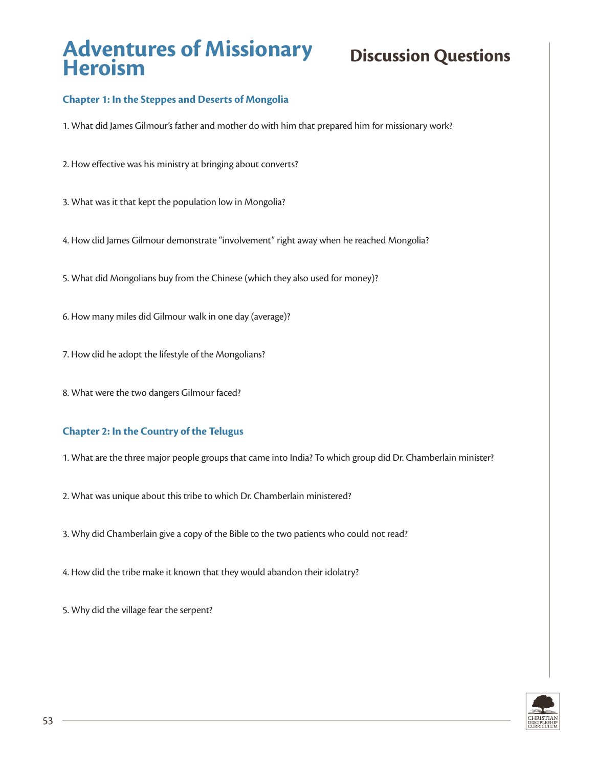# Adventures of Missionary Heroism

## Discussion Questions

### Chapter 1: In the Steppes and Deserts of Mongolia

1. What did James Gilmour's father and mother do with him that prepared him for missionary work?

2. How effective was his ministry at bringing about converts?

3. What was it that kept the population low in Mongolia?

4. How did James Gilmour demonstrate "involvement" right away when he reached Mongolia?

5. What did Mongolians buy from the Chinese (which they also used for money)?

6. How many miles did Gilmour walk in one day (average)?

7. How did he adopt the lifestyle of the Mongolians?

8. What were the two dangers Gilmour faced?

### Chapter 2: In the Country of the Telugus

1. What are the three major people groups that came into India? To which group did Dr. Chamberlain minister?

2. What was unique about this tribe to which Dr. Chamberlain ministered?

3. Why did Chamberlain give a copy of the Bible to the two patients who could not read?

4. How did the tribe make it known that they would abandon their idolatry?

5. Why did the village fear the serpent?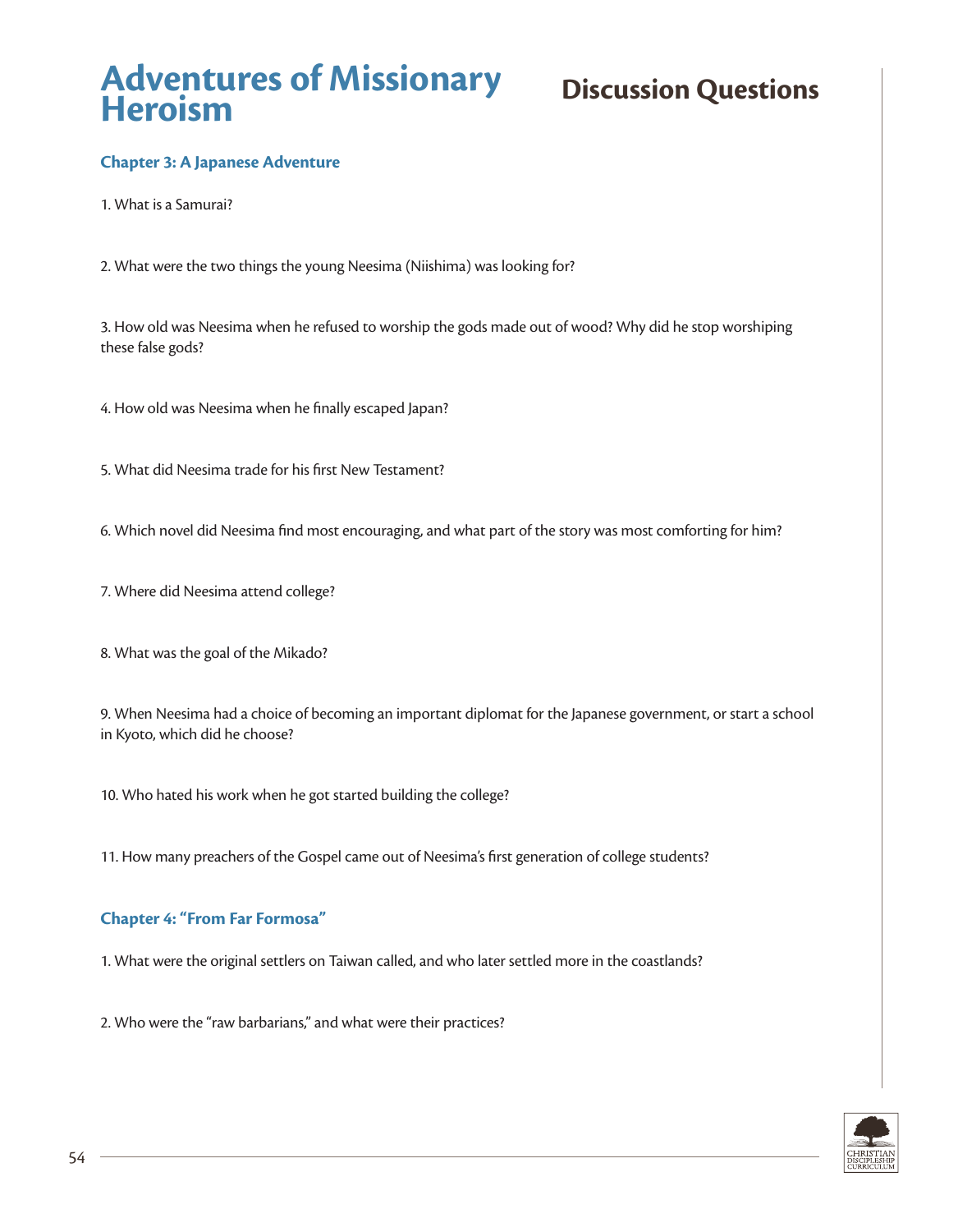# Adventures of Missionary Heroism

## Discussion Questions

### Chapter 3: A Japanese Adventure

1. What is a Samurai?

2. What were the two things the young Neesima (Niishima) was looking for?

3. How old was Neesima when he refused to worship the gods made out of wood? Why did he stop worshiping these false gods?

4. How old was Neesima when he finally escaped Japan?

5. What did Neesima trade for his first New Testament?

6. Which novel did Neesima find most encouraging, and what part of the story was most comforting for him?

7. Where did Neesima attend college?

8. What was the goal of the Mikado?

9. When Neesima had a choice of becoming an important diplomat for the Japanese government, or start a school in Kyoto, which did he choose?

10. Who hated his work when he got started building the college?

11. How many preachers of the Gospel came out of Neesima's first generation of college students?

### Chapter 4: "From Far Formosa"

1. What were the original settlers on Taiwan called, and who later settled more in the coastlands?

2. Who were the "raw barbarians," and what were their practices?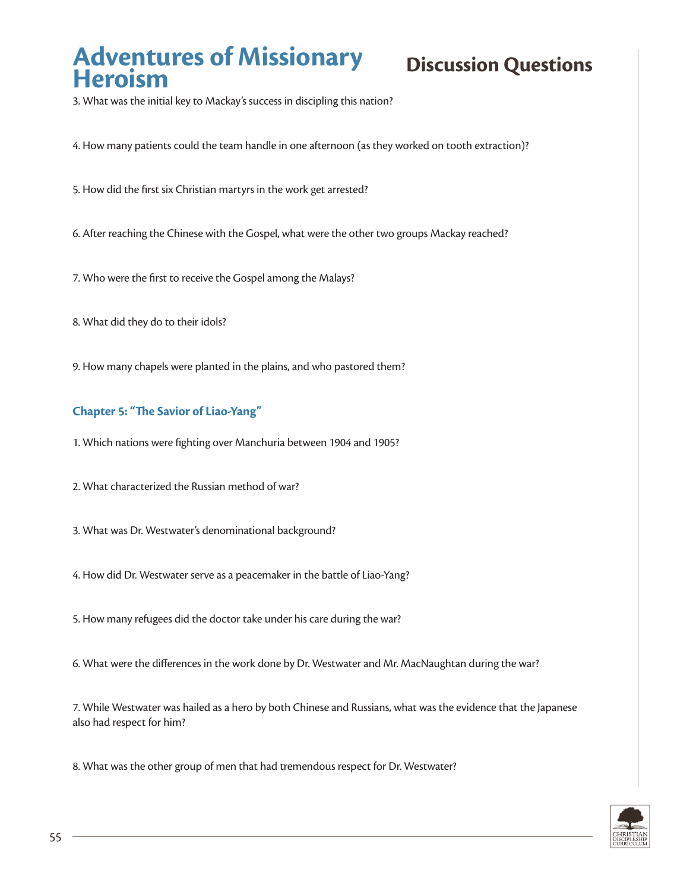3. What was the initial key to Mackay's success in discipling this nation?

4. How many patients could the team handle in one afternoon (as they worked on tooth extraction)?

5. How did the first six Christian martyrs in the work get arrested?

6. After reaching the Chinese with the Gospel, what were the other two groups Mackay reached?

7. Who were the first to receive the Gospel among the Malays?

8. What did they do to their idols?

9. How many chapels were planted in the plains, and who pastored them?

### Chapter 5: "The Savior of Liao-Yang"

1. Which nations were fighting over Manchuria between 1904 and 1905?

2. What characterized the Russian method of war?

3. What was Dr. Westwater's denominational background?

4. How did Dr. Westwater serve as a peacemaker in the battle of Liao-Yang?

5. How many refugees did the doctor take under his care during the war?

6. What were the differences in the work done by Dr. Westwater and Mr. MacNaughtan during the war?

7. While Westwater was hailed as a hero by both Chinese and Russians, what was the evidence that the Japanese also had respect for him?

8. What was the other group of men that had tremendous respect for Dr. Westwater?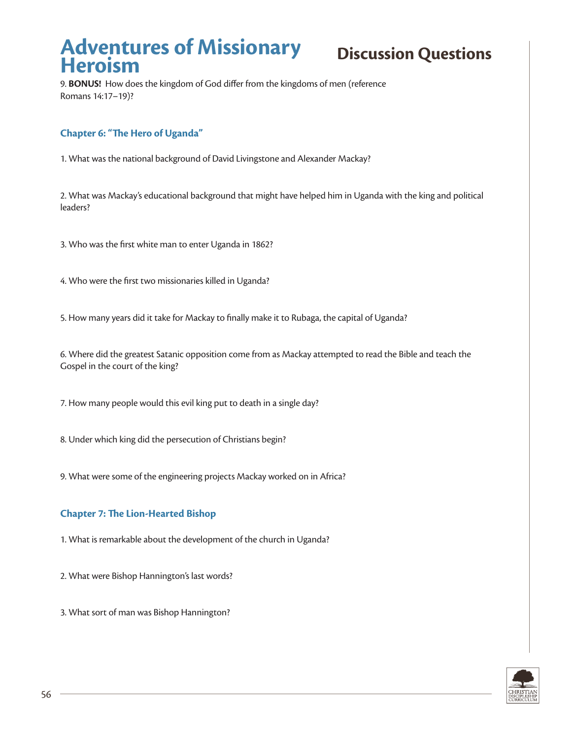9. **BONUS!** How does the kingdom of God differ from the kingdoms of men (reference Romans 14:17–19)?

### Chapter 6: "The Hero of Uganda"

1. What was the national background of David Livingstone and Alexander Mackay?

2. What was Mackay's educational background that might have helped him in Uganda with the king and political leaders?

3. Who was the first white man to enter Uganda in 1862?

4. Who were the first two missionaries killed in Uganda?

5. How many years did it take for Mackay to finally make it to Rubaga, the capital of Uganda?

6. Where did the greatest Satanic opposition come from as Mackay attempted to read the Bible and teach the Gospel in the court of the king?

7. How many people would this evil king put to death in a single day?

8. Under which king did the persecution of Christians begin?

9. What were some of the engineering projects Mackay worked on in Africa?

### Chapter 7: The Lion-Hearted Bishop

1. What is remarkable about the development of the church in Uganda?

2. What were Bishop Hannington's last words?

3. What sort of man was Bishop Hannington?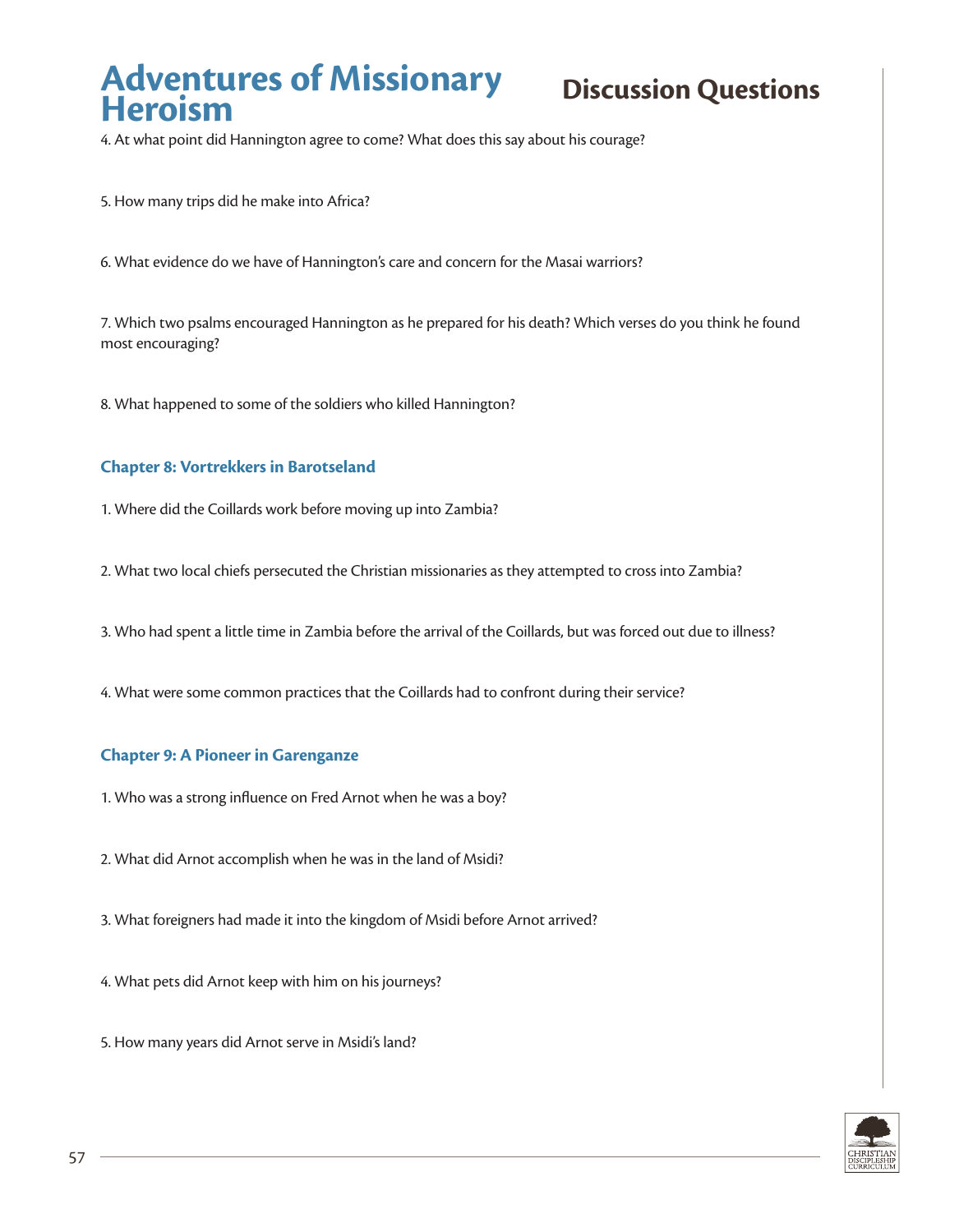4. At what point did Hannington agree to come? What does this say about his courage?

5. How many trips did he make into Africa?

6. What evidence do we have of Hannington's care and concern for the Masai warriors?

7. Which two psalms encouraged Hannington as he prepared for his death? Which verses do you think he found most encouraging?

8. What happened to some of the soldiers who killed Hannington?

### Chapter 8: Vortrekkers in Barotseland

1. Where did the Coillards work before moving up into Zambia?

2. What two local chiefs persecuted the Christian missionaries as they attempted to cross into Zambia?

3. Who had spent a little time in Zambia before the arrival of the Coillards, but was forced out due to illness?

4. What were some common practices that the Coillards had to confront during their service?

### Chapter 9: A Pioneer in Garenganze

1. Who was a strong influence on Fred Arnot when he was a boy?

2. What did Arnot accomplish when he was in the land of Msidi?

3. What foreigners had made it into the kingdom of Msidi before Arnot arrived?

4. What pets did Arnot keep with him on his journeys?

5. How many years did Arnot serve in Msidi's land?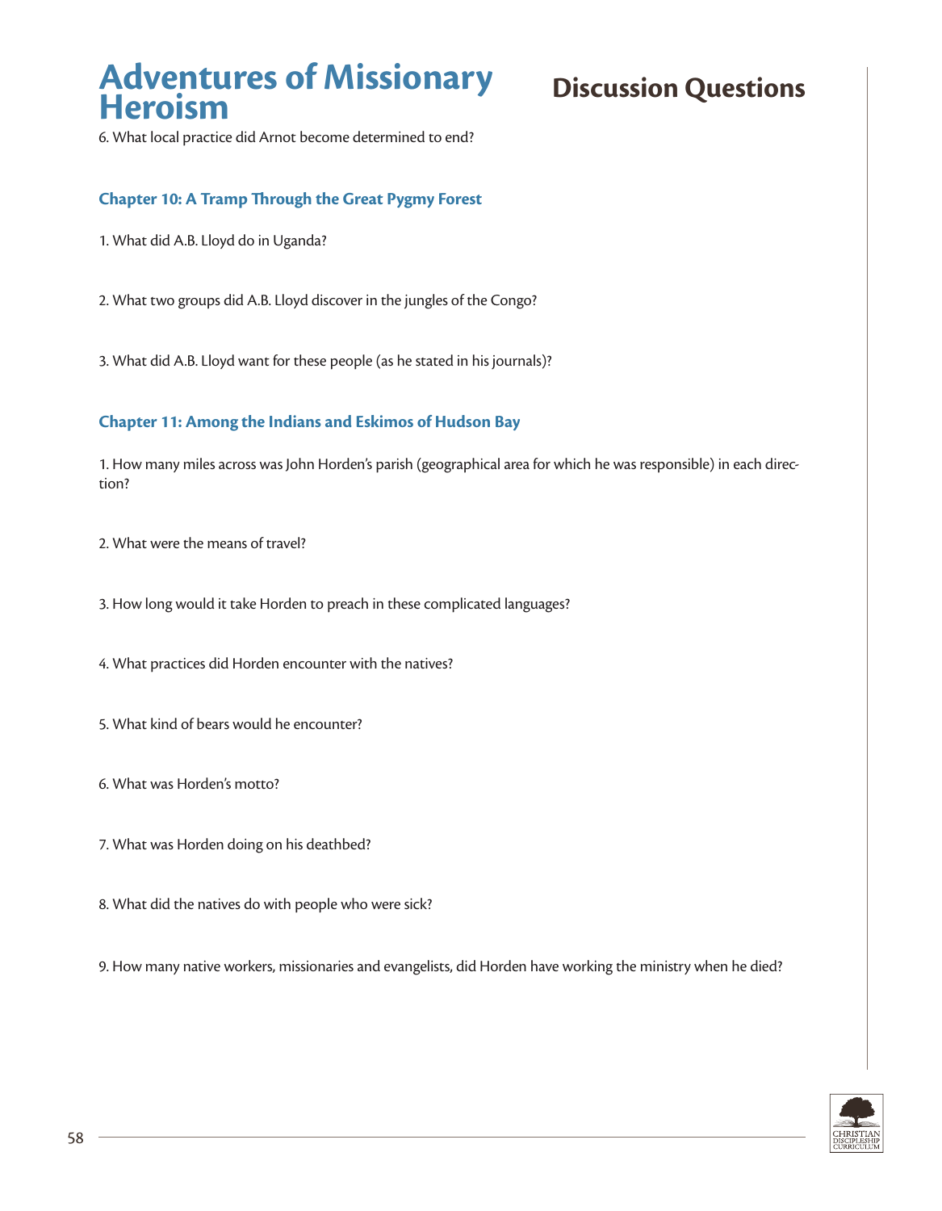6. What local practice did Arnot become determined to end?

### Chapter 10: A Tramp Through the Great Pygmy Forest

1. What did A.B. Lloyd do in Uganda?

2. What two groups did A.B. Lloyd discover in the jungles of the Congo?

3. What did A.B. Lloyd want for these people (as he stated in his journals)?

### Chapter 11: Among the Indians and Eskimos of Hudson Bay

1. How many miles across was John Horden's parish (geographical area for which he was responsible) in each direction?

2. What were the means of travel?

3. How long would it take Horden to preach in these complicated languages?

4. What practices did Horden encounter with the natives?

5. What kind of bears would he encounter?

6. What was Horden's motto?

7. What was Horden doing on his deathbed?

8. What did the natives do with people who were sick?

9. How many native workers, missionaries and evangelists, did Horden have working the ministry when he died?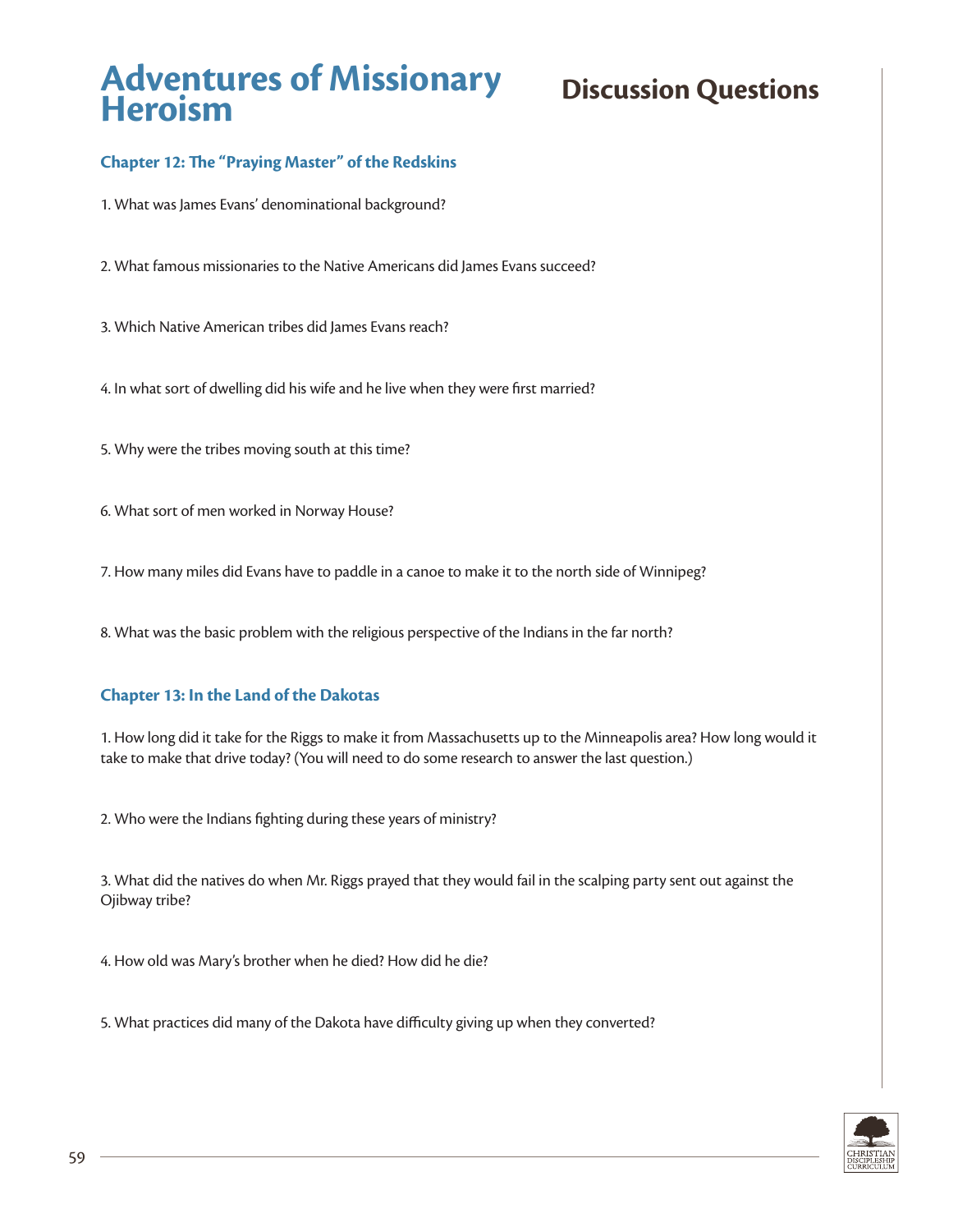# Adventures of Missionary Heroism

## Discussion Questions

### Chapter 12: The "Praying Master" of the Redskins

1. What was James Evans' denominational background?

2. What famous missionaries to the Native Americans did James Evans succeed?

3. Which Native American tribes did James Evans reach?

4. In what sort of dwelling did his wife and he live when they were first married?

5. Why were the tribes moving south at this time?

6. What sort of men worked in Norway House?

7. How many miles did Evans have to paddle in a canoe to make it to the north side of Winnipeg?

8. What was the basic problem with the religious perspective of the Indians in the far north?

### Chapter 13: In the Land of the Dakotas

1. How long did it take for the Riggs to make it from Massachusetts up to the Minneapolis area? How long would it take to make that drive today? (You will need to do some research to answer the last question.)

2. Who were the Indians fighting during these years of ministry?

3. What did the natives do when Mr. Riggs prayed that they would fail in the scalping party sent out against the Ojibway tribe?

4. How old was Mary's brother when he died? How did he die?

5. What practices did many of the Dakota have difficulty giving up when they converted?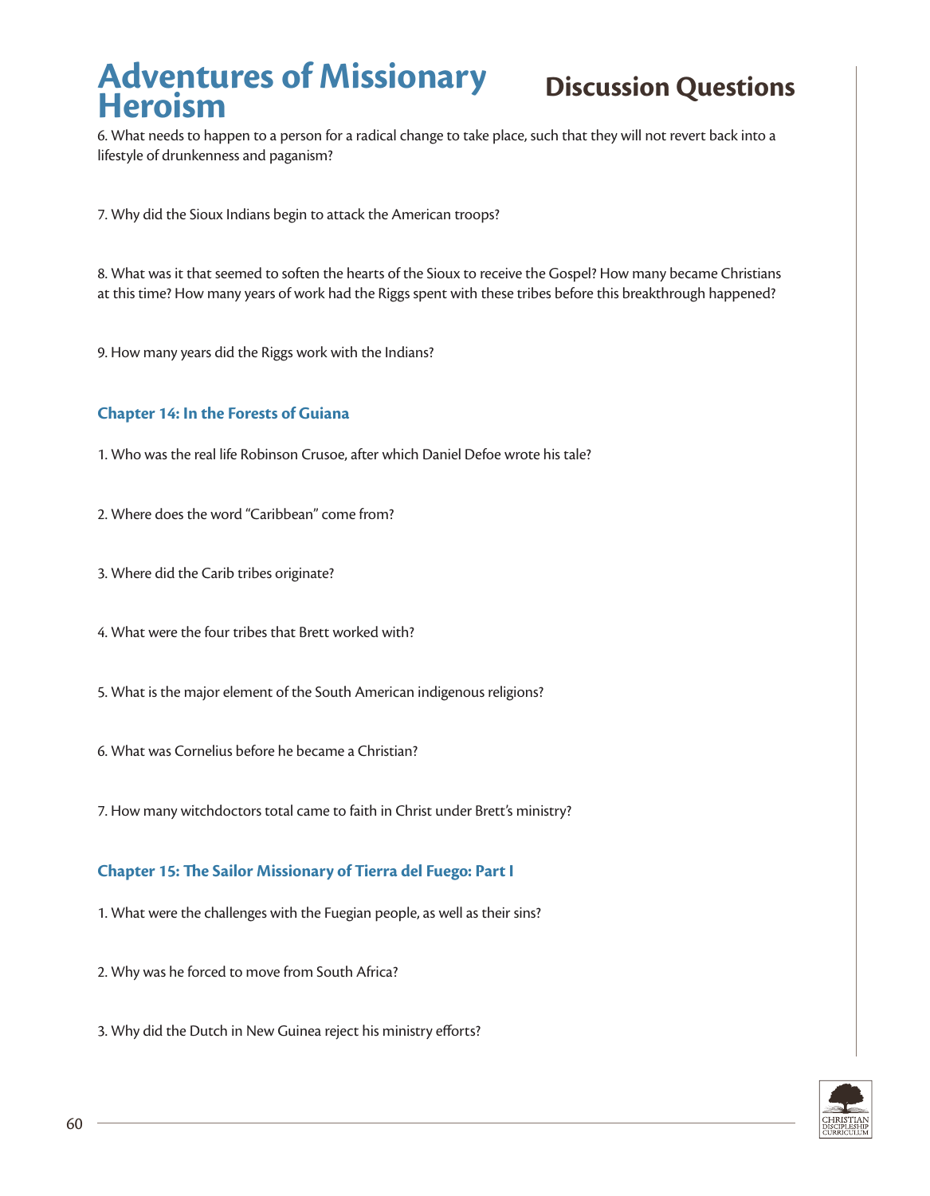6. What needs to happen to a person for a radical change to take place, such that they will not revert back into a lifestyle of drunkenness and paganism?

7. Why did the Sioux Indians begin to attack the American troops?

8. What was it that seemed to soften the hearts of the Sioux to receive the Gospel? How many became Christians at this time? How many years of work had the Riggs spent with these tribes before this breakthrough happened?

9. How many years did the Riggs work with the Indians?

### Chapter 14: In the Forests of Guiana

1. Who was the real life Robinson Crusoe, after which Daniel Defoe wrote his tale?

2. Where does the word "Caribbean" come from?

3. Where did the Carib tribes originate?

4. What were the four tribes that Brett worked with?

5. What is the major element of the South American indigenous religions?

6. What was Cornelius before he became a Christian?

7. How many witchdoctors total came to faith in Christ under Brett's ministry?

### Chapter 15: The Sailor Missionary of Tierra del Fuego: Part I

1. What were the challenges with the Fuegian people, as well as their sins?

2. Why was he forced to move from South Africa?

3. Why did the Dutch in New Guinea reject his ministry efforts?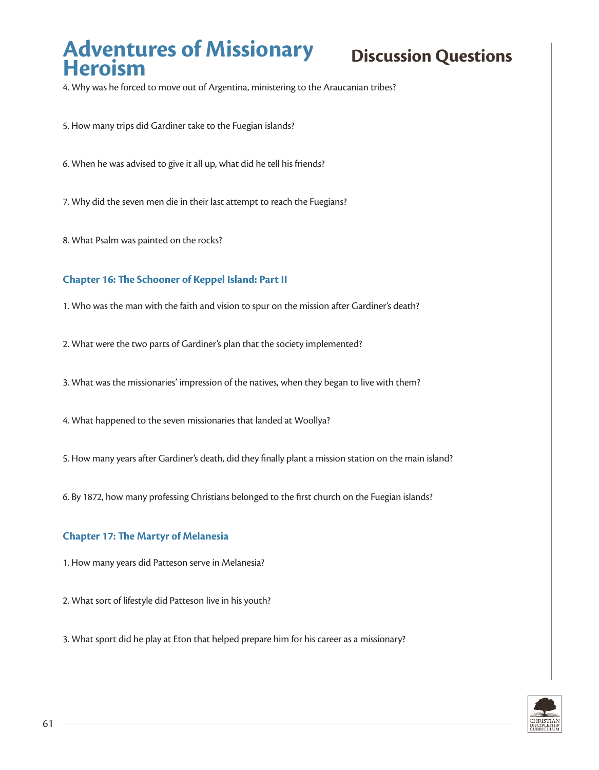4. Why was he forced to move out of Argentina, ministering to the Araucanian tribes?

5. How many trips did Gardiner take to the Fuegian islands?

6. When he was advised to give it all up, what did he tell his friends?

7. Why did the seven men die in their last attempt to reach the Fuegians?

8. What Psalm was painted on the rocks?

### Chapter 16: The Schooner of Keppel Island: Part II

1. Who was the man with the faith and vision to spur on the mission after Gardiner's death?

2. What were the two parts of Gardiner's plan that the society implemented?

3. What was the missionaries' impression of the natives, when they began to live with them?

4. What happened to the seven missionaries that landed at Woollya?

5. How many years after Gardiner's death, did they finally plant a mission station on the main island?

6. By 1872, how many professing Christians belonged to the first church on the Fuegian islands?

### Chapter 17: The Martyr of Melanesia

1. How many years did Patteson serve in Melanesia?

2. What sort of lifestyle did Patteson live in his youth?

3. What sport did he play at Eton that helped prepare him for his career as a missionary?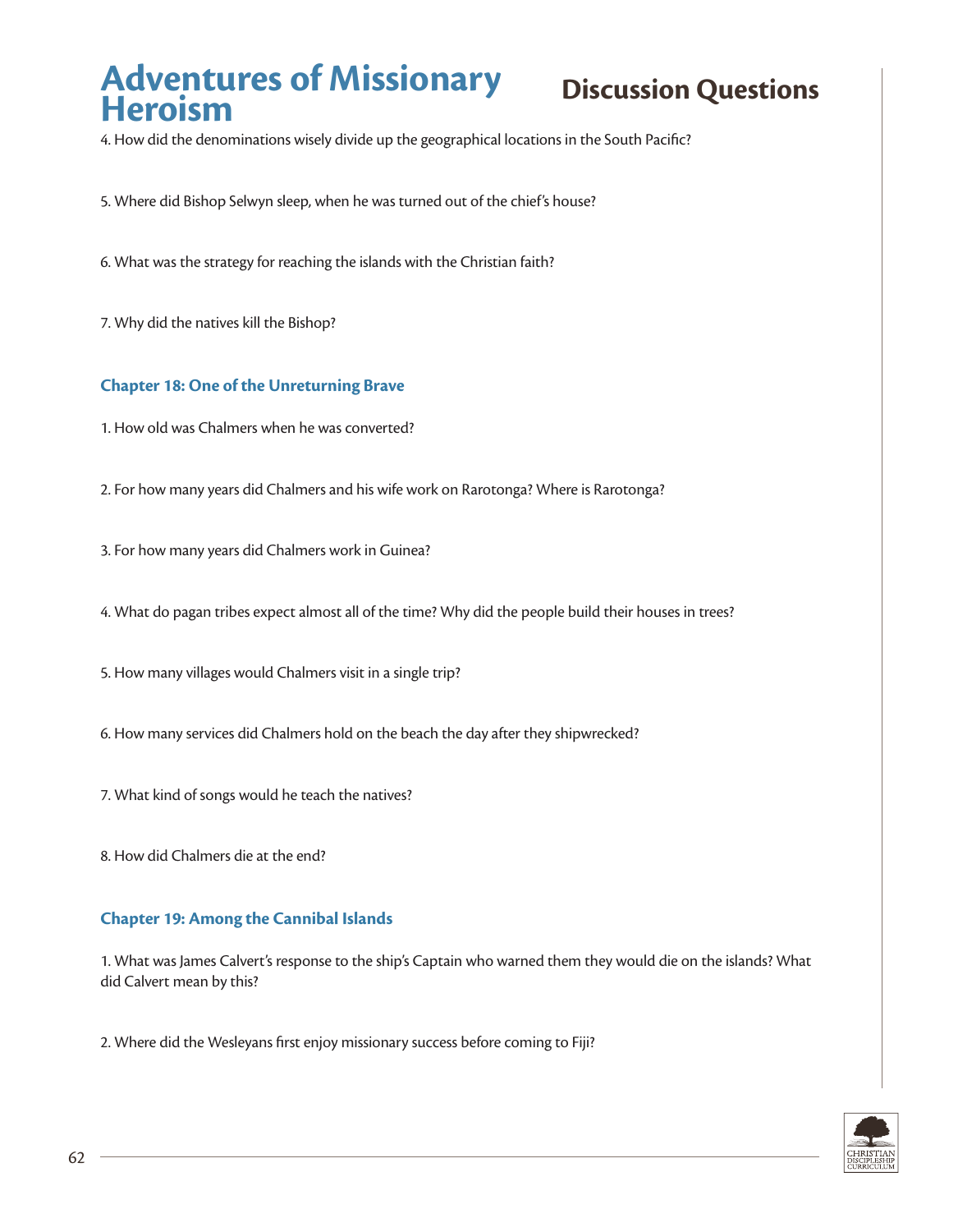4. How did the denominations wisely divide up the geographical locations in the South Pacific?

5. Where did Bishop Selwyn sleep, when he was turned out of the chief's house?

6. What was the strategy for reaching the islands with the Christian faith?

7. Why did the natives kill the Bishop?

### Chapter 18: One of the Unreturning Brave

1. How old was Chalmers when he was converted?

2. For how many years did Chalmers and his wife work on Rarotonga? Where is Rarotonga?

3. For how many years did Chalmers work in Guinea?

4. What do pagan tribes expect almost all of the time? Why did the people build their houses in trees?

5. How many villages would Chalmers visit in a single trip?

6. How many services did Chalmers hold on the beach the day after they shipwrecked?

7. What kind of songs would he teach the natives?

8. How did Chalmers die at the end?

### Chapter 19: Among the Cannibal Islands

1. What was James Calvert's response to the ship's Captain who warned them they would die on the islands? What did Calvert mean by this?

2. Where did the Wesleyans first enjoy missionary success before coming to Fiji?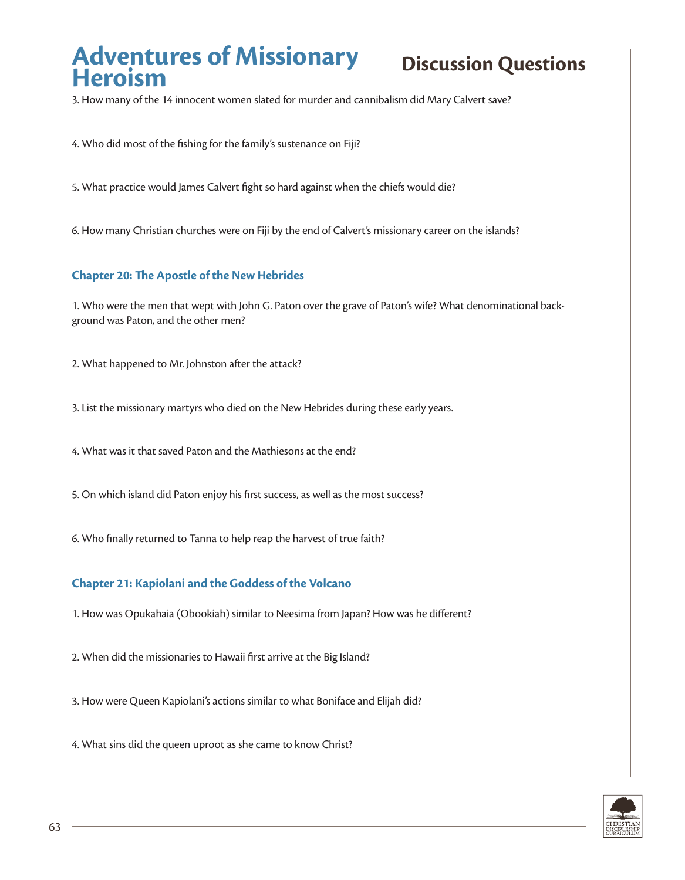3. How many of the 14 innocent women slated for murder and cannibalism did Mary Calvert save?

4. Who did most of the fishing for the family's sustenance on Fiji?

5. What practice would James Calvert fight so hard against when the chiefs would die?

6. How many Christian churches were on Fiji by the end of Calvert's missionary career on the islands?

### Chapter 20: The Apostle of the New Hebrides

1. Who were the men that wept with John G. Paton over the grave of Paton's wife? What denominational background was Paton, and the other men?

2. What happened to Mr. Johnston after the attack?

3. List the missionary martyrs who died on the New Hebrides during these early years.

4. What was it that saved Paton and the Mathiesons at the end?

5. On which island did Paton enjoy his first success, as well as the most success?

6. Who finally returned to Tanna to help reap the harvest of true faith?

### Chapter 21: Kapiolani and the Goddess of the Volcano

1. How was Opukahaia (Obookiah) similar to Neesima from Japan? How was he different?

2. When did the missionaries to Hawaii first arrive at the Big Island?

3. How were Queen Kapiolani's actions similar to what Boniface and Elijah did?

4. What sins did the queen uproot as she came to know Christ?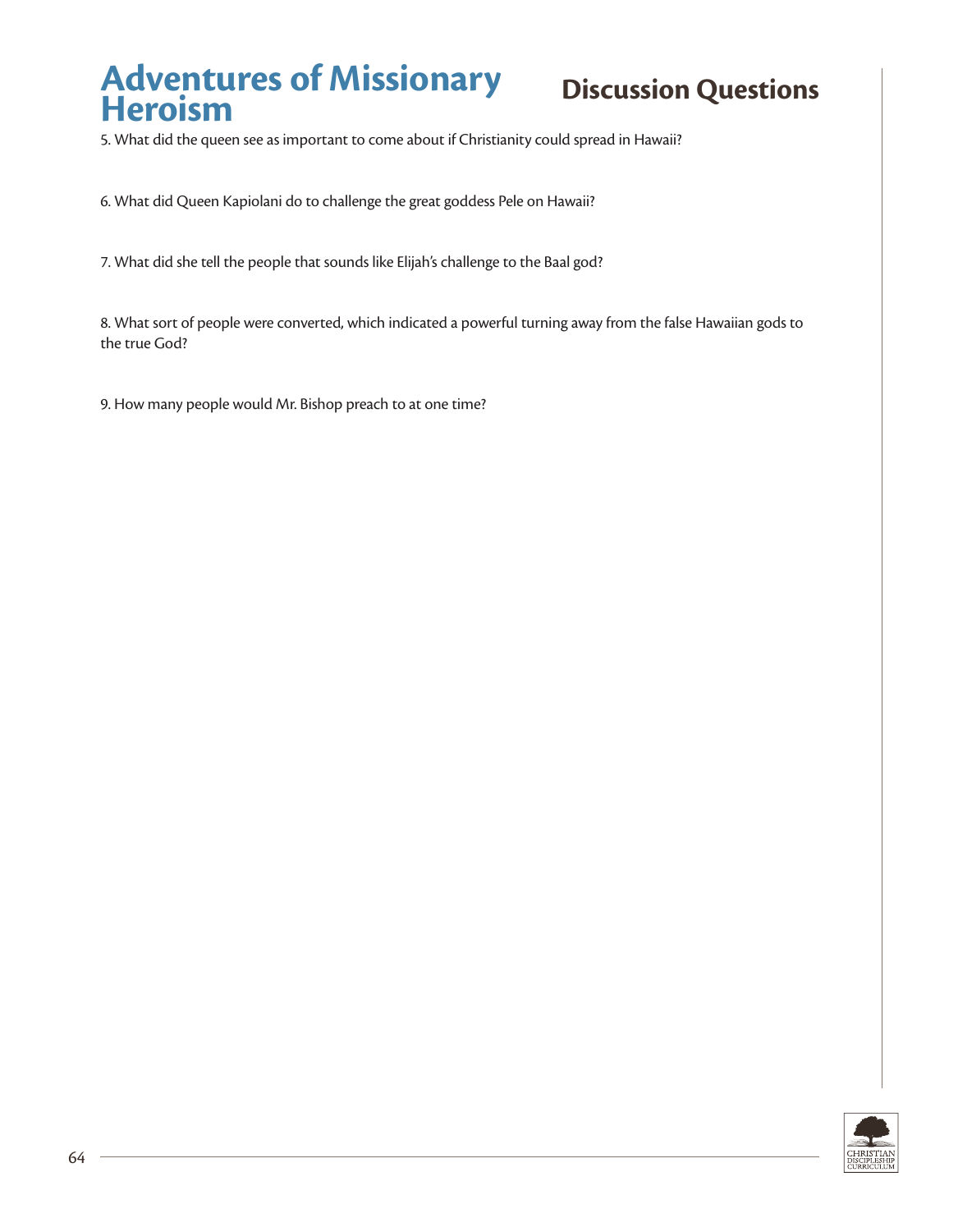# Adventures of Missionary Heroism

## Discussion Questions

5. What did the queen see as important to come about if Christianity could spread in Hawaii?

6. What did Queen Kapiolani do to challenge the great goddess Pele on Hawaii?

7. What did she tell the people that sounds like Elijah's challenge to the Baal god?

8. What sort of people were converted, which indicated a powerful turning away from the false Hawaiian gods to the true God?

9. How many people would Mr. Bishop preach to at one time?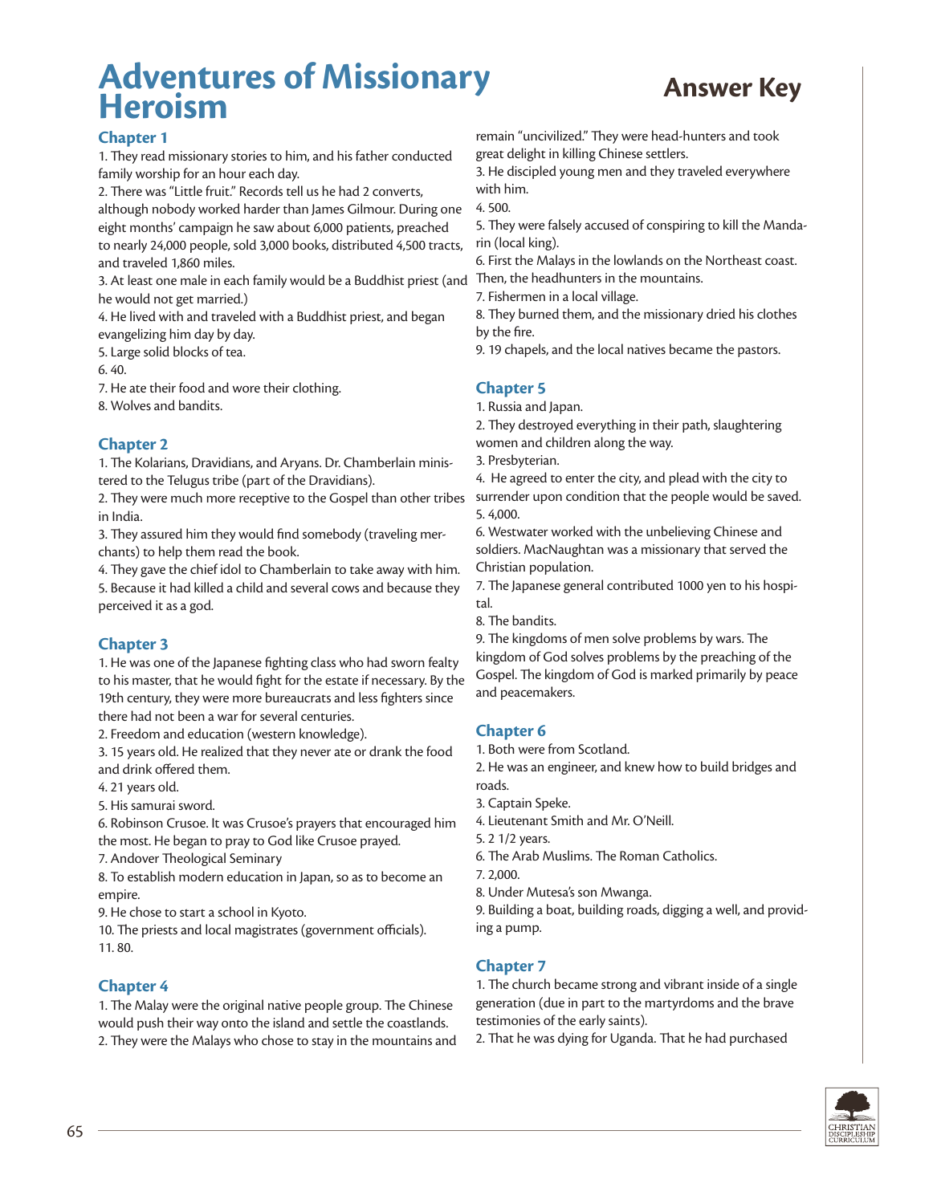# Adventures of Missionary Heroism

## Answer Key

### Chapter 1

1. They read missionary stories to him, and his father conducted family worship for an hour each day.
2. There was "Little fruit." Records tell us he had 2 converts, although nobody worked harder than James Gilmour. During one eight months' campaign he saw about 6,000 patients, preached to nearly 24,000 people, sold 3,000 books, distributed 4,500 tracts, and traveled 1,860 miles.
3. At least one male in each family would be a Buddhist priest (and he would not get married.)
4. He lived with and traveled with a Buddhist priest, and began evangelizing him day by day.
5. Large solid blocks of tea.
6. 40.
7. He ate their food and wore their clothing.
8. Wolves and bandits.

### Chapter 2

1. The Kolarians, Dravidians, and Aryans. Dr. Chamberlain ministered to the Telugus tribe (part of the Dravidians).
2. They were much more receptive to the Gospel than other tribes in India.
3. They assured him they would find somebody (traveling merchants) to help them read the book.
4. They gave the chief idol to Chamberlain to take away with him.
5. Because it had killed a child and several cows and because they perceived it as a god.

### Chapter 3

1. He was one of the Japanese fighting class who had sworn fealty to his master, that he would fight for the estate if necessary. By the 19th century, they were more bureaucrats and less fighters since there had not been a war for several centuries.
2. Freedom and education (western knowledge).
3. 15 years old. He realized that they never ate or drank the food and drink offered them.
4. 21 years old.
5. His samurai sword.
6. Robinson Crusoe. It was Crusoe's prayers that encouraged him the most. He began to pray to God like Crusoe prayed.
7. Andover Theological Seminary
8. To establish modern education in Japan, so as to become an empire.
9. He chose to start a school in Kyoto.
10. The priests and local magistrates (government officials).
11. 80.

### Chapter 4

1. The Malay were the original native people group. The Chinese would push their way onto the island and settle the coastlands.
2. They were the Malays who chose to stay in the mountains and remain "uncivilized." They were head-hunters and took great delight in killing Chinese settlers.
3. He discipled young men and they traveled everywhere with him.
4. 500.
5. They were falsely accused of conspiring to kill the Mandarin (local king).
6. First the Malays in the lowlands on the Northeast coast. Then, the headhunters in the mountains.
7. Fishermen in a local village.
8. They burned them, and the missionary dried his clothes by the fire.
9. 19 chapels, and the local natives became the pastors.

### Chapter 5

1. Russia and Japan.
2. They destroyed everything in their path, slaughtering women and children along the way.
3. Presbyterian.
4. He agreed to enter the city, and plead with the city to surrender upon condition that the people would be saved.
5. 4,000.
6. Westwater worked with the unbelieving Chinese and soldiers. MacNaughtan was a missionary that served the Christian population.
7. The Japanese general contributed 1000 yen to his hospital.
8. The bandits.
9. The kingdoms of men solve problems by wars. The kingdom of God solves problems by the preaching of the Gospel. The kingdom of God is marked primarily by peace and peacemakers.

### Chapter 6

1. Both were from Scotland.
2. He was an engineer, and knew how to build bridges and roads.
3. Captain Speke.
4. Lieutenant Smith and Mr. O'Neill.
5. 2 1/2 years.
6. The Arab Muslims. The Roman Catholics.
7. 2,000.
8. Under Mutesa's son Mwanga.
9. Building a boat, building roads, digging a well, and providing a pump.

### Chapter 7

1. The church became strong and vibrant inside of a single generation (due in part to the martyrdoms and the brave testimonies of the early saints).
2. That he was dying for Uganda. That he had purchased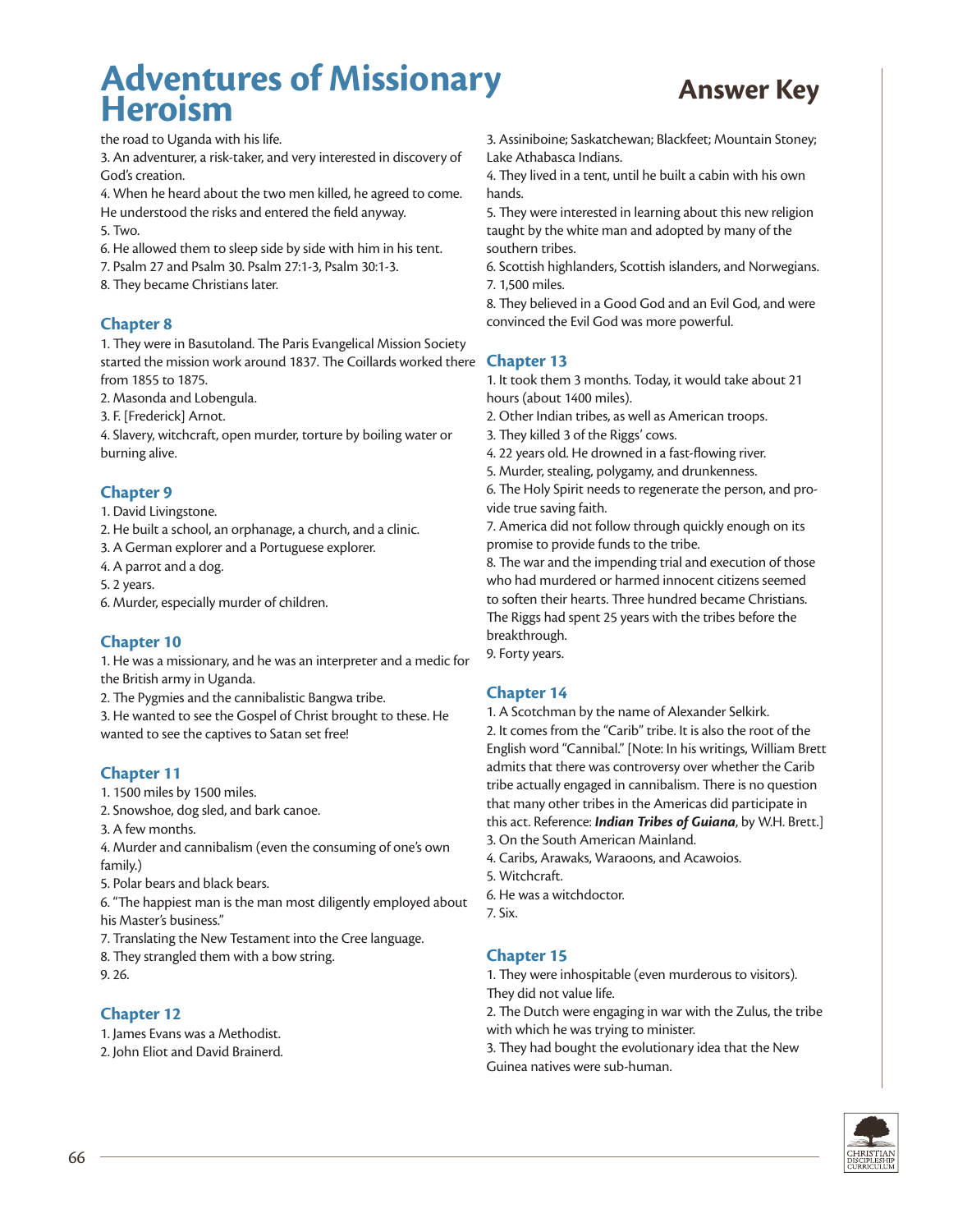the road to Uganda with his life.
3. An adventurer, a risk-taker, and very interested in discovery of God's creation.
4. When he heard about the two men killed, he agreed to come. He understood the risks and entered the field anyway.
5. Two.
6. He allowed them to sleep side by side with him in his tent.
7. Psalm 27 and Psalm 30. Psalm 27:1-3, Psalm 30:1-3.
8. They became Christians later.

## Chapter 8

1. They were in Basutoland. The Paris Evangelical Mission Society started the mission work around 1837. The Coillards worked there from 1855 to 1875.
2. Masonda and Lobengula.
3. F. [Frederick] Arnot.
4. Slavery, witchcraft, open murder, torture by boiling water or burning alive.

## Chapter 9

1. David Livingstone.
2. He built a school, an orphanage, a church, and a clinic.
3. A German explorer and a Portuguese explorer.
4. A parrot and a dog.
5. 2 years.
6. Murder, especially murder of children.

## Chapter 10

1. He was a missionary, and he was an interpreter and a medic for the British army in Uganda.
2. The Pygmies and the cannibalistic Bangwa tribe.
3. He wanted to see the Gospel of Christ brought to these. He wanted to see the captives to Satan set free!

## Chapter 11

1. 1500 miles by 1500 miles.
2. Snowshoe, dog sled, and bark canoe.
3. A few months.
4. Murder and cannibalism (even the consuming of one's own family.)
5. Polar bears and black bears.
6. "The happiest man is the man most diligently employed about his Master's business."
7. Translating the New Testament into the Cree language.
8. They strangled them with a bow string.
9. 26.

## Chapter 12

1. James Evans was a Methodist.
2. John Eliot and David Brainerd.
3. Assiniboine; Saskatchewan; Blackfeet; Mountain Stoney; Lake Athabasca Indians.
4. They lived in a tent, until he built a cabin with his own hands.
5. They were interested in learning about this new religion taught by the white man and adopted by many of the southern tribes.
6. Scottish highlanders, Scottish islanders, and Norwegians.
7. 1,500 miles.
8. They believed in a Good God and an Evil God, and were convinced the Evil God was more powerful.

## Chapter 13

1. It took them 3 months. Today, it would take about 21 hours (about 1400 miles).
2. Other Indian tribes, as well as American troops.
3. They killed 3 of the Riggs' cows.
4. 22 years old. He drowned in a fast-flowing river.
5. Murder, stealing, polygamy, and drunkenness.
6. The Holy Spirit needs to regenerate the person, and provide true saving faith.
7. America did not follow through quickly enough on its promise to provide funds to the tribe.
8. The war and the impending trial and execution of those who had murdered or harmed innocent citizens seemed to soften their hearts. Three hundred became Christians. The Riggs had spent 25 years with the tribes before the breakthrough.
9. Forty years.

## Chapter 14

1. A Scotchman by the name of Alexander Selkirk.
2. It comes from the "Carib" tribe. It is also the root of the English word "Cannibal." [Note: In his writings, William Brett admits that there was controversy over whether the Carib tribe actually engaged in cannibalism. There is no question that many other tribes in the Americas did participate in this act. Reference: ***Indian Tribes of Guiana***, by W.H. Brett.]
3. On the South American Mainland.
4. Caribs, Arawaks, Waraoons, and Acawoios.
5. Witchcraft.
6. He was a witchdoctor.
7. Six.

## Chapter 15

1. They were inhospitable (even murderous to visitors). They did not value life.
2. The Dutch were engaging in war with the Zulus, the tribe with which he was trying to minister.
3. They had bought the evolutionary idea that the New Guinea natives were sub-human.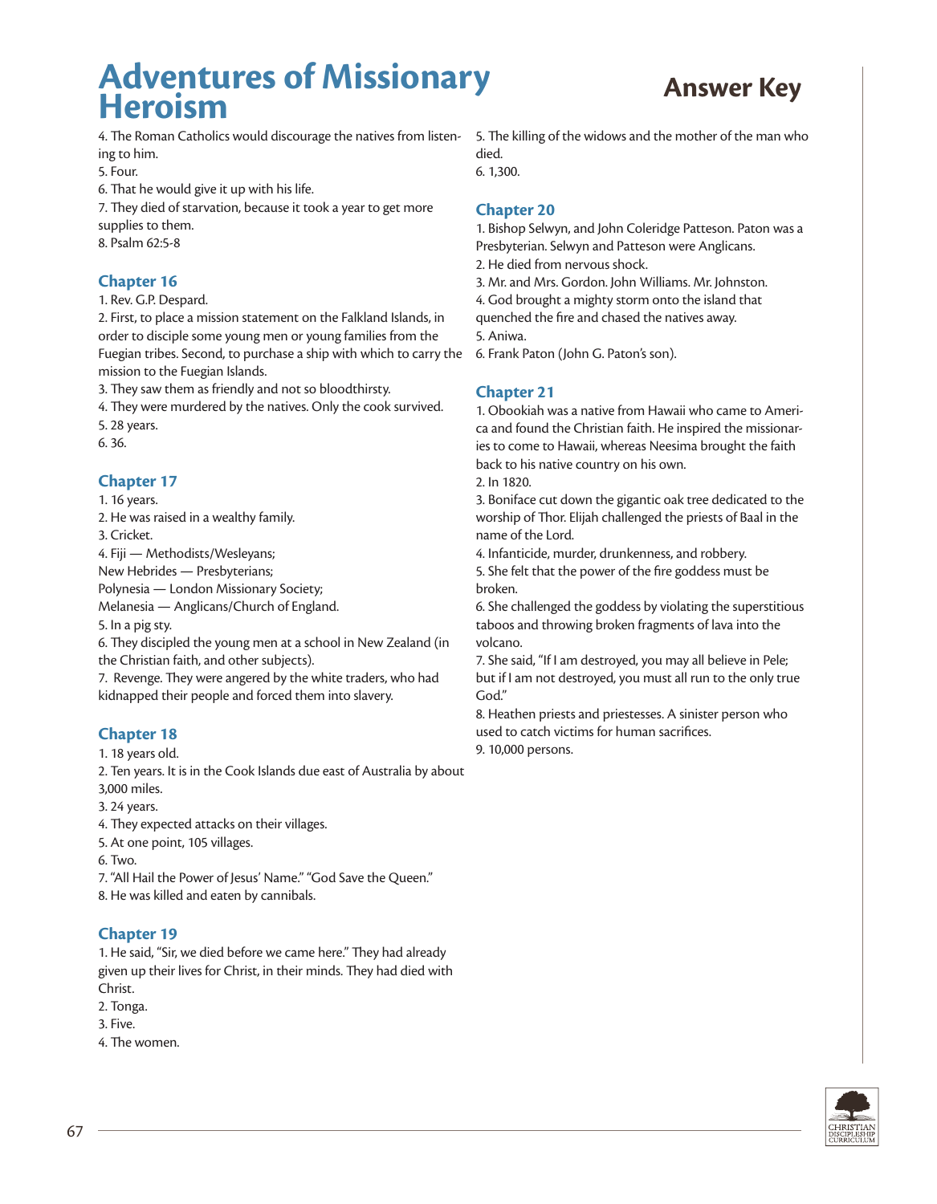# Adventures of Missionary Heroism

## Answer Key

4. The Roman Catholics would discourage the natives from listening to him.
5. Four.
6. That he would give it up with his life.
7. They died of starvation, because it took a year to get more supplies to them.
8. Psalm 62:5-8

### Chapter 16

1. Rev. G.P. Despard.
2. First, to place a mission statement on the Falkland Islands, in order to disciple some young men or young families from the Fuegian tribes. Second, to purchase a ship with which to carry the mission to the Fuegian Islands.
3. They saw them as friendly and not so bloodthirsty.
4. They were murdered by the natives. Only the cook survived.
5. 28 years.
6. 36.

### Chapter 17

1. 16 years.
2. He was raised in a wealthy family.
3. Cricket.
4. Fiji — Methodists/Wesleyans;
New Hebrides — Presbyterians;
Polynesia — London Missionary Society;
Melanesia — Anglicans/Church of England.
5. In a pig sty.
6. They discipled the young men at a school in New Zealand (in the Christian faith, and other subjects).
7. Revenge. They were angered by the white traders, who had kidnapped their people and forced them into slavery.

### Chapter 18

1. 18 years old.
2. Ten years. It is in the Cook Islands due east of Australia by about 3,000 miles.
3. 24 years.
4. They expected attacks on their villages.
5. At one point, 105 villages.
6. Two.
7. "All Hail the Power of Jesus' Name." "God Save the Queen."
8. He was killed and eaten by cannibals.

### Chapter 19

1. He said, "Sir, we died before we came here." They had already given up their lives for Christ, in their minds. They had died with Christ.
2. Tonga.
3. Five.
4. The women.
5. The killing of the widows and the mother of the man who died.
6. 1,300.

### Chapter 20

1. Bishop Selwyn, and John Coleridge Patteson. Paton was a Presbyterian. Selwyn and Patteson were Anglicans.
2. He died from nervous shock.
3. Mr. and Mrs. Gordon. John Williams. Mr. Johnston.
4. God brought a mighty storm onto the island that quenched the fire and chased the natives away.
5. Aniwa.
6. Frank Paton (John G. Paton's son).

### Chapter 21

1. Obookiah was a native from Hawaii who came to America and found the Christian faith. He inspired the missionaries to come to Hawaii, whereas Neesima brought the faith back to his native country on his own.
2. In 1820.
3. Boniface cut down the gigantic oak tree dedicated to the worship of Thor. Elijah challenged the priests of Baal in the name of the Lord.
4. Infanticide, murder, drunkenness, and robbery.
5. She felt that the power of the fire goddess must be broken.
6. She challenged the goddess by violating the superstitious taboos and throwing broken fragments of lava into the volcano.
7. She said, "If I am destroyed, you may all believe in Pele; but if I am not destroyed, you must all run to the only true God."
8. Heathen priests and priestesses. A sinister person who used to catch victims for human sacrifices.
9. 10,000 persons.